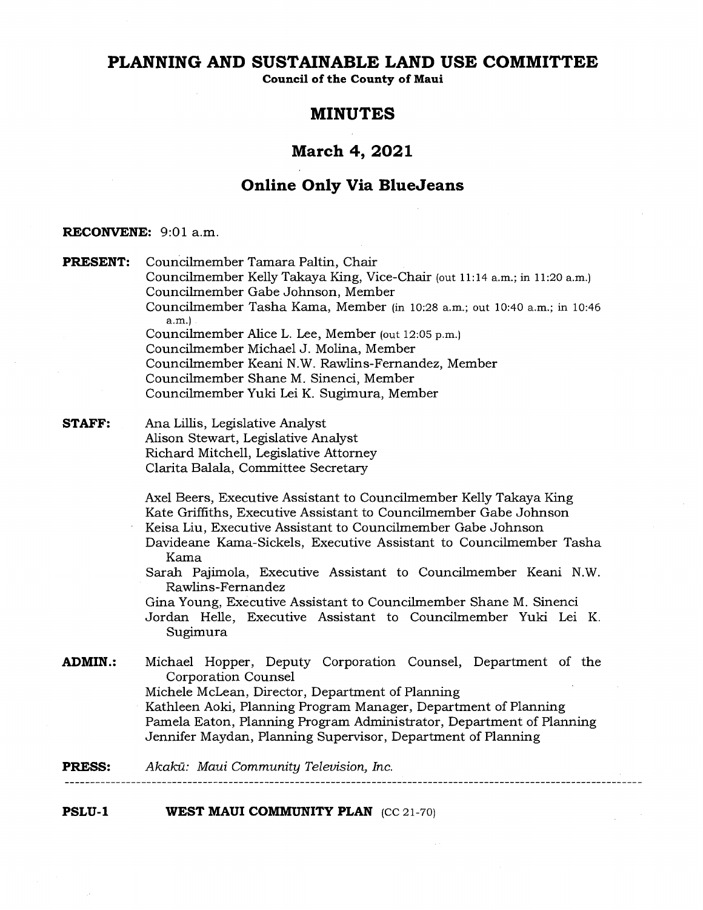# PLANNING AND SUSTAINABLE LAND USE COMMITTEE

**Council of the County of Maui**

## MINUTES

## March 4, 2021

## Online Only Via BlueJeans

**RECONVENE:** 9:01 a.m.

**PRESENT:** Councilmember Tamara Paltin, Chair
Councilmember Kelly Takaya King, Vice-Chair (out 11:14 a.m.; in 11:20 a.m.)
Councilmember Gabe Johnson, Member
Councilmember Tasha Kama, Member (in 10:28 a.m.; out 10:40 a.m.; in 10:46 a.m.)
Councilmember Alice L. Lee, Member (out 12:05 p.m.)
Councilmember Michael J. Molina, Member
Councilmember Keani N.W. Rawlins-Fernandez, Member
Councilmember Shane M. Sinenci, Member
Councilmember Yuki Lei K. Sugimura, Member

**STAFF:** Ana Lillis, Legislative Analyst
Alison Stewart, Legislative Analyst
Richard Mitchell, Legislative Attorney
Clarita Balala, Committee Secretary

Axel Beers, Executive Assistant to Councilmember Kelly Takaya King
Kate Griffiths, Executive Assistant to Councilmember Gabe Johnson
Keisa Liu, Executive Assistant to Councilmember Gabe Johnson
Davideane Kama-Sickels, Executive Assistant to Councilmember Tasha Kama
Sarah Pajimola, Executive Assistant to Councilmember Keani N.W. Rawlins-Fernandez
Gina Young, Executive Assistant to Councilmember Shane M. Sinenci
Jordan Helle, Executive Assistant to Councilmember Yuki Lei K. Sugimura

**ADMIN.:** Michael Hopper, Deputy Corporation Counsel, Department of the Corporation Counsel
Michele McLean, Director, Department of Planning
Kathleen Aoki, Planning Program Manager, Department of Planning
Pamela Eaton, Planning Program Administrator, Department of Planning
Jennifer Maydan, Planning Supervisor, Department of Planning

**PRESS:** *Akakū: Maui Community Television, Inc.*

---

**PSLU-1** **WEST MAUI COMMUNITY PLAN** (CC 21-70)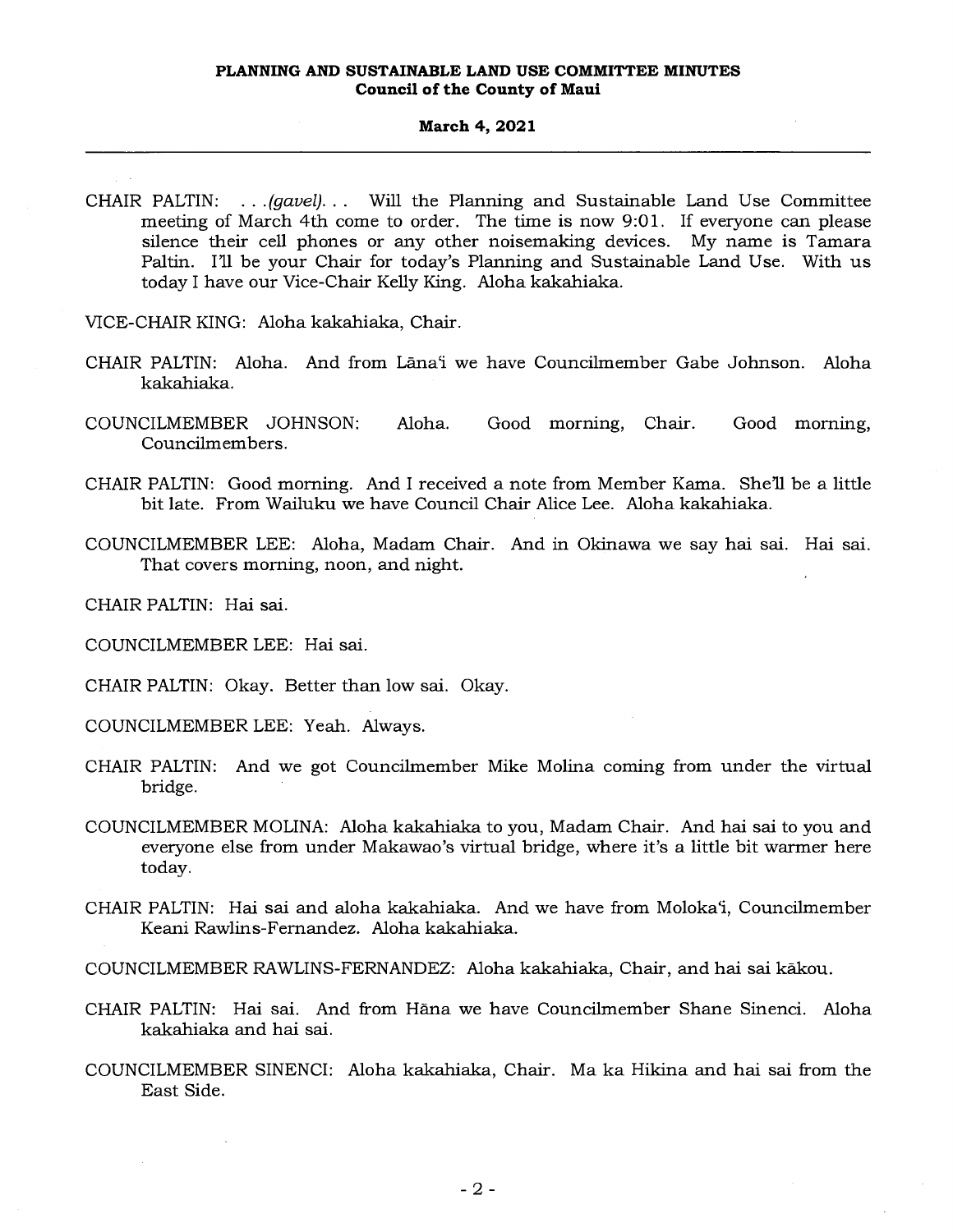CHAIR PALTIN: . . .*(gavel)*. . . Will the Planning and Sustainable Land Use Committee meeting of March 4th come to order. The time is now 9:01. If everyone can please silence their cell phones or any other noisemaking devices. My name is Tamara Paltin. I'll be your Chair for today's Planning and Sustainable Land Use. With us today I have our Vice-Chair Kelly King. Aloha kakahiaka.

VICE-CHAIR KING: Aloha kakahiaka, Chair.

CHAIR PALTIN: Aloha. And from Lāna'i we have Councilmember Gabe Johnson. Aloha kakahiaka.

COUNCILMEMBER JOHNSON: Aloha. Good morning, Chair. Good morning, Councilmembers.

CHAIR PALTIN: Good morning. And I received a note from Member Kama. She'll be a little bit late. From Wailuku we have Council Chair Alice Lee. Aloha kakahiaka.

COUNCILMEMBER LEE: Aloha, Madam Chair. And in Okinawa we say hai sai. Hai sai. That covers morning, noon, and night.

CHAIR PALTIN: Hai sai.

COUNCILMEMBER LEE: Hai sai.

CHAIR PALTIN: Okay. Better than low sai. Okay.

COUNCILMEMBER LEE: Yeah. Always.

CHAIR PALTIN: And we got Councilmember Mike Molina coming from under the virtual bridge.

COUNCILMEMBER MOLINA: Aloha kakahiaka to you, Madam Chair. And hai sai to you and everyone else from under Makawao's virtual bridge, where it's a little bit warmer here today.

CHAIR PALTIN: Hai sai and aloha kakahiaka. And we have from Moloka'i, Councilmember Keani Rawlins-Fernandez. Aloha kakahiaka.

COUNCILMEMBER RAWLINS-FERNANDEZ: Aloha kakahiaka, Chair, and hai sai kākou.

CHAIR PALTIN: Hai sai. And from Hāna we have Councilmember Shane Sinenci. Aloha kakahiaka and hai sai.

COUNCILMEMBER SINENCI: Aloha kakahiaka, Chair. Ma ka Hikina and hai sai from the East Side.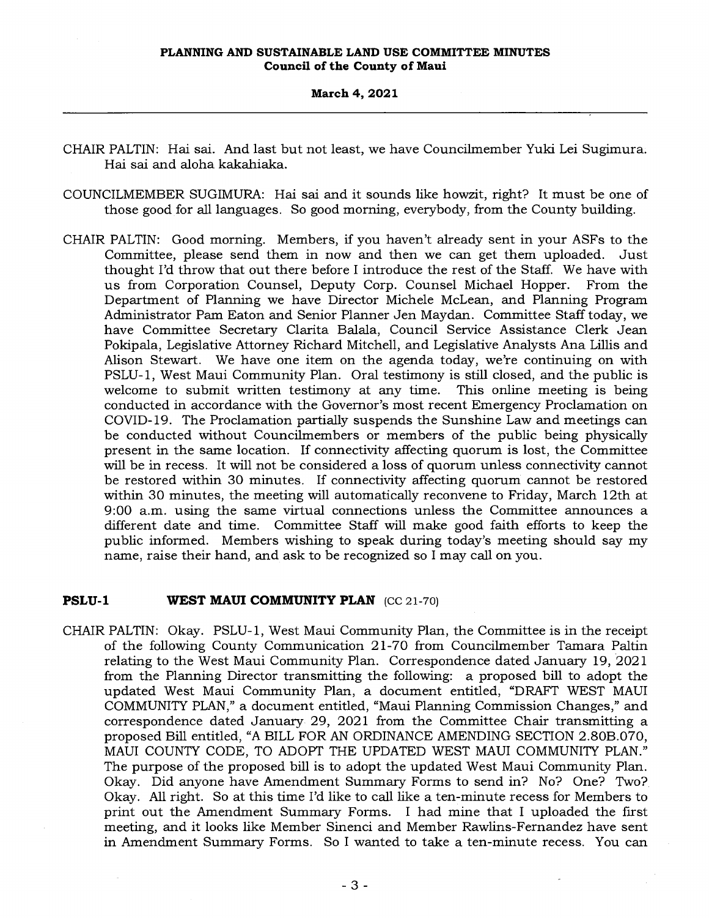CHAIR PALTIN: Hai sai. And last but not least, we have Councilmember Yuki Lei Sugimura. Hai sai and aloha kakahiaka.

COUNCILMEMBER SUGIMURA: Hai sai and it sounds like howzit, right? It must be one of those good for all languages. So good morning, everybody, from the County building.

CHAIR PALTIN: Good morning. Members, if you haven't already sent in your ASFs to the Committee, please send them in now and then we can get them uploaded. Just thought I'd throw that out there before I introduce the rest of the Staff. We have with us from Corporation Counsel, Deputy Corp. Counsel Michael Hopper. From the Department of Planning we have Director Michele McLean, and Planning Program Administrator Pam Eaton and Senior Planner Jen Maydan. Committee Staff today, we have Committee Secretary Clarita Balala, Council Service Assistance Clerk Jean Pokipala, Legislative Attorney Richard Mitchell, and Legislative Analysts Ana Lillis and Alison Stewart. We have one item on the agenda today, we're continuing on with PSLU-1, West Maui Community Plan. Oral testimony is still closed, and the public is welcome to submit written testimony at any time. This online meeting is being conducted in accordance with the Governor's most recent Emergency Proclamation on COVID-19. The Proclamation partially suspends the Sunshine Law and meetings can be conducted without Councilmembers or members of the public being physically present in the same location. If connectivity affecting quorum is lost, the Committee will be in recess. It will not be considered a loss of quorum unless connectivity cannot be restored within 30 minutes. If connectivity affecting quorum cannot be restored within 30 minutes, the meeting will automatically reconvene to Friday, March 12th at 9:00 a.m. using the same virtual connections unless the Committee announces a different date and time. Committee Staff will make good faith efforts to keep the public informed. Members wishing to speak during today's meeting should say my name, raise their hand, and ask to be recognized so I may call on you.

**PSLU-1 WEST MAUI COMMUNITY PLAN** (CC 21-70)

CHAIR PALTIN: Okay. PSLU-1, West Maui Community Plan, the Committee is in the receipt of the following County Communication 21-70 from Councilmember Tamara Paltin relating to the West Maui Community Plan. Correspondence dated January 19, 2021 from the Planning Director transmitting the following: a proposed bill to adopt the updated West Maui Community Plan, a document entitled, "DRAFT WEST MAUI COMMUNITY PLAN," a document entitled, "Maui Planning Commission Changes," and correspondence dated January 29, 2021 from the Committee Chair transmitting a proposed Bill entitled, "A BILL FOR AN ORDINANCE AMENDING SECTION 2.80B.070, MAUI COUNTY CODE, TO ADOPT THE UPDATED WEST MAUI COMMUNITY PLAN." The purpose of the proposed bill is to adopt the updated West Maui Community Plan. Okay. Did anyone have Amendment Summary Forms to send in? No? One? Two? Okay. All right. So at this time I'd like to call like a ten-minute recess for Members to print out the Amendment Summary Forms. I had mine that I uploaded the first meeting, and it looks like Member Sinenci and Member Rawlins-Fernandez have sent in Amendment Summary Forms. So I wanted to take a ten-minute recess. You can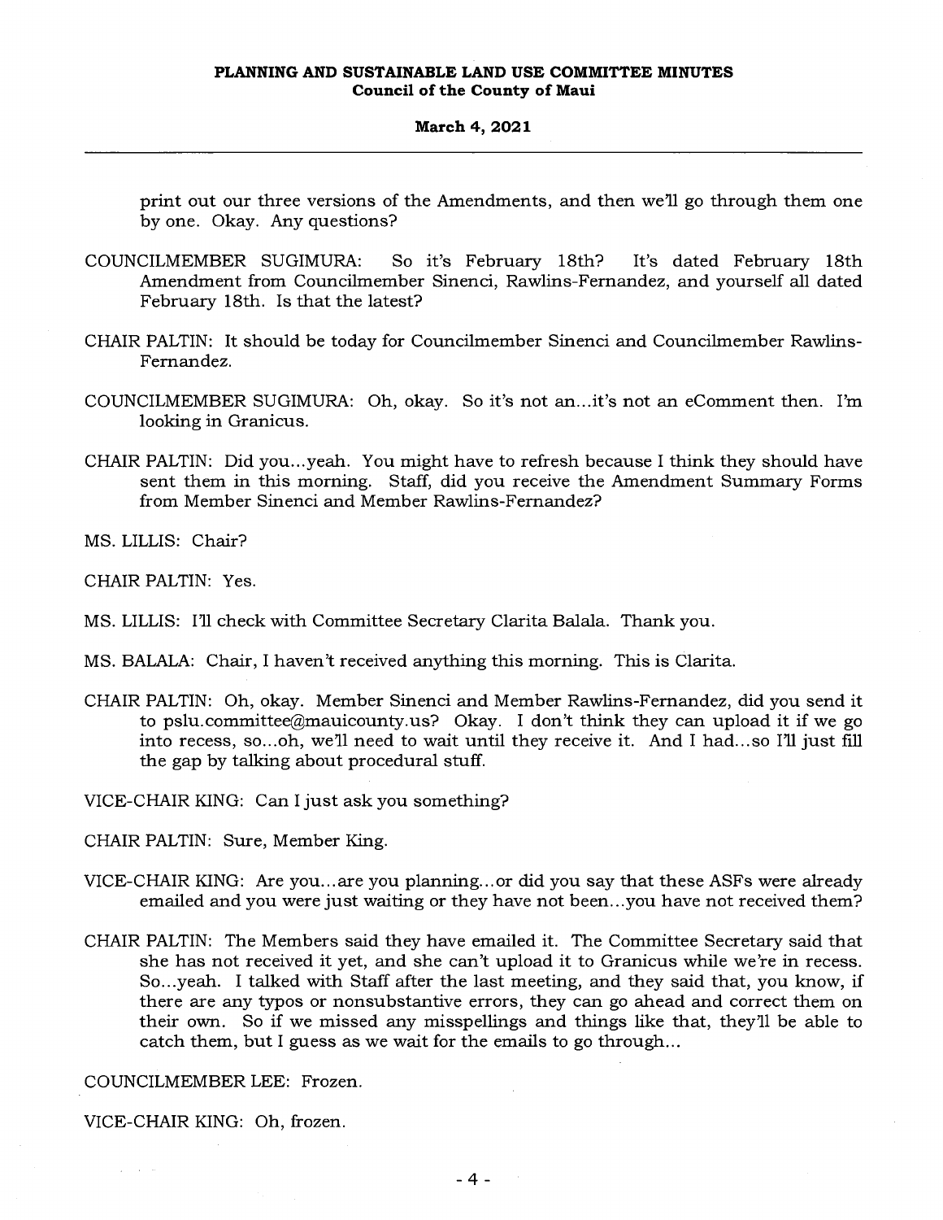print out our three versions of the Amendments, and then we'll go through them one by one. Okay. Any questions?

COUNCILMEMBER SUGIMURA: So it's February 18th? It's dated February 18th Amendment from Councilmember Sinenci, Rawlins-Fernandez, and yourself all dated February 18th. Is that the latest?

CHAIR PALTIN: It should be today for Councilmember Sinenci and Councilmember Rawlins-Fernandez.

COUNCILMEMBER SUGIMURA: Oh, okay. So it's not an...it's not an eComment then. I'm looking in Granicus.

CHAIR PALTIN: Did you...yeah. You might have to refresh because I think they should have sent them in this morning. Staff, did you receive the Amendment Summary Forms from Member Sinenci and Member Rawlins-Fernandez?

MS. LILLIS: Chair?

CHAIR PALTIN: Yes.

MS. LILLIS: I'll check with Committee Secretary Clarita Balala. Thank you.

MS. BALALA: Chair, I haven't received anything this morning. This is Clarita.

CHAIR PALTIN: Oh, okay. Member Sinenci and Member Rawlins-Fernandez, did you send it to pslu.committee@mauicounty.us? Okay. I don't think they can upload it if we go into recess, so...oh, we'll need to wait until they receive it. And I had...so I'll just fill the gap by talking about procedural stuff.

VICE-CHAIR KING: Can I just ask you something?

CHAIR PALTIN: Sure, Member King.

VICE-CHAIR KING: Are you...are you planning...or did you say that these ASFs were already emailed and you were just waiting or they have not been...you have not received them?

CHAIR PALTIN: The Members said they have emailed it. The Committee Secretary said that she has not received it yet, and she can't upload it to Granicus while we're in recess. So...yeah. I talked with Staff after the last meeting, and they said that, you know, if there are any typos or nonsubstantive errors, they can go ahead and correct them on their own. So if we missed any misspellings and things like that, they'll be able to catch them, but I guess as we wait for the emails to go through...

COUNCILMEMBER LEE: Frozen.

VICE-CHAIR KING: Oh, frozen.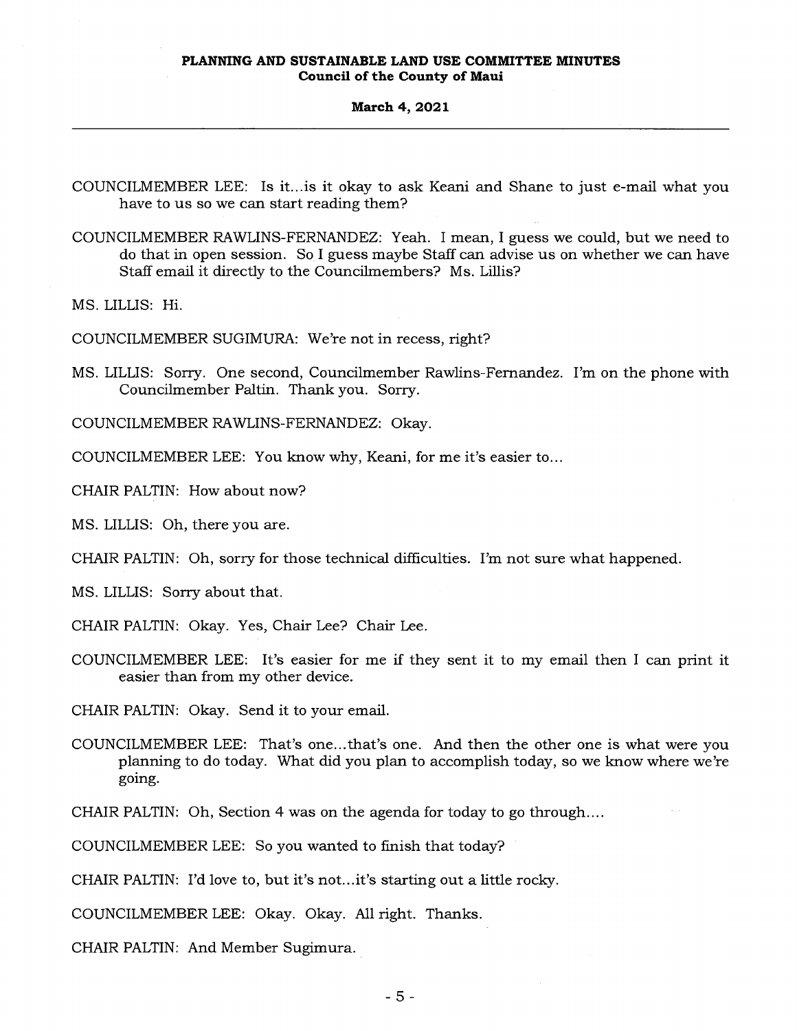COUNCILMEMBER LEE: Is it...is it okay to ask Keani and Shane to just e-mail what you have to us so we can start reading them?

COUNCILMEMBER RAWLINS-FERNANDEZ: Yeah. I mean, I guess we could, but we need to do that in open session. So I guess maybe Staff can advise us on whether we can have Staff email it directly to the Councilmembers? Ms. Lillis?

MS. LILLIS: Hi.

COUNCILMEMBER SUGIMURA: We're not in recess, right?

MS. LILLIS: Sorry. One second, Councilmember Rawlins-Fernandez. I'm on the phone with Councilmember Paltin. Thank you. Sorry.

COUNCILMEMBER RAWLINS-FERNANDEZ: Okay.

COUNCILMEMBER LEE: You know why, Keani, for me it's easier to...

CHAIR PALTIN: How about now?

MS. LILLIS: Oh, there you are.

CHAIR PALTIN: Oh, sorry for those technical difficulties. I'm not sure what happened.

MS. LILLIS: Sorry about that.

CHAIR PALTIN: Okay. Yes, Chair Lee? Chair Lee.

COUNCILMEMBER LEE: It's easier for me if they sent it to my email then I can print it easier than from my other device.

CHAIR PALTIN: Okay. Send it to your email.

COUNCILMEMBER LEE: That's one...that's one. And then the other one is what were you planning to do today. What did you plan to accomplish today, so we know where we're going.

CHAIR PALTIN: Oh, Section 4 was on the agenda for today to go through....

COUNCILMEMBER LEE: So you wanted to finish that today?

CHAIR PALTIN: I'd love to, but it's not...it's starting out a little rocky.

COUNCILMEMBER LEE: Okay. Okay. All right. Thanks.

CHAIR PALTIN: And Member Sugimura.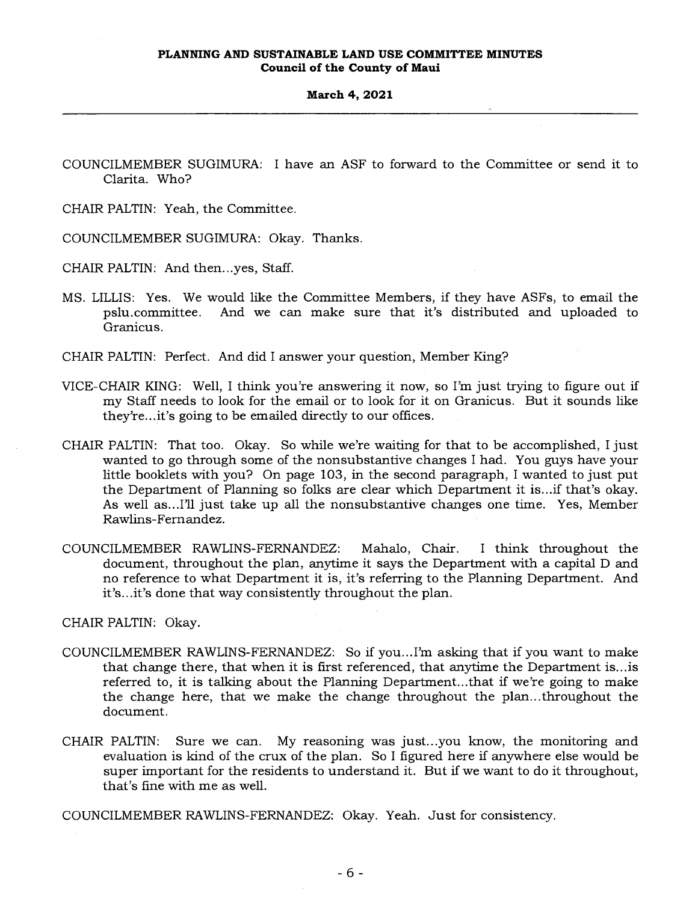COUNCILMEMBER SUGIMURA: I have an ASF to forward to the Committee or send it to Clarita. Who?

CHAIR PALTIN: Yeah, the Committee.

COUNCILMEMBER SUGIMURA: Okay. Thanks.

CHAIR PALTIN: And then...yes, Staff.

MS. LILLIS: Yes. We would like the Committee Members, if they have ASFs, to email the pslu.committee. And we can make sure that it's distributed and uploaded to Granicus.

CHAIR PALTIN: Perfect. And did I answer your question, Member King?

VICE-CHAIR KING: Well, I think you're answering it now, so I'm just trying to figure out if my Staff needs to look for the email or to look for it on Granicus. But it sounds like they're...it's going to be emailed directly to our offices.

CHAIR PALTIN: That too. Okay. So while we're waiting for that to be accomplished, I just wanted to go through some of the nonsubstantive changes I had. You guys have your little booklets with you? On page 103, in the second paragraph, I wanted to just put the Department of Planning so folks are clear which Department it is...if that's okay. As well as...I'll just take up all the nonsubstantive changes one time. Yes, Member Rawlins-Fernandez.

COUNCILMEMBER RAWLINS-FERNANDEZ: Mahalo, Chair. I think throughout the document, throughout the plan, anytime it says the Department with a capital D and no reference to what Department it is, it's referring to the Planning Department. And it's...it's done that way consistently throughout the plan.

CHAIR PALTIN: Okay.

COUNCILMEMBER RAWLINS-FERNANDEZ: So if you...I'm asking that if you want to make that change there, that when it is first referenced, that anytime the Department is...is referred to, it is talking about the Planning Department...that if we're going to make the change here, that we make the change throughout the plan...throughout the document.

CHAIR PALTIN: Sure we can. My reasoning was just...you know, the monitoring and evaluation is kind of the crux of the plan. So I figured here if anywhere else would be super important for the residents to understand it. But if we want to do it throughout, that's fine with me as well.

COUNCILMEMBER RAWLINS-FERNANDEZ: Okay. Yeah. Just for consistency.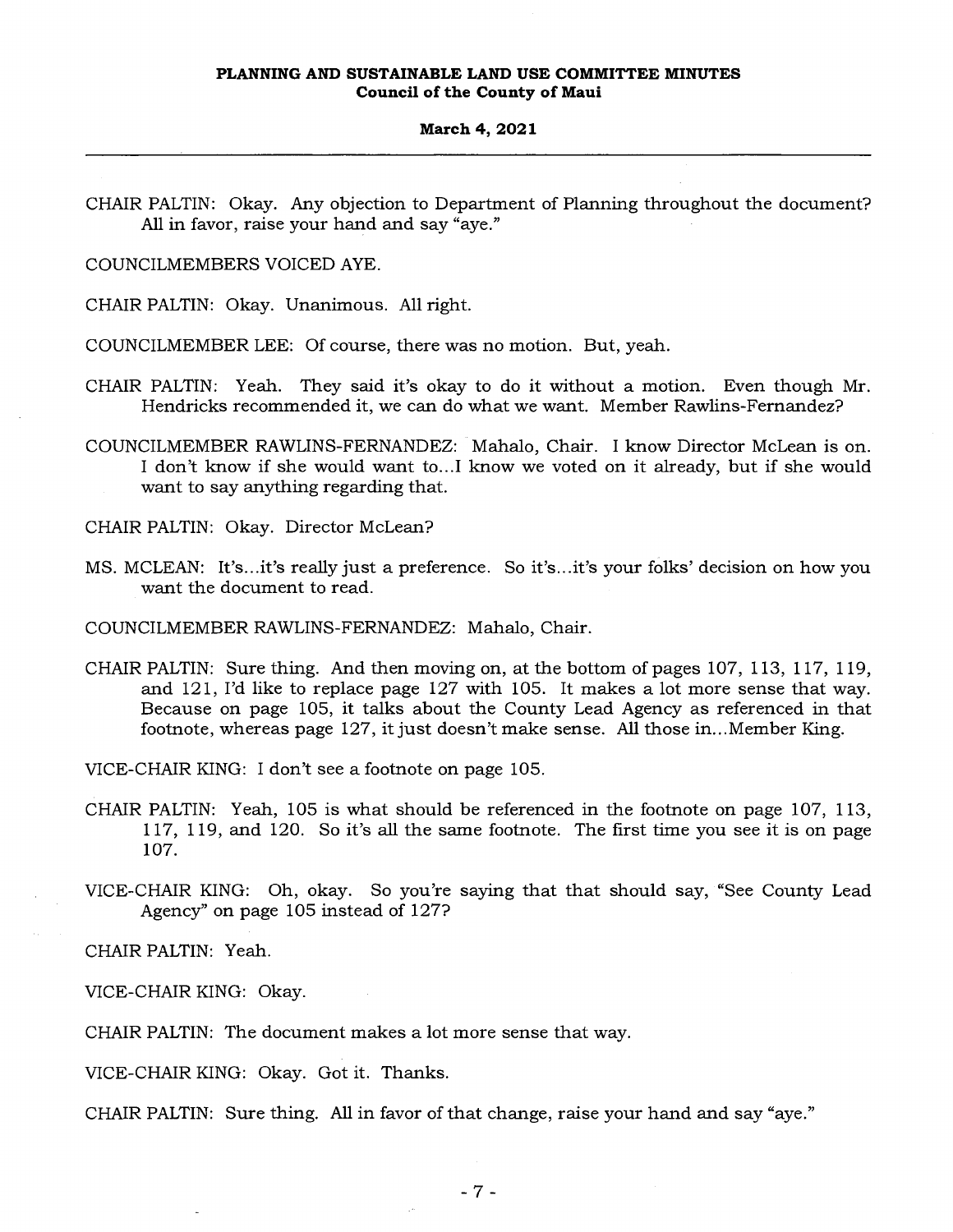CHAIR PALTIN: Okay. Any objection to Department of Planning throughout the document? All in favor, raise your hand and say "aye."

COUNCILMEMBERS VOICED AYE.

CHAIR PALTIN: Okay. Unanimous. All right.

COUNCILMEMBER LEE: Of course, there was no motion. But, yeah.

CHAIR PALTIN: Yeah. They said it's okay to do it without a motion. Even though Mr. Hendricks recommended it, we can do what we want. Member Rawlins-Fernandez?

COUNCILMEMBER RAWLINS-FERNANDEZ: Mahalo, Chair. I know Director McLean is on. I don't know if she would want to...I know we voted on it already, but if she would want to say anything regarding that.

CHAIR PALTIN: Okay. Director McLean?

MS. MCLEAN: It's...it's really just a preference. So it's...it's your folks' decision on how you want the document to read.

COUNCILMEMBER RAWLINS-FERNANDEZ: Mahalo, Chair.

CHAIR PALTIN: Sure thing. And then moving on, at the bottom of pages 107, 113, 117, 119, and 121, I'd like to replace page 127 with 105. It makes a lot more sense that way. Because on page 105, it talks about the County Lead Agency as referenced in that footnote, whereas page 127, it just doesn't make sense. All those in...Member King.

VICE-CHAIR KING: I don't see a footnote on page 105.

CHAIR PALTIN: Yeah, 105 is what should be referenced in the footnote on page 107, 113, 117, 119, and 120. So it's all the same footnote. The first time you see it is on page 107.

VICE-CHAIR KING: Oh, okay. So you're saying that that should say, "See County Lead Agency" on page 105 instead of 127?

CHAIR PALTIN: Yeah.

VICE-CHAIR KING: Okay.

CHAIR PALTIN: The document makes a lot more sense that way.

VICE-CHAIR KING: Okay. Got it. Thanks.

CHAIR PALTIN: Sure thing. All in favor of that change, raise your hand and say "aye."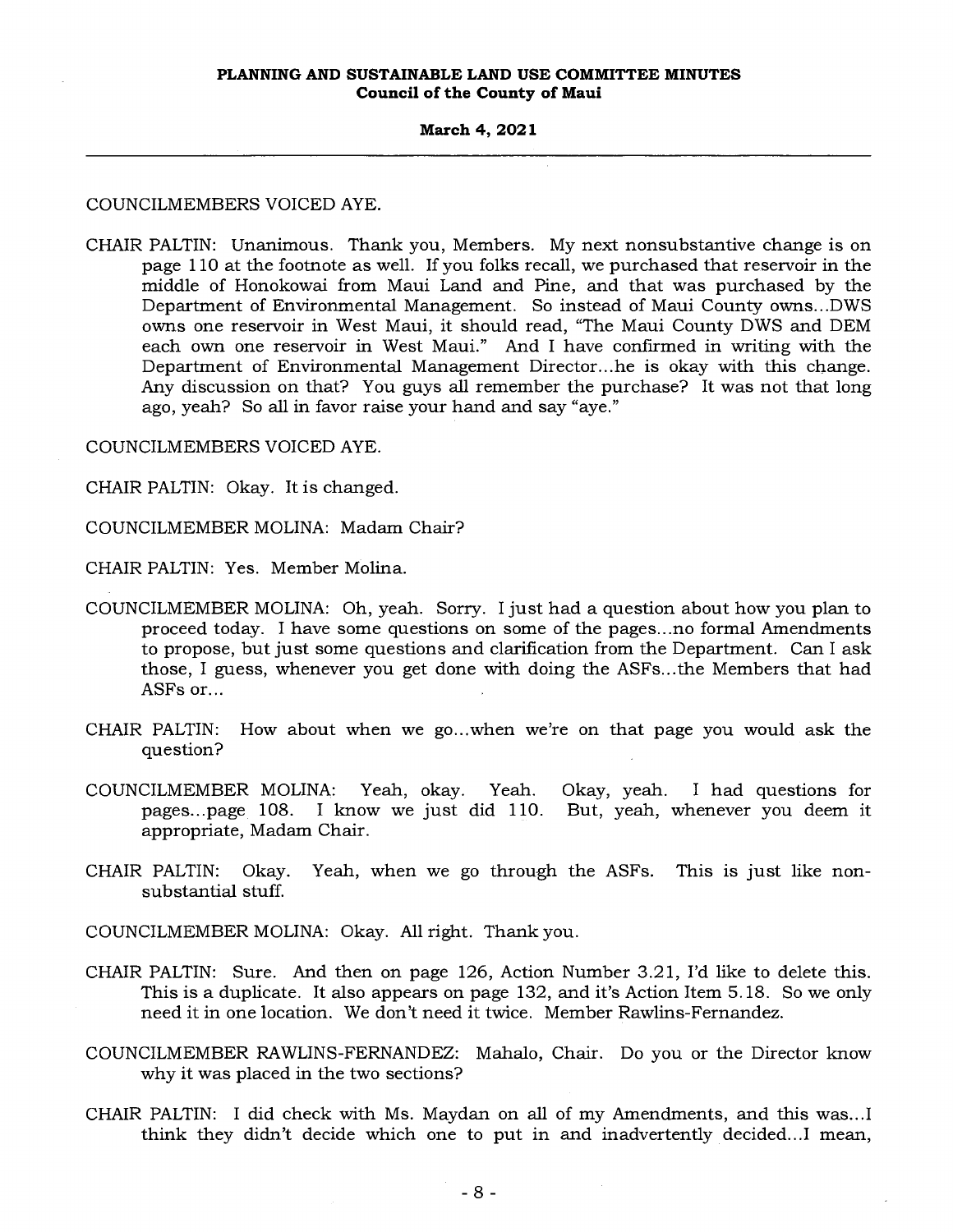COUNCILMEMBERS VOICED AYE.

CHAIR PALTIN: Unanimous. Thank you, Members. My next nonsubstantive change is on page 110 at the footnote as well. If you folks recall, we purchased that reservoir in the middle of Honokowai from Maui Land and Pine, and that was purchased by the Department of Environmental Management. So instead of Maui County owns...DWS owns one reservoir in West Maui, it should read, "The Maui County DWS and DEM each own one reservoir in West Maui." And I have confirmed in writing with the Department of Environmental Management Director...he is okay with this change. Any discussion on that? You guys all remember the purchase? It was not that long ago, yeah? So all in favor raise your hand and say "aye."

COUNCILMEMBERS VOICED AYE.

CHAIR PALTIN: Okay. It is changed.

COUNCILMEMBER MOLINA: Madam Chair?

CHAIR PALTIN: Yes. Member Molina.

COUNCILMEMBER MOLINA: Oh, yeah. Sorry. I just had a question about how you plan to proceed today. I have some questions on some of the pages...no formal Amendments to propose, but just some questions and clarification from the Department. Can I ask those, I guess, whenever you get done with doing the ASFs...the Members that had ASFs or...

CHAIR PALTIN: How about when we go...when we're on that page you would ask the question?

COUNCILMEMBER MOLINA: Yeah, okay. Yeah. Okay, yeah. I had questions for pages...page 108. I know we just did 110. But, yeah, whenever you deem it appropriate, Madam Chair.

CHAIR PALTIN: Okay. Yeah, when we go through the ASFs. This is just like non-substantial stuff.

COUNCILMEMBER MOLINA: Okay. All right. Thank you.

CHAIR PALTIN: Sure. And then on page 126, Action Number 3.21, I'd like to delete this. This is a duplicate. It also appears on page 132, and it's Action Item 5.18. So we only need it in one location. We don't need it twice. Member Rawlins-Fernandez.

COUNCILMEMBER RAWLINS-FERNANDEZ: Mahalo, Chair. Do you or the Director know why it was placed in the two sections?

CHAIR PALTIN: I did check with Ms. Maydan on all of my Amendments, and this was...I think they didn't decide which one to put in and inadvertently decided...I mean,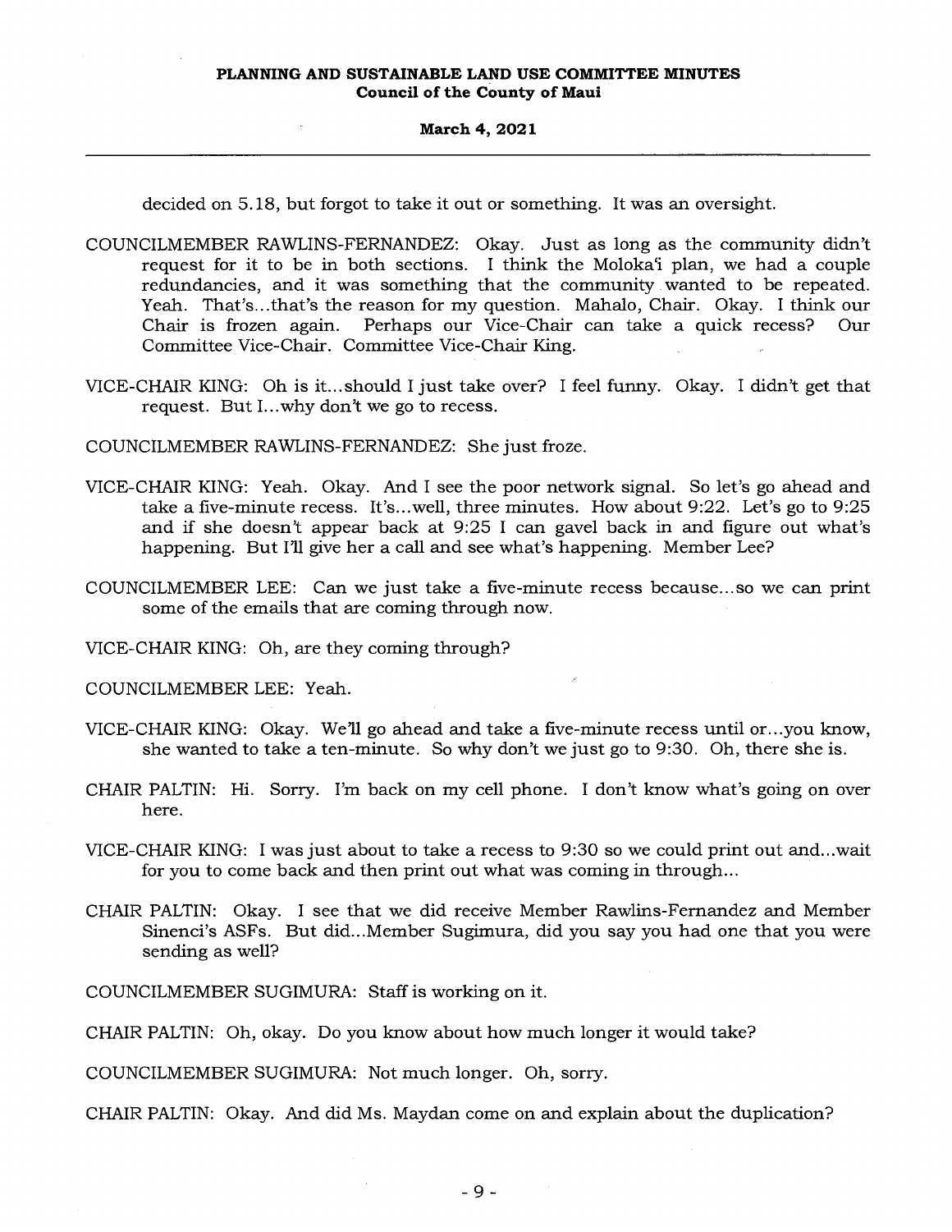decided on 5.18, but forgot to take it out or something. It was an oversight.

COUNCILMEMBER RAWLINS-FERNANDEZ: Okay. Just as long as the community didn't request for it to be in both sections. I think the Molokaʻi plan, we had a couple redundancies, and it was something that the community wanted to be repeated. Yeah. That's...that's the reason for my question. Mahalo, Chair. Okay. I think our Chair is frozen again. Perhaps our Vice-Chair can take a quick recess? Our Committee Vice-Chair. Committee Vice-Chair King.

VICE-CHAIR KING: Oh is it...should I just take over? I feel funny. Okay. I didn't get that request. But I...why don't we go to recess.

COUNCILMEMBER RAWLINS-FERNANDEZ: She just froze.

VICE-CHAIR KING: Yeah. Okay. And I see the poor network signal. So let's go ahead and take a five-minute recess. It's...well, three minutes. How about 9:22. Let's go to 9:25 and if she doesn't appear back at 9:25 I can gavel back in and figure out what's happening. But I'll give her a call and see what's happening. Member Lee?

COUNCILMEMBER LEE: Can we just take a five-minute recess because...so we can print some of the emails that are coming through now.

VICE-CHAIR KING: Oh, are they coming through?

COUNCILMEMBER LEE: Yeah.

VICE-CHAIR KING: Okay. We'll go ahead and take a five-minute recess until or...you know, she wanted to take a ten-minute. So why don't we just go to 9:30. Oh, there she is.

CHAIR PALTIN: Hi. Sorry. I'm back on my cell phone. I don't know what's going on over here.

VICE-CHAIR KING: I was just about to take a recess to 9:30 so we could print out and...wait for you to come back and then print out what was coming in through...

CHAIR PALTIN: Okay. I see that we did receive Member Rawlins-Fernandez and Member Sinenci's ASFs. But did...Member Sugimura, did you say you had one that you were sending as well?

COUNCILMEMBER SUGIMURA: Staff is working on it.

CHAIR PALTIN: Oh, okay. Do you know about how much longer it would take?

COUNCILMEMBER SUGIMURA: Not much longer. Oh, sorry.

CHAIR PALTIN: Okay. And did Ms. Maydan come on and explain about the duplication?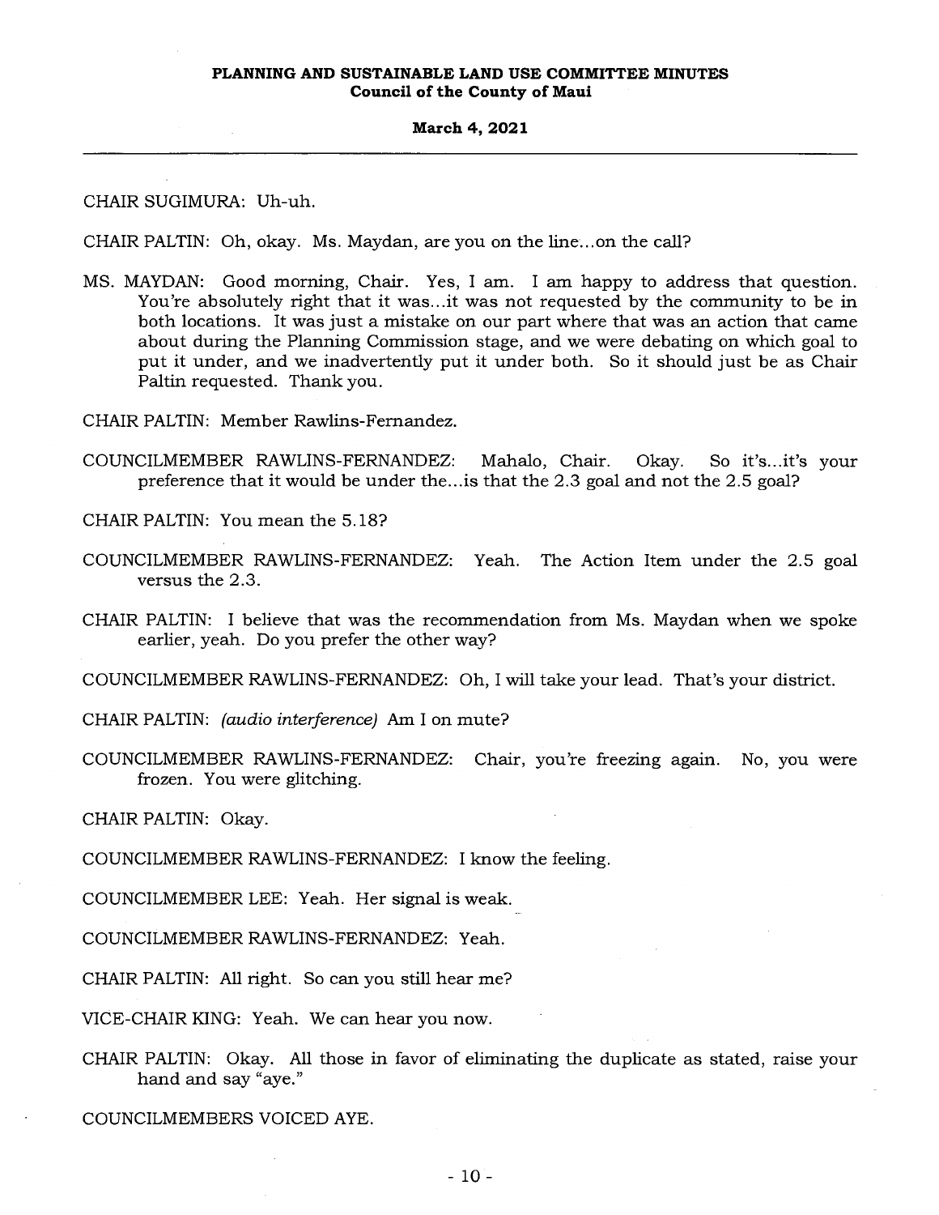CHAIR SUGIMURA: Uh-uh.

CHAIR PALTIN: Oh, okay. Ms. Maydan, are you on the line...on the call?

MS. MAYDAN: Good morning, Chair. Yes, I am. I am happy to address that question. You're absolutely right that it was...it was not requested by the community to be in both locations. It was just a mistake on our part where that was an action that came about during the Planning Commission stage, and we were debating on which goal to put it under, and we inadvertently put it under both. So it should just be as Chair Paltin requested. Thank you.

CHAIR PALTIN: Member Rawlins-Fernandez.

COUNCILMEMBER RAWLINS-FERNANDEZ: Mahalo, Chair. Okay. So it's...it's your preference that it would be under the...is that the 2.3 goal and not the 2.5 goal?

CHAIR PALTIN: You mean the 5.18?

COUNCILMEMBER RAWLINS-FERNANDEZ: Yeah. The Action Item under the 2.5 goal versus the 2.3.

CHAIR PALTIN: I believe that was the recommendation from Ms. Maydan when we spoke earlier, yeah. Do you prefer the other way?

COUNCILMEMBER RAWLINS-FERNANDEZ: Oh, I will take your lead. That's your district.

CHAIR PALTIN: *(audio interference)* Am I on mute?

COUNCILMEMBER RAWLINS-FERNANDEZ: Chair, you're freezing again. No, you were frozen. You were glitching.

CHAIR PALTIN: Okay.

COUNCILMEMBER RAWLINS-FERNANDEZ: I know the feeling.

COUNCILMEMBER LEE: Yeah. Her signal is weak.

COUNCILMEMBER RAWLINS-FERNANDEZ: Yeah.

CHAIR PALTIN: All right. So can you still hear me?

VICE-CHAIR KING: Yeah. We can hear you now.

CHAIR PALTIN: Okay. All those in favor of eliminating the duplicate as stated, raise your hand and say "aye."

COUNCILMEMBERS VOICED AYE.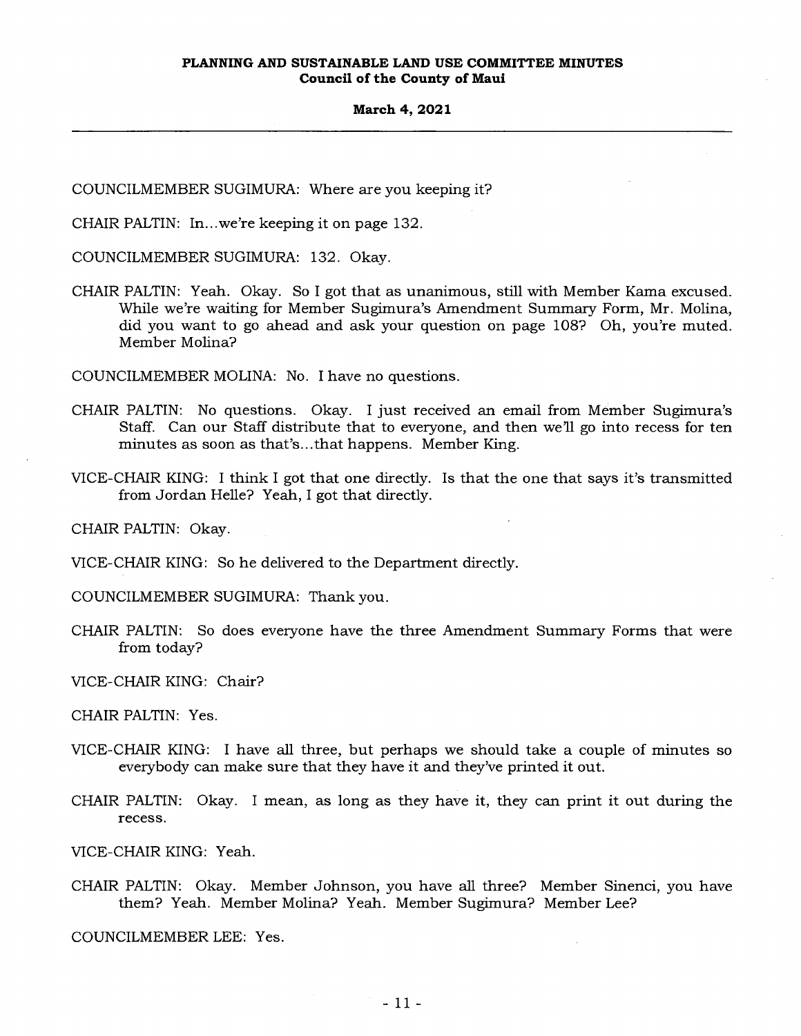COUNCILMEMBER SUGIMURA: Where are you keeping it?

CHAIR PALTIN: In...we're keeping it on page 132.

COUNCILMEMBER SUGIMURA: 132. Okay.

CHAIR PALTIN: Yeah. Okay. So I got that as unanimous, still with Member Kama excused. While we're waiting for Member Sugimura's Amendment Summary Form, Mr. Molina, did you want to go ahead and ask your question on page 108? Oh, you're muted. Member Molina?

COUNCILMEMBER MOLINA: No. I have no questions.

CHAIR PALTIN: No questions. Okay. I just received an email from Member Sugimura's Staff. Can our Staff distribute that to everyone, and then we'll go into recess for ten minutes as soon as that's...that happens. Member King.

VICE-CHAIR KING: I think I got that one directly. Is that the one that says it's transmitted from Jordan Helle? Yeah, I got that directly.

CHAIR PALTIN: Okay.

VICE-CHAIR KING: So he delivered to the Department directly.

COUNCILMEMBER SUGIMURA: Thank you.

CHAIR PALTIN: So does everyone have the three Amendment Summary Forms that were from today?

VICE-CHAIR KING: Chair?

CHAIR PALTIN: Yes.

VICE-CHAIR KING: I have all three, but perhaps we should take a couple of minutes so everybody can make sure that they have it and they've printed it out.

CHAIR PALTIN: Okay. I mean, as long as they have it, they can print it out during the recess.

VICE-CHAIR KING: Yeah.

CHAIR PALTIN: Okay. Member Johnson, you have all three? Member Sinenci, you have them? Yeah. Member Molina? Yeah. Member Sugimura? Member Lee?

COUNCILMEMBER LEE: Yes.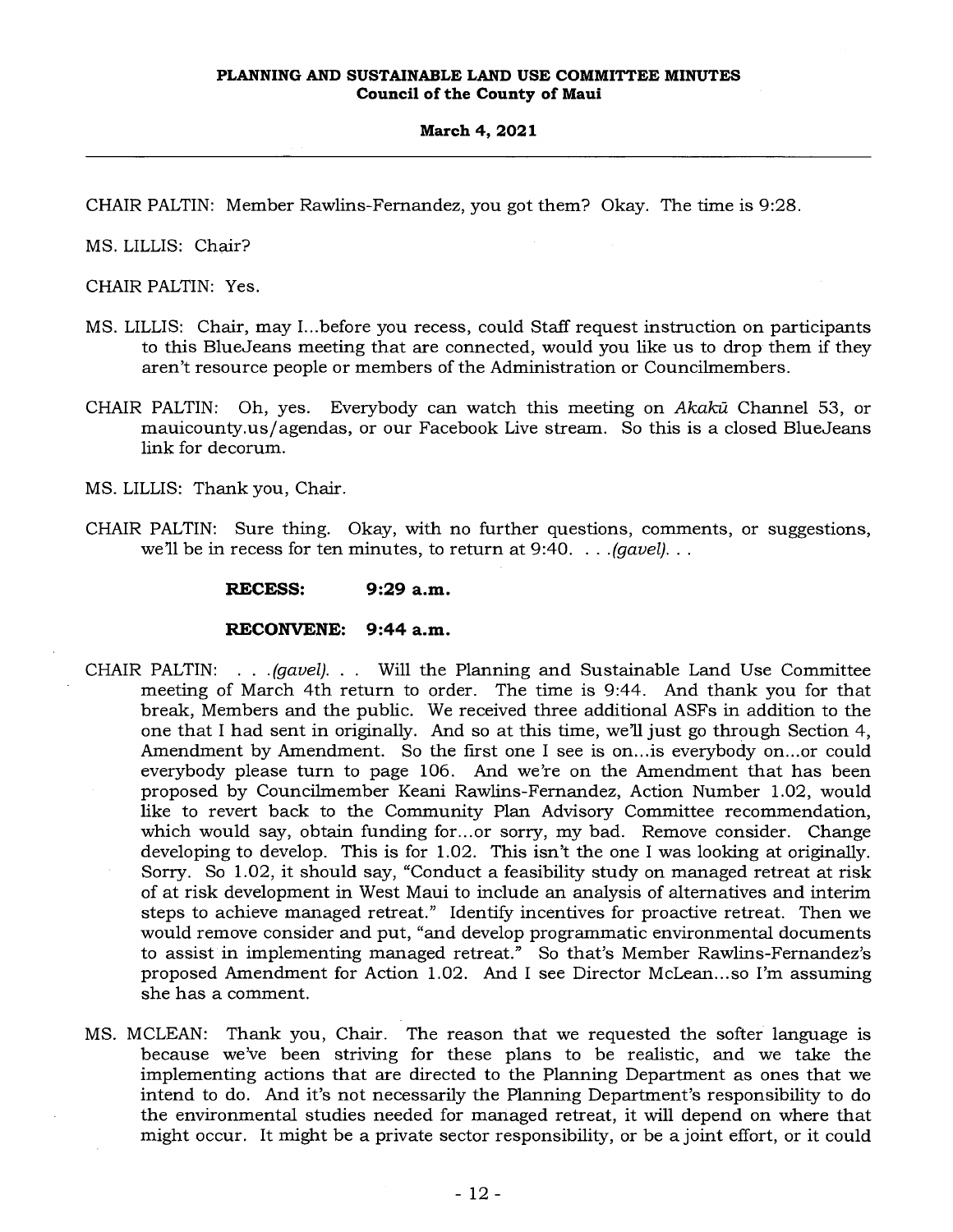CHAIR PALTIN: Member Rawlins-Fernandez, you got them? Okay. The time is 9:28.

MS. LILLIS: Chair?

CHAIR PALTIN: Yes.

MS. LILLIS: Chair, may I...before you recess, could Staff request instruction on participants to this BlueJeans meeting that are connected, would you like us to drop them if they aren't resource people or members of the Administration or Councilmembers.

CHAIR PALTIN: Oh, yes. Everybody can watch this meeting on *Akakū* Channel 53, or mauicounty.us/agendas, or our Facebook Live stream. So this is a closed BlueJeans link for decorum.

MS. LILLIS: Thank you, Chair.

CHAIR PALTIN: Sure thing. Okay, with no further questions, comments, or suggestions, we'll be in recess for ten minutes, to return at 9:40. . . .*(gavel)*. . .

**RECESS: 9:29 a.m.**

**RECONVENE: 9:44 a.m.**

CHAIR PALTIN: . . .*(gavel)*. . . Will the Planning and Sustainable Land Use Committee meeting of March 4th return to order. The time is 9:44. And thank you for that break, Members and the public. We received three additional ASFs in addition to the one that I had sent in originally. And so at this time, we'll just go through Section 4, Amendment by Amendment. So the first one I see is on...is everybody on...or could everybody please turn to page 106. And we're on the Amendment that has been proposed by Councilmember Keani Rawlins-Fernandez, Action Number 1.02, would like to revert back to the Community Plan Advisory Committee recommendation, which would say, obtain funding for...or sorry, my bad. Remove consider. Change developing to develop. This is for 1.02. This isn't the one I was looking at originally. Sorry. So 1.02, it should say, "Conduct a feasibility study on managed retreat at risk of at risk development in West Maui to include an analysis of alternatives and interim steps to achieve managed retreat." Identify incentives for proactive retreat. Then we would remove consider and put, "and develop programmatic environmental documents to assist in implementing managed retreat." So that's Member Rawlins-Fernandez's proposed Amendment for Action 1.02. And I see Director McLean...so I'm assuming she has a comment.

MS. MCLEAN: Thank you, Chair. The reason that we requested the softer language is because we've been striving for these plans to be realistic, and we take the implementing actions that are directed to the Planning Department as ones that we intend to do. And it's not necessarily the Planning Department's responsibility to do the environmental studies needed for managed retreat, it will depend on where that might occur. It might be a private sector responsibility, or be a joint effort, or it could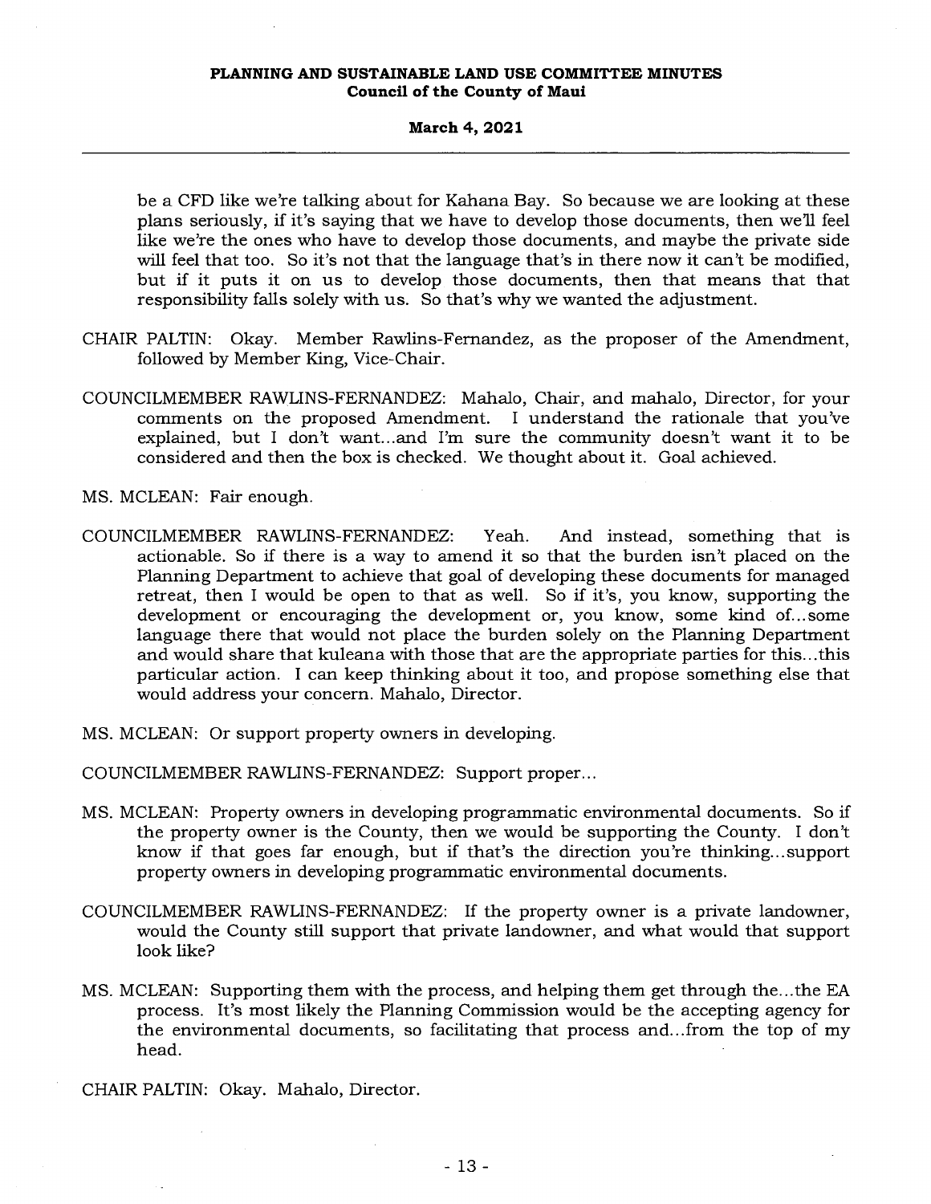be a CFD like we're talking about for Kahana Bay. So because we are looking at these plans seriously, if it's saying that we have to develop those documents, then we'll feel like we're the ones who have to develop those documents, and maybe the private side will feel that too. So it's not that the language that's in there now it can't be modified, but if it puts it on us to develop those documents, then that means that that responsibility falls solely with us. So that's why we wanted the adjustment.

CHAIR PALTIN: Okay. Member Rawlins-Fernandez, as the proposer of the Amendment, followed by Member King, Vice-Chair.

COUNCILMEMBER RAWLINS-FERNANDEZ: Mahalo, Chair, and mahalo, Director, for your comments on the proposed Amendment. I understand the rationale that you've explained, but I don't want...and I'm sure the community doesn't want it to be considered and then the box is checked. We thought about it. Goal achieved.

MS. MCLEAN: Fair enough.

COUNCILMEMBER RAWLINS-FERNANDEZ: Yeah. And instead, something that is actionable. So if there is a way to amend it so that the burden isn't placed on the Planning Department to achieve that goal of developing these documents for managed retreat, then I would be open to that as well. So if it's, you know, supporting the development or encouraging the development or, you know, some kind of...some language there that would not place the burden solely on the Planning Department and would share that kuleana with those that are the appropriate parties for this...this particular action. I can keep thinking about it too, and propose something else that would address your concern. Mahalo, Director.

MS. MCLEAN: Or support property owners in developing.

COUNCILMEMBER RAWLINS-FERNANDEZ: Support proper...

MS. MCLEAN: Property owners in developing programmatic environmental documents. So if the property owner is the County, then we would be supporting the County. I don't know if that goes far enough, but if that's the direction you're thinking...support property owners in developing programmatic environmental documents.

COUNCILMEMBER RAWLINS-FERNANDEZ: If the property owner is a private landowner, would the County still support that private landowner, and what would that support look like?

MS. MCLEAN: Supporting them with the process, and helping them get through the...the EA process. It's most likely the Planning Commission would be the accepting agency for the environmental documents, so facilitating that process and...from the top of my head.

CHAIR PALTIN: Okay. Mahalo, Director.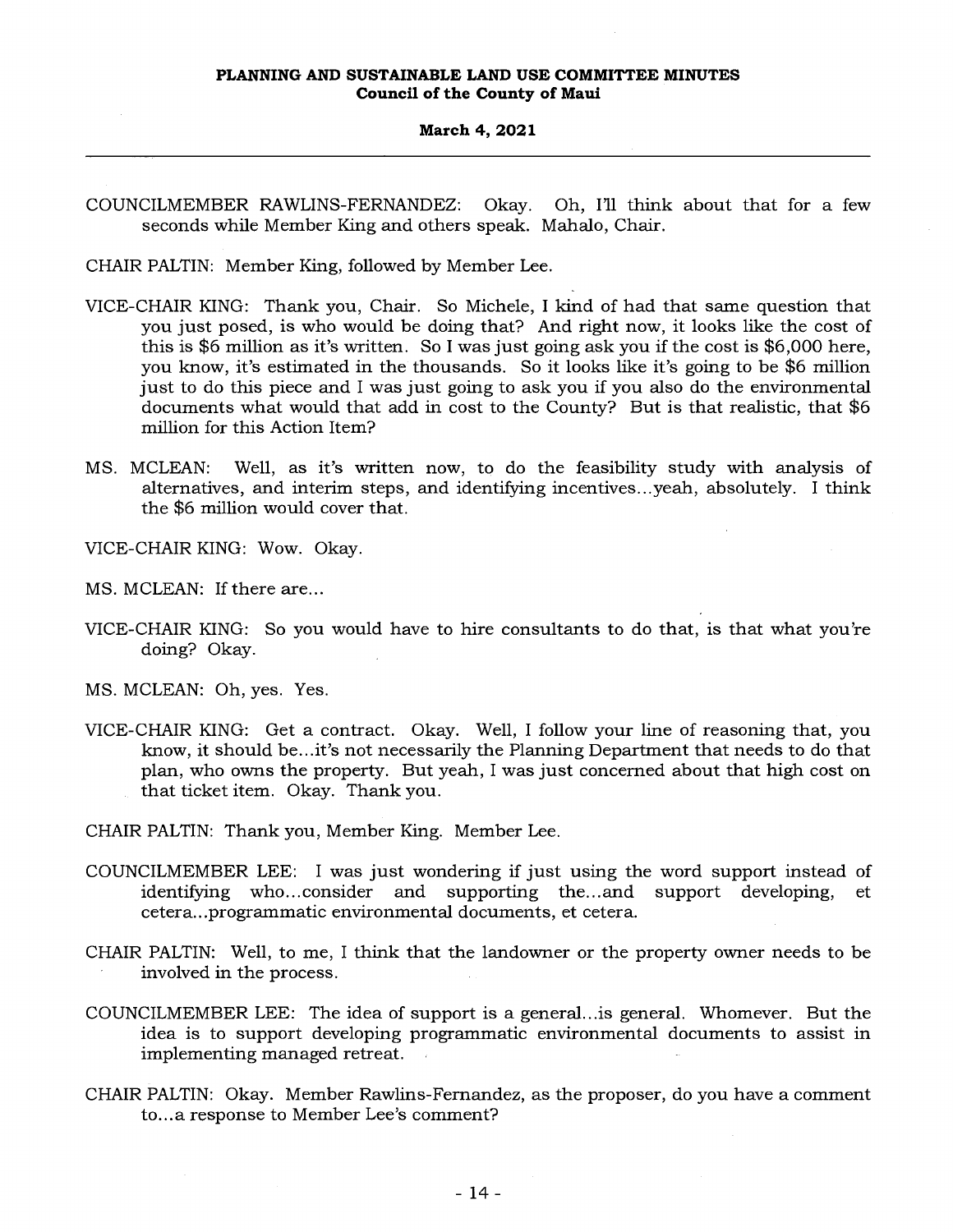COUNCILMEMBER RAWLINS-FERNANDEZ: Okay. Oh, I'll think about that for a few seconds while Member King and others speak. Mahalo, Chair.

CHAIR PALTIN: Member King, followed by Member Lee.

VICE-CHAIR KING: Thank you, Chair. So Michele, I kind of had that same question that you just posed, is who would be doing that? And right now, it looks like the cost of this is $6 million as it's written. So I was just going ask you if the cost is $6,000 here, you know, it's estimated in the thousands. So it looks like it's going to be $6 million just to do this piece and I was just going to ask you if you also do the environmental documents what would that add in cost to the County? But is that realistic, that $6 million for this Action Item?

MS. MCLEAN: Well, as it's written now, to do the feasibility study with analysis of alternatives, and interim steps, and identifying incentives...yeah, absolutely. I think the $6 million would cover that.

VICE-CHAIR KING: Wow. Okay.

MS. MCLEAN: If there are...

VICE-CHAIR KING: So you would have to hire consultants to do that, is that what you're doing? Okay.

MS. MCLEAN: Oh, yes. Yes.

VICE-CHAIR KING: Get a contract. Okay. Well, I follow your line of reasoning that, you know, it should be...it's not necessarily the Planning Department that needs to do that plan, who owns the property. But yeah, I was just concerned about that high cost on that ticket item. Okay. Thank you.

CHAIR PALTIN: Thank you, Member King. Member Lee.

COUNCILMEMBER LEE: I was just wondering if just using the word support instead of identifying who...consider and supporting the...and support developing, et cetera...programmatic environmental documents, et cetera.

CHAIR PALTIN: Well, to me, I think that the landowner or the property owner needs to be involved in the process.

COUNCILMEMBER LEE: The idea of support is a general...is general. Whomever. But the idea is to support developing programmatic environmental documents to assist in implementing managed retreat.

CHAIR PALTIN: Okay. Member Rawlins-Fernandez, as the proposer, do you have a comment to...a response to Member Lee's comment?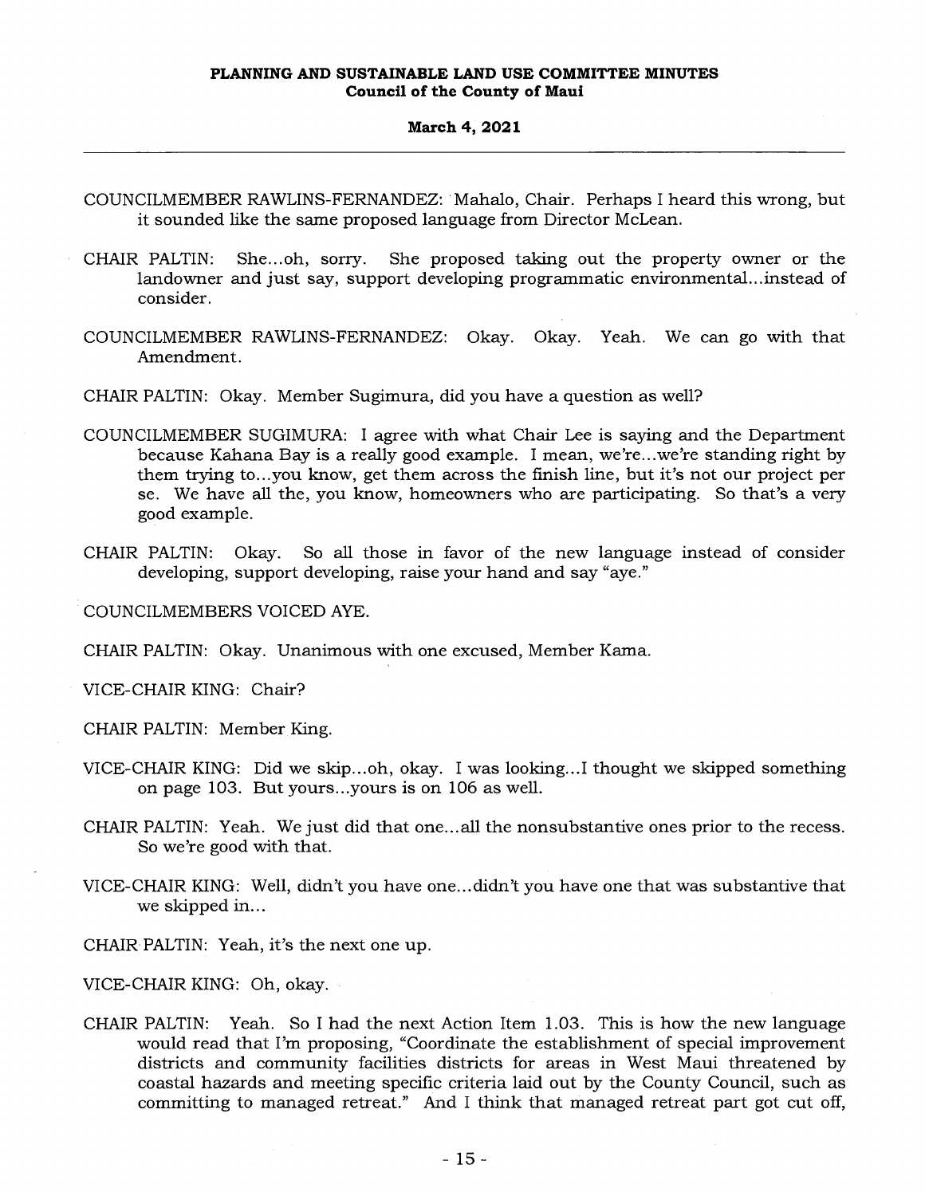COUNCILMEMBER RAWLINS-FERNANDEZ: Mahalo, Chair. Perhaps I heard this wrong, but it sounded like the same proposed language from Director McLean.

CHAIR PALTIN: She...oh, sorry. She proposed taking out the property owner or the landowner and just say, support developing programmatic environmental...instead of consider.

COUNCILMEMBER RAWLINS-FERNANDEZ: Okay. Okay. Yeah. We can go with that Amendment.

CHAIR PALTIN: Okay. Member Sugimura, did you have a question as well?

COUNCILMEMBER SUGIMURA: I agree with what Chair Lee is saying and the Department because Kahana Bay is a really good example. I mean, we're...we're standing right by them trying to...you know, get them across the finish line, but it's not our project per se. We have all the, you know, homeowners who are participating. So that's a very good example.

CHAIR PALTIN: Okay. So all those in favor of the new language instead of consider developing, support developing, raise your hand and say "aye."

COUNCILMEMBERS VOICED AYE.

CHAIR PALTIN: Okay. Unanimous with one excused, Member Kama.

VICE-CHAIR KING: Chair?

CHAIR PALTIN: Member King.

VICE-CHAIR KING: Did we skip...oh, okay. I was looking...I thought we skipped something on page 103. But yours...yours is on 106 as well.

CHAIR PALTIN: Yeah. We just did that one...all the nonsubstantive ones prior to the recess. So we're good with that.

VICE-CHAIR KING: Well, didn't you have one...didn't you have one that was substantive that we skipped in...

CHAIR PALTIN: Yeah, it's the next one up.

VICE-CHAIR KING: Oh, okay.

CHAIR PALTIN: Yeah. So I had the next Action Item 1.03. This is how the new language would read that I'm proposing, "Coordinate the establishment of special improvement districts and community facilities districts for areas in West Maui threatened by coastal hazards and meeting specific criteria laid out by the County Council, such as committing to managed retreat." And I think that managed retreat part got cut off,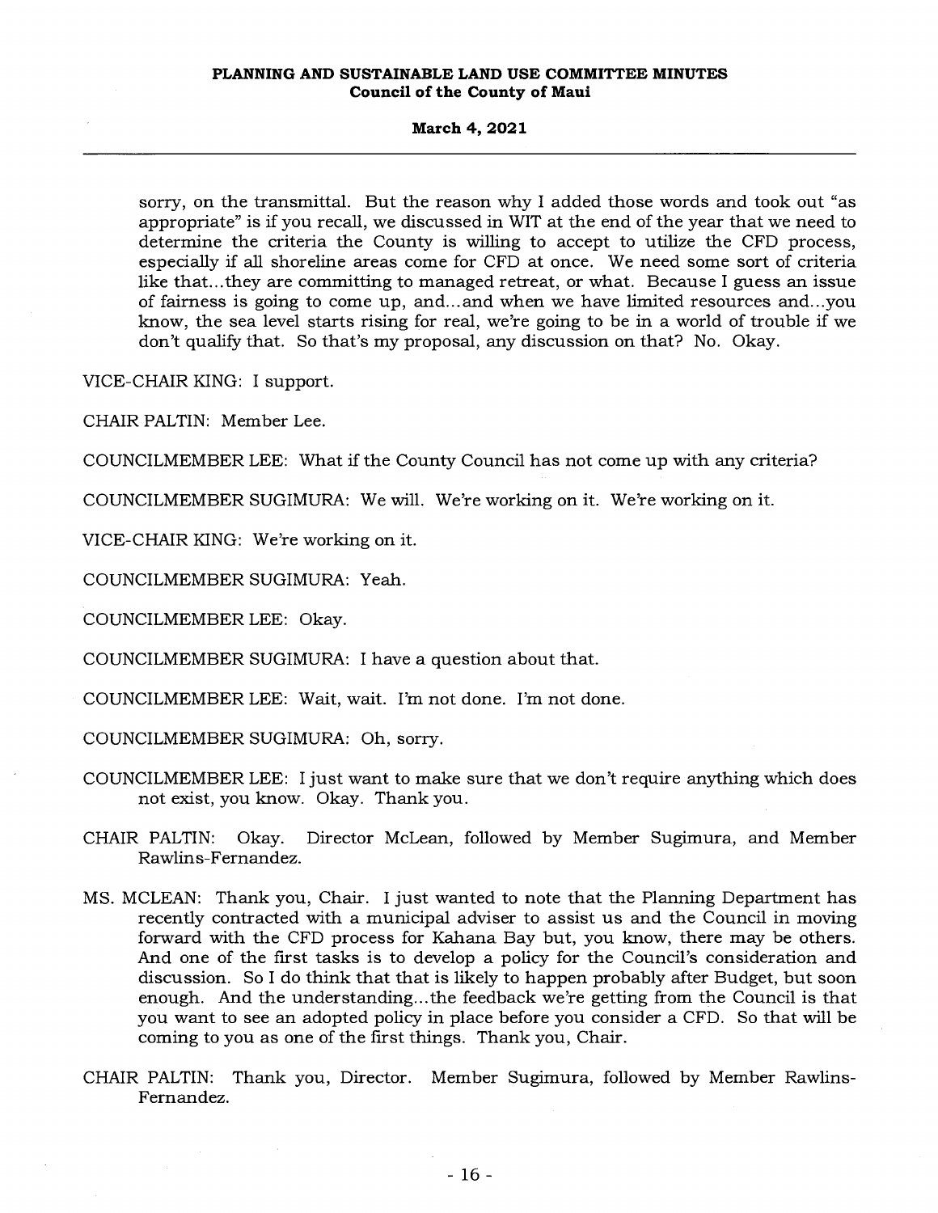sorry, on the transmittal. But the reason why I added those words and took out "as appropriate" is if you recall, we discussed in WIT at the end of the year that we need to determine the criteria the County is willing to accept to utilize the CFD process, especially if all shoreline areas come for CFD at once. We need some sort of criteria like that...they are committing to managed retreat, or what. Because I guess an issue of fairness is going to come up, and...and when we have limited resources and...you know, the sea level starts rising for real, we're going to be in a world of trouble if we don't qualify that. So that's my proposal, any discussion on that? No. Okay.

VICE-CHAIR KING: I support.

CHAIR PALTIN: Member Lee.

COUNCILMEMBER LEE: What if the County Council has not come up with any criteria?

COUNCILMEMBER SUGIMURA: We will. We're working on it. We're working on it.

VICE-CHAIR KING: We're working on it.

COUNCILMEMBER SUGIMURA: Yeah.

COUNCILMEMBER LEE: Okay.

COUNCILMEMBER SUGIMURA: I have a question about that.

COUNCILMEMBER LEE: Wait, wait. I'm not done. I'm not done.

COUNCILMEMBER SUGIMURA: Oh, sorry.

COUNCILMEMBER LEE: I just want to make sure that we don't require anything which does not exist, you know. Okay. Thank you.

CHAIR PALTIN: Okay. Director McLean, followed by Member Sugimura, and Member Rawlins-Fernandez.

MS. MCLEAN: Thank you, Chair. I just wanted to note that the Planning Department has recently contracted with a municipal adviser to assist us and the Council in moving forward with the CFD process for Kahana Bay but, you know, there may be others. And one of the first tasks is to develop a policy for the Council's consideration and discussion. So I do think that that is likely to happen probably after Budget, but soon enough. And the understanding...the feedback we're getting from the Council is that you want to see an adopted policy in place before you consider a CFD. So that will be coming to you as one of the first things. Thank you, Chair.

CHAIR PALTIN: Thank you, Director. Member Sugimura, followed by Member Rawlins-Fernandez.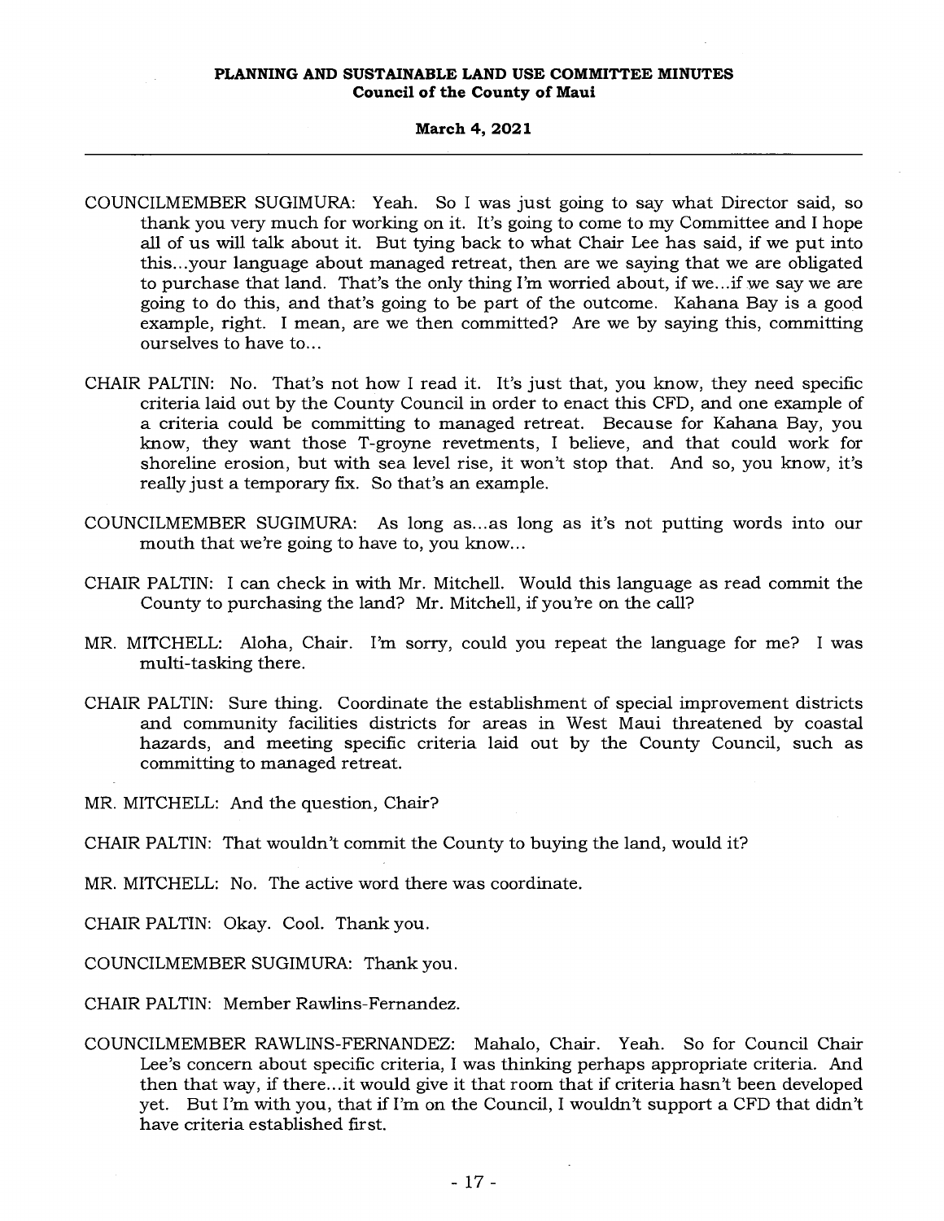COUNCILMEMBER SUGIMURA: Yeah. So I was just going to say what Director said, so thank you very much for working on it. It's going to come to my Committee and I hope all of us will talk about it. But tying back to what Chair Lee has said, if we put into this...your language about managed retreat, then are we saying that we are obligated to purchase that land. That's the only thing I'm worried about, if we...if we say we are going to do this, and that's going to be part of the outcome. Kahana Bay is a good example, right. I mean, are we then committed? Are we by saying this, committing ourselves to have to...

CHAIR PALTIN: No. That's not how I read it. It's just that, you know, they need specific criteria laid out by the County Council in order to enact this CFD, and one example of a criteria could be committing to managed retreat. Because for Kahana Bay, you know, they want those T-groyne revetments, I believe, and that could work for shoreline erosion, but with sea level rise, it won't stop that. And so, you know, it's really just a temporary fix. So that's an example.

COUNCILMEMBER SUGIMURA: As long as...as long as it's not putting words into our mouth that we're going to have to, you know...

CHAIR PALTIN: I can check in with Mr. Mitchell. Would this language as read commit the County to purchasing the land? Mr. Mitchell, if you're on the call?

MR. MITCHELL: Aloha, Chair. I'm sorry, could you repeat the language for me? I was multi-tasking there.

CHAIR PALTIN: Sure thing. Coordinate the establishment of special improvement districts and community facilities districts for areas in West Maui threatened by coastal hazards, and meeting specific criteria laid out by the County Council, such as committing to managed retreat.

MR. MITCHELL: And the question, Chair?

CHAIR PALTIN: That wouldn't commit the County to buying the land, would it?

MR. MITCHELL: No. The active word there was coordinate.

CHAIR PALTIN: Okay. Cool. Thank you.

COUNCILMEMBER SUGIMURA: Thank you.

CHAIR PALTIN: Member Rawlins-Fernandez.

COUNCILMEMBER RAWLINS-FERNANDEZ: Mahalo, Chair. Yeah. So for Council Chair Lee's concern about specific criteria, I was thinking perhaps appropriate criteria. And then that way, if there...it would give it that room that if criteria hasn't been developed yet. But I'm with you, that if I'm on the Council, I wouldn't support a CFD that didn't have criteria established first.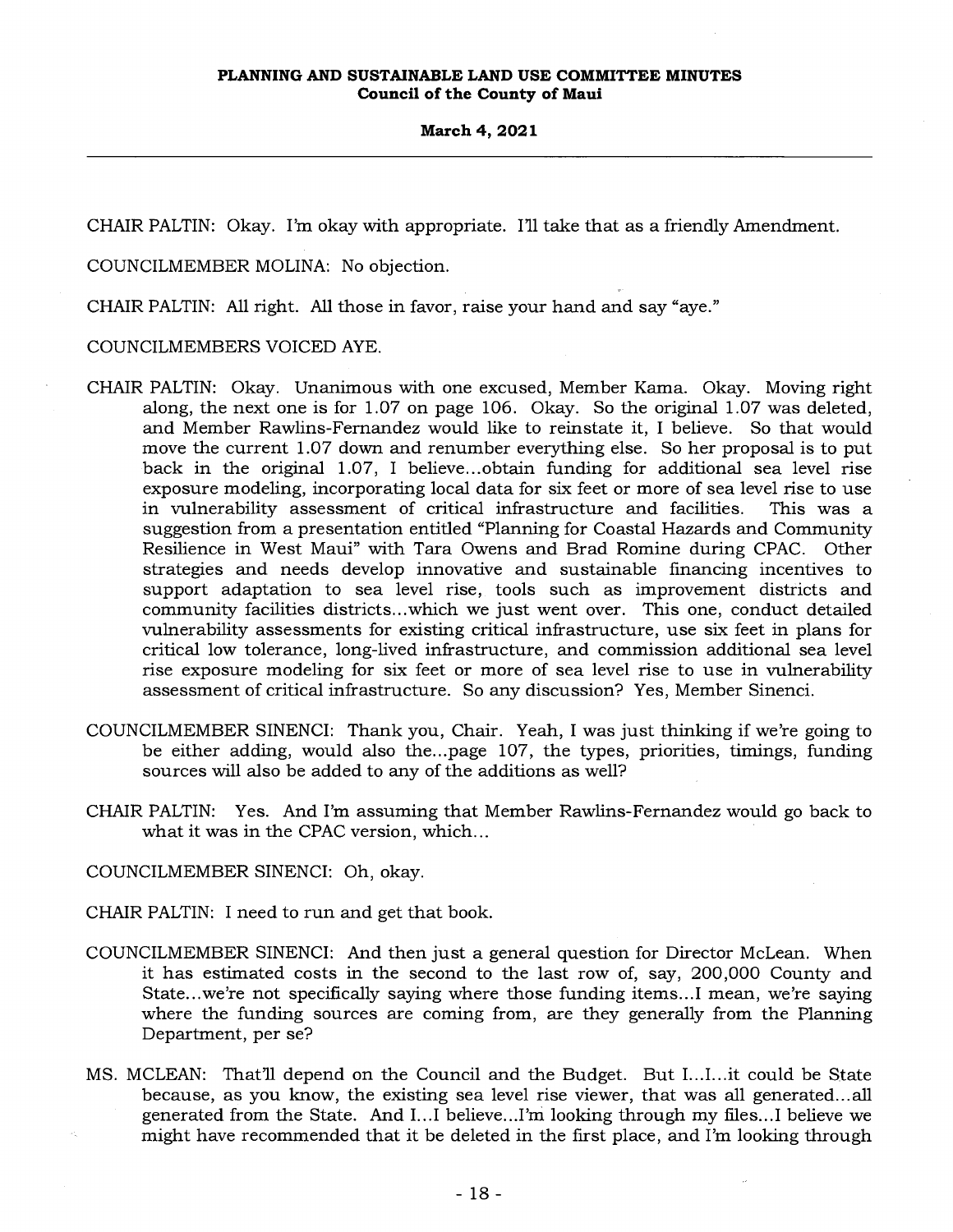CHAIR PALTIN: Okay. I'm okay with appropriate. I'll take that as a friendly Amendment.

COUNCILMEMBER MOLINA: No objection.

CHAIR PALTIN: All right. All those in favor, raise your hand and say "aye."

COUNCILMEMBERS VOICED AYE.

CHAIR PALTIN: Okay. Unanimous with one excused, Member Kama. Okay. Moving right along, the next one is for 1.07 on page 106. Okay. So the original 1.07 was deleted, and Member Rawlins-Fernandez would like to reinstate it, I believe. So that would move the current 1.07 down and renumber everything else. So her proposal is to put back in the original 1.07, I believe...obtain funding for additional sea level rise exposure modeling, incorporating local data for six feet or more of sea level rise to use in vulnerability assessment of critical infrastructure and facilities. This was a suggestion from a presentation entitled "Planning for Coastal Hazards and Community Resilience in West Maui" with Tara Owens and Brad Romine during CPAC. Other strategies and needs develop innovative and sustainable financing incentives to support adaptation to sea level rise, tools such as improvement districts and community facilities districts...which we just went over. This one, conduct detailed vulnerability assessments for existing critical infrastructure, use six feet in plans for critical low tolerance, long-lived infrastructure, and commission additional sea level rise exposure modeling for six feet or more of sea level rise to use in vulnerability assessment of critical infrastructure. So any discussion? Yes, Member Sinenci.

COUNCILMEMBER SINENCI: Thank you, Chair. Yeah, I was just thinking if we're going to be either adding, would also the...page 107, the types, priorities, timings, funding sources will also be added to any of the additions as well?

CHAIR PALTIN: Yes. And I'm assuming that Member Rawlins-Fernandez would go back to what it was in the CPAC version, which...

COUNCILMEMBER SINENCI: Oh, okay.

CHAIR PALTIN: I need to run and get that book.

COUNCILMEMBER SINENCI: And then just a general question for Director McLean. When it has estimated costs in the second to the last row of, say, 200,000 County and State...we're not specifically saying where those funding items...I mean, we're saying where the funding sources are coming from, are they generally from the Planning Department, per se?

MS. MCLEAN: That'll depend on the Council and the Budget. But I...I...it could be State because, as you know, the existing sea level rise viewer, that was all generated...all generated from the State. And I...I believe...I'm looking through my files...I believe we might have recommended that it be deleted in the first place, and I'm looking through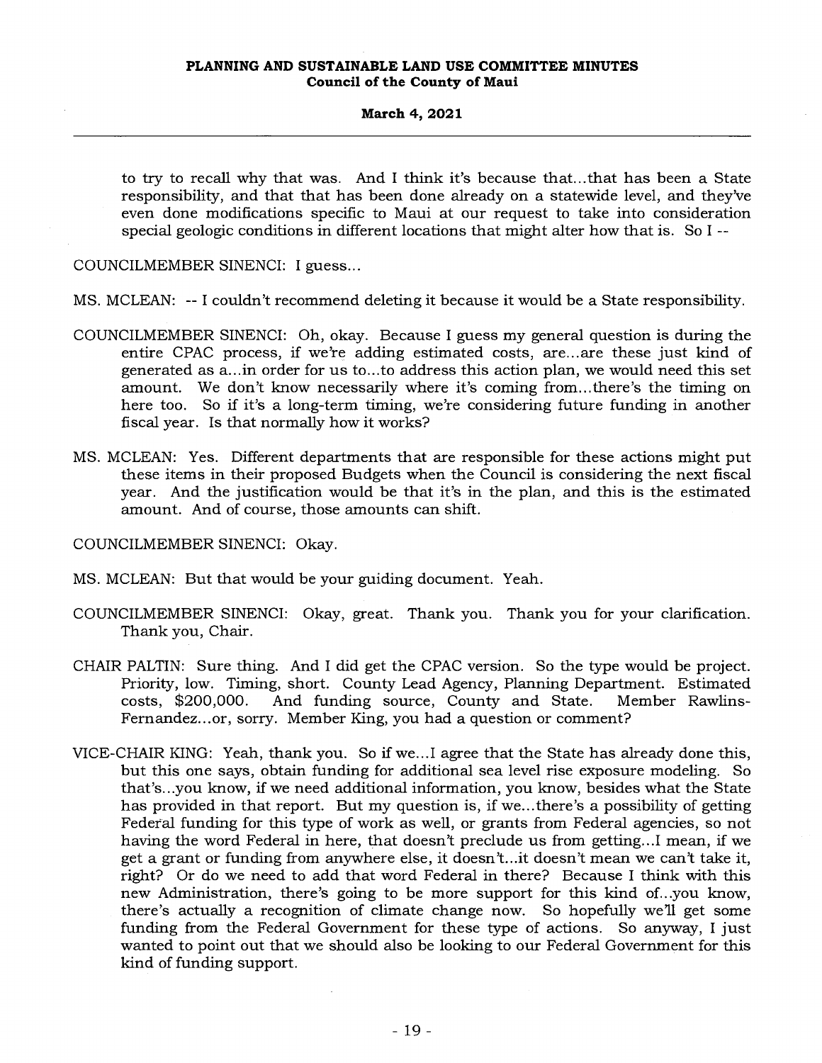to try to recall why that was. And I think it's because that...that has been a State responsibility, and that that has been done already on a statewide level, and they've even done modifications specific to Maui at our request to take into consideration special geologic conditions in different locations that might alter how that is. So I --

COUNCILMEMBER SINENCI: I guess...

MS. MCLEAN: -- I couldn't recommend deleting it because it would be a State responsibility.

COUNCILMEMBER SINENCI: Oh, okay. Because I guess my general question is during the entire CPAC process, if we're adding estimated costs, are...are these just kind of generated as a...in order for us to...to address this action plan, we would need this set amount. We don't know necessarily where it's coming from...there's the timing on here too. So if it's a long-term timing, we're considering future funding in another fiscal year. Is that normally how it works?

MS. MCLEAN: Yes. Different departments that are responsible for these actions might put these items in their proposed Budgets when the Council is considering the next fiscal year. And the justification would be that it's in the plan, and this is the estimated amount. And of course, those amounts can shift.

COUNCILMEMBER SINENCI: Okay.

MS. MCLEAN: But that would be your guiding document. Yeah.

COUNCILMEMBER SINENCI: Okay, great. Thank you. Thank you for your clarification. Thank you, Chair.

CHAIR PALTIN: Sure thing. And I did get the CPAC version. So the type would be project. Priority, low. Timing, short. County Lead Agency, Planning Department. Estimated costs, $200,000. And funding source, County and State. Member Rawlins-Fernandez...or, sorry. Member King, you had a question or comment?

VICE-CHAIR KING: Yeah, thank you. So if we...I agree that the State has already done this, but this one says, obtain funding for additional sea level rise exposure modeling. So that's...you know, if we need additional information, you know, besides what the State has provided in that report. But my question is, if we...there's a possibility of getting Federal funding for this type of work as well, or grants from Federal agencies, so not having the word Federal in here, that doesn't preclude us from getting...I mean, if we get a grant or funding from anywhere else, it doesn't...it doesn't mean we can't take it, right? Or do we need to add that word Federal in there? Because I think with this new Administration, there's going to be more support for this kind of...you know, there's actually a recognition of climate change now. So hopefully we'll get some funding from the Federal Government for these type of actions. So anyway, I just wanted to point out that we should also be looking to our Federal Government for this kind of funding support.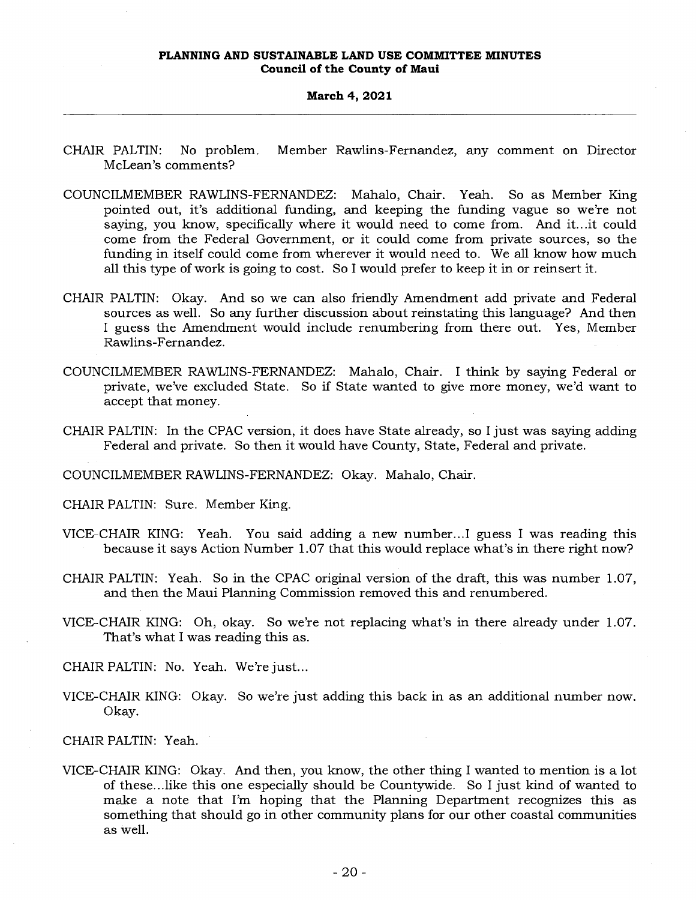CHAIR PALTIN: No problem. Member Rawlins-Fernandez, any comment on Director McLean's comments?

COUNCILMEMBER RAWLINS-FERNANDEZ: Mahalo, Chair. Yeah. So as Member King pointed out, it's additional funding, and keeping the funding vague so we're not saying, you know, specifically where it would need to come from. And it...it could come from the Federal Government, or it could come from private sources, so the funding in itself could come from wherever it would need to. We all know how much all this type of work is going to cost. So I would prefer to keep it in or reinsert it.

CHAIR PALTIN: Okay. And so we can also friendly Amendment add private and Federal sources as well. So any further discussion about reinstating this language? And then I guess the Amendment would include renumbering from there out. Yes, Member Rawlins-Fernandez.

COUNCILMEMBER RAWLINS-FERNANDEZ: Mahalo, Chair. I think by saying Federal or private, we've excluded State. So if State wanted to give more money, we'd want to accept that money.

CHAIR PALTIN: In the CPAC version, it does have State already, so I just was saying adding Federal and private. So then it would have County, State, Federal and private.

COUNCILMEMBER RAWLINS-FERNANDEZ: Okay. Mahalo, Chair.

CHAIR PALTIN: Sure. Member King.

VICE-CHAIR KING: Yeah. You said adding a new number...I guess I was reading this because it says Action Number 1.07 that this would replace what's in there right now?

CHAIR PALTIN: Yeah. So in the CPAC original version of the draft, this was number 1.07, and then the Maui Planning Commission removed this and renumbered.

VICE-CHAIR KING: Oh, okay. So we're not replacing what's in there already under 1.07. That's what I was reading this as.

CHAIR PALTIN: No. Yeah. We're just...

VICE-CHAIR KING: Okay. So we're just adding this back in as an additional number now. Okay.

CHAIR PALTIN: Yeah.

VICE-CHAIR KING: Okay. And then, you know, the other thing I wanted to mention is a lot of these...like this one especially should be Countywide. So I just kind of wanted to make a note that I'm hoping that the Planning Department recognizes this as something that should go in other community plans for our other coastal communities as well.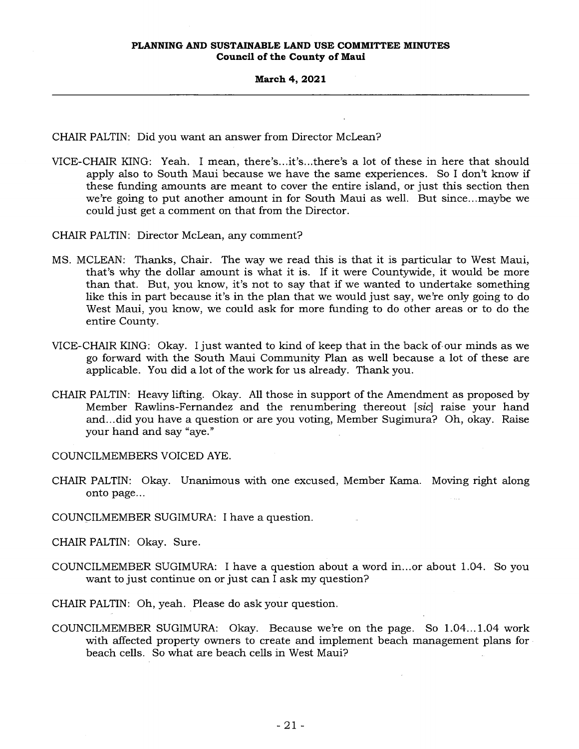CHAIR PALTIN: Did you want an answer from Director McLean?

VICE-CHAIR KING: Yeah. I mean, there's...it's...there's a lot of these in here that should apply also to South Maui because we have the same experiences. So I don't know if these funding amounts are meant to cover the entire island, or just this section then we're going to put another amount in for South Maui as well. But since...maybe we could just get a comment on that from the Director.

CHAIR PALTIN: Director McLean, any comment?

MS. MCLEAN: Thanks, Chair. The way we read this is that it is particular to West Maui, that's why the dollar amount is what it is. If it were Countywide, it would be more than that. But, you know, it's not to say that if we wanted to undertake something like this in part because it's in the plan that we would just say, we're only going to do West Maui, you know, we could ask for more funding to do other areas or to do the entire County.

VICE-CHAIR KING: Okay. I just wanted to kind of keep that in the back of our minds as we go forward with the South Maui Community Plan as well because a lot of these are applicable. You did a lot of the work for us already. Thank you.

CHAIR PALTIN: Heavy lifting. Okay. All those in support of the Amendment as proposed by Member Rawlins-Fernandez and the renumbering thereout [*sic*] raise your hand and...did you have a question or are you voting, Member Sugimura? Oh, okay. Raise your hand and say "aye."

COUNCILMEMBERS VOICED AYE.

CHAIR PALTIN: Okay. Unanimous with one excused, Member Kama. Moving right along onto page...

COUNCILMEMBER SUGIMURA: I have a question.

CHAIR PALTIN: Okay. Sure.

COUNCILMEMBER SUGIMURA: I have a question about a word in...or about 1.04. So you want to just continue on or just can I ask my question?

CHAIR PALTIN: Oh, yeah. Please do ask your question.

COUNCILMEMBER SUGIMURA: Okay. Because we're on the page. So 1.04...1.04 work with affected property owners to create and implement beach management plans for beach cells. So what are beach cells in West Maui?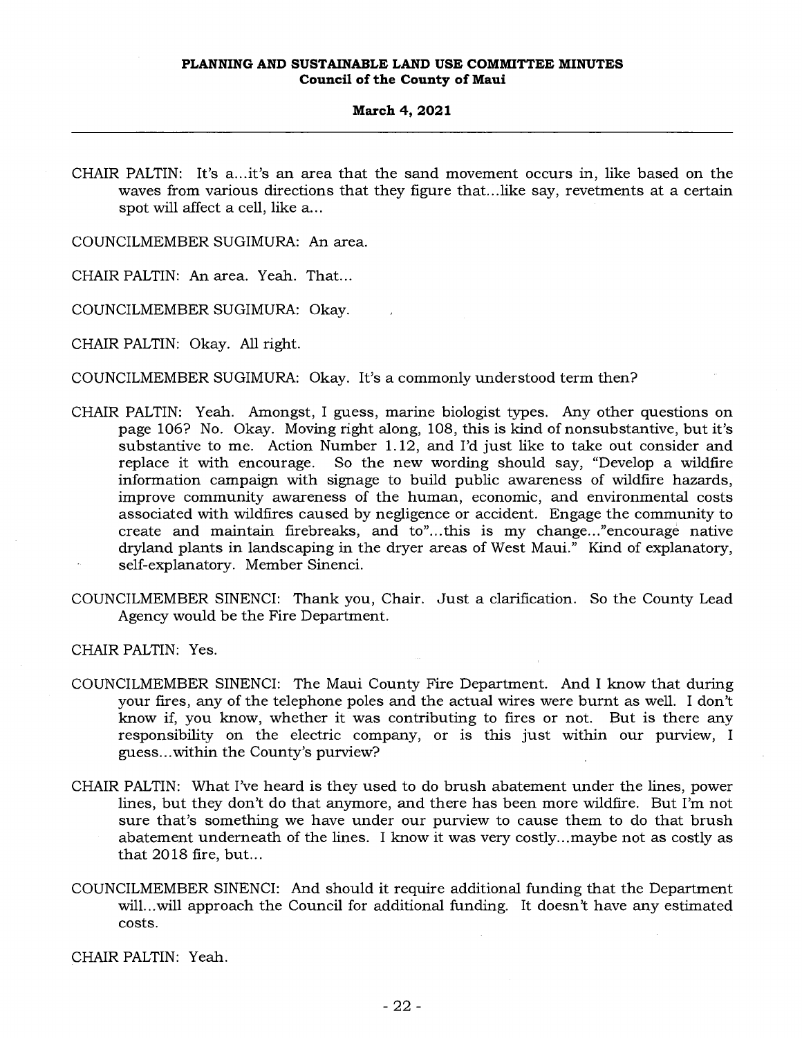CHAIR PALTIN: It's a...it's an area that the sand movement occurs in, like based on the waves from various directions that they figure that...like say, revetments at a certain spot will affect a cell, like a...

COUNCILMEMBER SUGIMURA: An area.

CHAIR PALTIN: An area. Yeah. That...

COUNCILMEMBER SUGIMURA: Okay.

CHAIR PALTIN: Okay. All right.

COUNCILMEMBER SUGIMURA: Okay. It's a commonly understood term then?

CHAIR PALTIN: Yeah. Amongst, I guess, marine biologist types. Any other questions on page 106? No. Okay. Moving right along, 108, this is kind of nonsubstantive, but it's substantive to me. Action Number 1.12, and I'd just like to take out consider and replace it with encourage. So the new wording should say, "Develop a wildfire information campaign with signage to build public awareness of wildfire hazards, improve community awareness of the human, economic, and environmental costs associated with wildfires caused by negligence or accident. Engage the community to create and maintain firebreaks, and to"...this is my change..."encourage native dryland plants in landscaping in the dryer areas of West Maui." Kind of explanatory, self-explanatory. Member Sinenci.

COUNCILMEMBER SINENCI: Thank you, Chair. Just a clarification. So the County Lead Agency would be the Fire Department.

CHAIR PALTIN: Yes.

COUNCILMEMBER SINENCI: The Maui County Fire Department. And I know that during your fires, any of the telephone poles and the actual wires were burnt as well. I don't know if, you know, whether it was contributing to fires or not. But is there any responsibility on the electric company, or is this just within our purview, I guess...within the County's purview?

CHAIR PALTIN: What I've heard is they used to do brush abatement under the lines, power lines, but they don't do that anymore, and there has been more wildfire. But I'm not sure that's something we have under our purview to cause them to do that brush abatement underneath of the lines. I know it was very costly...maybe not as costly as that 2018 fire, but...

COUNCILMEMBER SINENCI: And should it require additional funding that the Department will...will approach the Council for additional funding. It doesn't have any estimated costs.

CHAIR PALTIN: Yeah.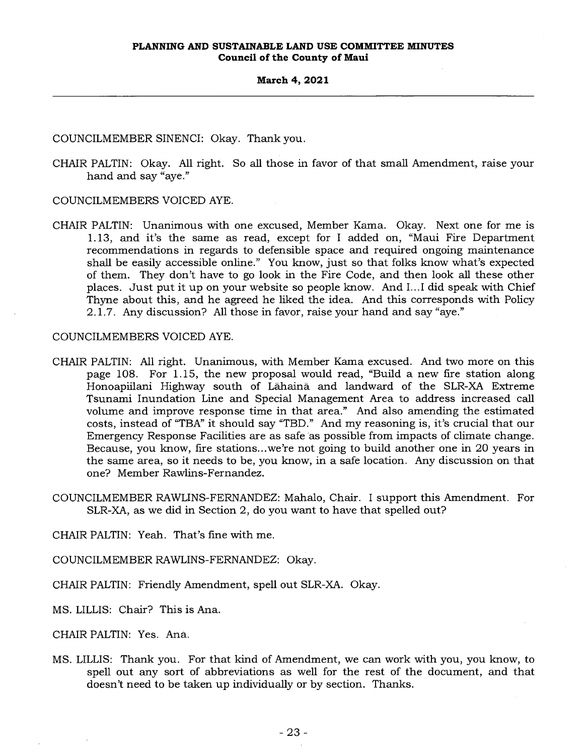COUNCILMEMBER SINENCI: Okay. Thank you.

CHAIR PALTIN: Okay. All right. So all those in favor of that small Amendment, raise your hand and say "aye."

COUNCILMEMBERS VOICED AYE.

CHAIR PALTIN: Unanimous with one excused, Member Kama. Okay. Next one for me is 1.13, and it's the same as read, except for I added on, "Maui Fire Department recommendations in regards to defensible space and required ongoing maintenance shall be easily accessible online." You know, just so that folks know what's expected of them. They don't have to go look in the Fire Code, and then look all these other places. Just put it up on your website so people know. And I...I did speak with Chief Thyne about this, and he agreed he liked the idea. And this corresponds with Policy 2.1.7. Any discussion? All those in favor, raise your hand and say "aye."

COUNCILMEMBERS VOICED AYE.

CHAIR PALTIN: All right. Unanimous, with Member Kama excused. And two more on this page 108. For 1.15, the new proposal would read, "Build a new fire station along Honoapiilani Highway south of Lāhainā and landward of the SLR-XA Extreme Tsunami Inundation Line and Special Management Area to address increased call volume and improve response time in that area." And also amending the estimated costs, instead of "TBA" it should say "TBD." And my reasoning is, it's crucial that our Emergency Response Facilities are as safe as possible from impacts of climate change. Because, you know, fire stations...we're not going to build another one in 20 years in the same area, so it needs to be, you know, in a safe location. Any discussion on that one? Member Rawlins-Fernandez.

COUNCILMEMBER RAWLINS-FERNANDEZ: Mahalo, Chair. I support this Amendment. For SLR-XA, as we did in Section 2, do you want to have that spelled out?

CHAIR PALTIN: Yeah. That's fine with me.

COUNCILMEMBER RAWLINS-FERNANDEZ: Okay.

CHAIR PALTIN: Friendly Amendment, spell out SLR-XA. Okay.

MS. LILLIS: Chair? This is Ana.

CHAIR PALTIN: Yes. Ana.

MS. LILLIS: Thank you. For that kind of Amendment, we can work with you, you know, to spell out any sort of abbreviations as well for the rest of the document, and that doesn't need to be taken up individually or by section. Thanks.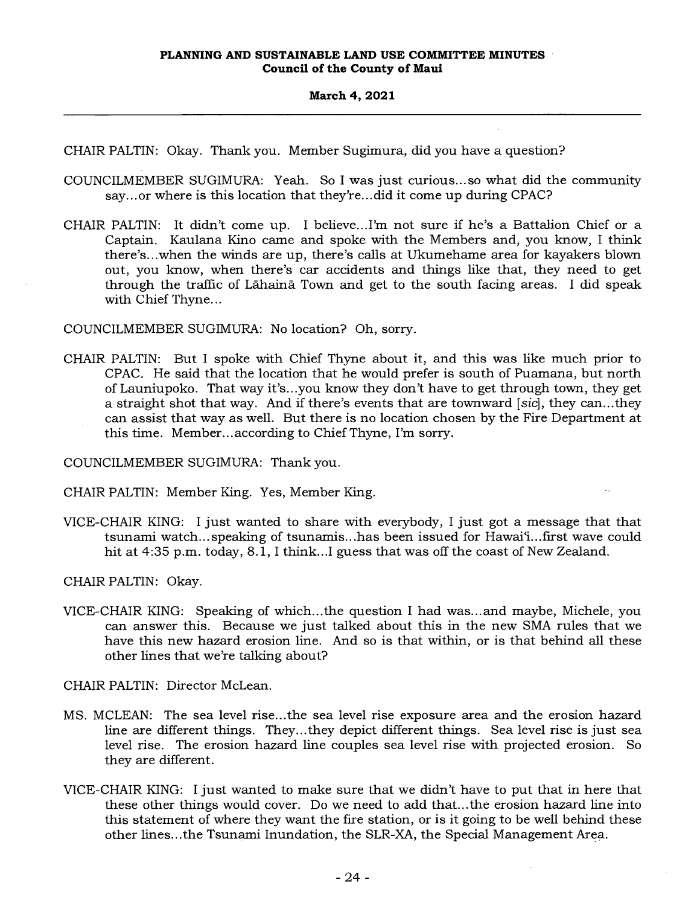CHAIR PALTIN: Okay. Thank you. Member Sugimura, did you have a question?

COUNCILMEMBER SUGIMURA: Yeah. So I was just curious...so what did the community say...or where is this location that they're...did it come up during CPAC?

CHAIR PALTIN: It didn't come up. I believe...I'm not sure if he's a Battalion Chief or a Captain. Kaulana Kino came and spoke with the Members and, you know, I think there's...when the winds are up, there's calls at Ukumehame area for kayakers blown out, you know, when there's car accidents and things like that, they need to get through the traffic of Lāhainā Town and get to the south facing areas. I did speak with Chief Thyne...

COUNCILMEMBER SUGIMURA: No location? Oh, sorry.

CHAIR PALTIN: But I spoke with Chief Thyne about it, and this was like much prior to CPAC. He said that the location that he would prefer is south of Puamana, but north of Launiupoko. That way it's...you know they don't have to get through town, they get a straight shot that way. And if there's events that are townward [*sic*], they can...they can assist that way as well. But there is no location chosen by the Fire Department at this time. Member...according to Chief Thyne, I'm sorry.

COUNCILMEMBER SUGIMURA: Thank you.

CHAIR PALTIN: Member King. Yes, Member King.

VICE-CHAIR KING: I just wanted to share with everybody, I just got a message that that tsunami watch...speaking of tsunamis...has been issued for Hawaiʻi...first wave could hit at 4:35 p.m. today, 8.1, I think...I guess that was off the coast of New Zealand.

CHAIR PALTIN: Okay.

VICE-CHAIR KING: Speaking of which...the question I had was...and maybe, Michele, you can answer this. Because we just talked about this in the new SMA rules that we have this new hazard erosion line. And so is that within, or is that behind all these other lines that we're talking about?

CHAIR PALTIN: Director McLean.

MS. MCLEAN: The sea level rise...the sea level rise exposure area and the erosion hazard line are different things. They...they depict different things. Sea level rise is just sea level rise. The erosion hazard line couples sea level rise with projected erosion. So they are different.

VICE-CHAIR KING: I just wanted to make sure that we didn't have to put that in here that these other things would cover. Do we need to add that...the erosion hazard line into this statement of where they want the fire station, or is it going to be well behind these other lines...the Tsunami Inundation, the SLR-XA, the Special Management Area.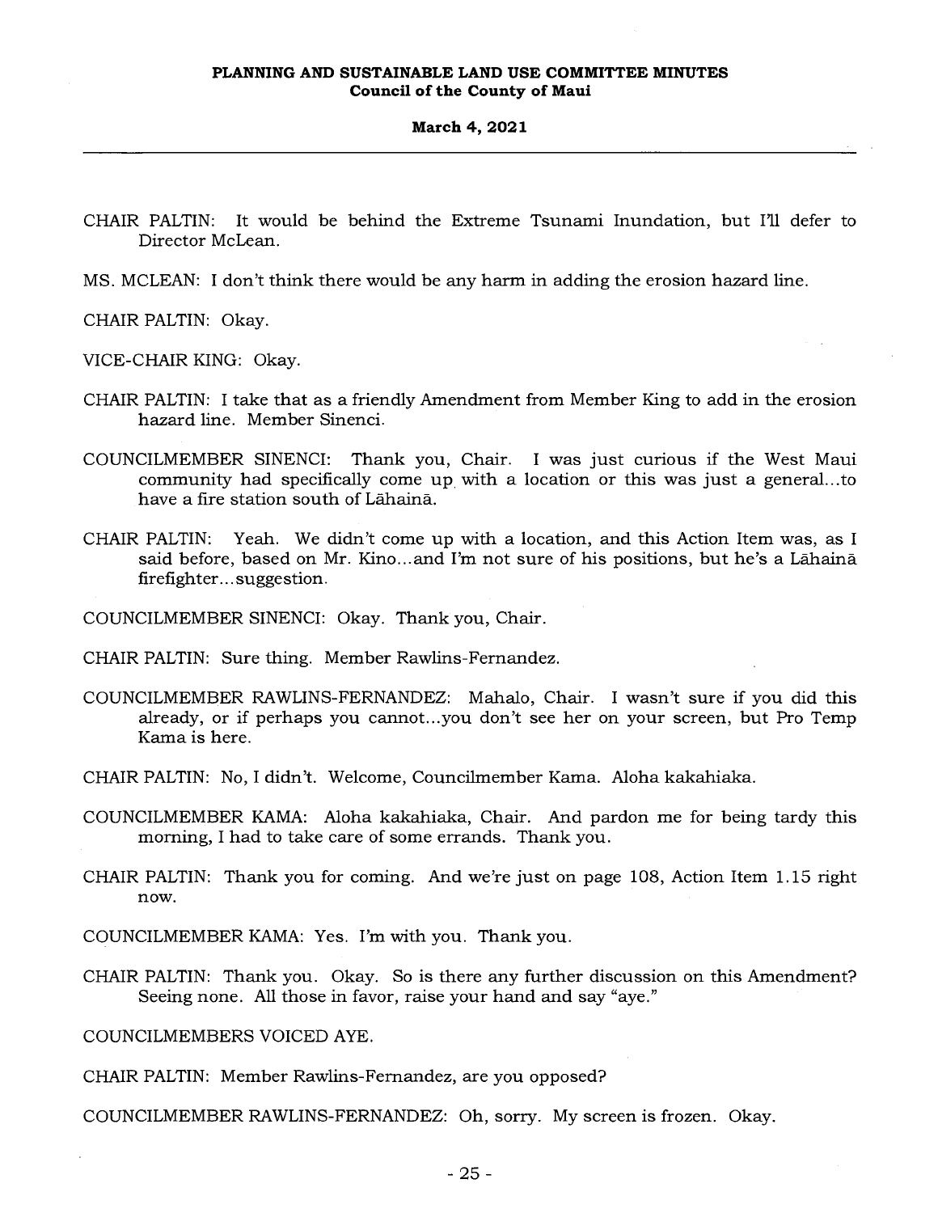CHAIR PALTIN: It would be behind the Extreme Tsunami Inundation, but I'll defer to Director McLean.

MS. MCLEAN: I don't think there would be any harm in adding the erosion hazard line.

CHAIR PALTIN: Okay.

VICE-CHAIR KING: Okay.

CHAIR PALTIN: I take that as a friendly Amendment from Member King to add in the erosion hazard line. Member Sinenci.

COUNCILMEMBER SINENCI: Thank you, Chair. I was just curious if the West Maui community had specifically come up with a location or this was just a general...to have a fire station south of Lāhainā.

CHAIR PALTIN: Yeah. We didn't come up with a location, and this Action Item was, as I said before, based on Mr. Kino...and I'm not sure of his positions, but he's a Lāhainā firefighter...suggestion.

COUNCILMEMBER SINENCI: Okay. Thank you, Chair.

CHAIR PALTIN: Sure thing. Member Rawlins-Fernandez.

COUNCILMEMBER RAWLINS-FERNANDEZ: Mahalo, Chair. I wasn't sure if you did this already, or if perhaps you cannot...you don't see her on your screen, but Pro Temp Kama is here.

CHAIR PALTIN: No, I didn't. Welcome, Councilmember Kama. Aloha kakahiaka.

COUNCILMEMBER KAMA: Aloha kakahiaka, Chair. And pardon me for being tardy this morning, I had to take care of some errands. Thank you.

CHAIR PALTIN: Thank you for coming. And we're just on page 108, Action Item 1.15 right now.

COUNCILMEMBER KAMA: Yes. I'm with you. Thank you.

CHAIR PALTIN: Thank you. Okay. So is there any further discussion on this Amendment? Seeing none. All those in favor, raise your hand and say "aye."

COUNCILMEMBERS VOICED AYE.

CHAIR PALTIN: Member Rawlins-Fernandez, are you opposed?

COUNCILMEMBER RAWLINS-FERNANDEZ: Oh, sorry. My screen is frozen. Okay.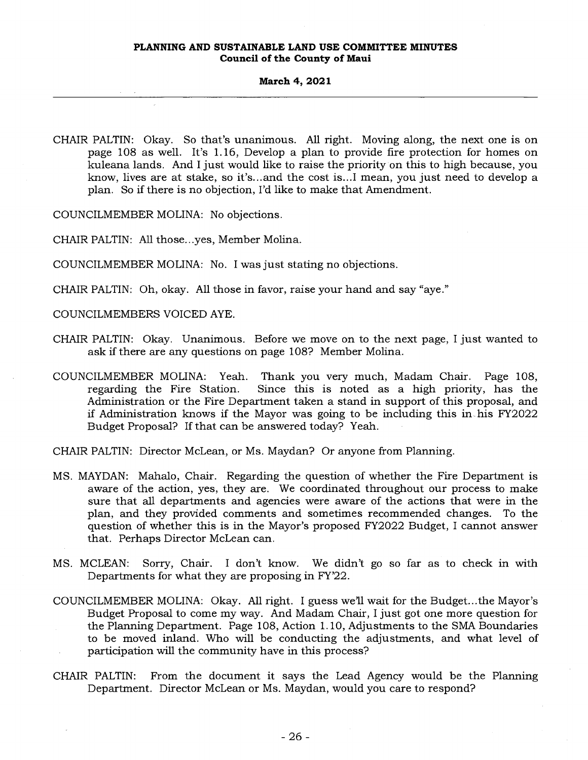CHAIR PALTIN: Okay. So that's unanimous. All right. Moving along, the next one is on page 108 as well. It's 1.16, Develop a plan to provide fire protection for homes on kuleana lands. And I just would like to raise the priority on this to high because, you know, lives are at stake, so it's...and the cost is...I mean, you just need to develop a plan. So if there is no objection, I'd like to make that Amendment.

COUNCILMEMBER MOLINA: No objections.

CHAIR PALTIN: All those...yes, Member Molina.

COUNCILMEMBER MOLINA: No. I was just stating no objections.

CHAIR PALTIN: Oh, okay. All those in favor, raise your hand and say "aye."

COUNCILMEMBERS VOICED AYE.

CHAIR PALTIN: Okay. Unanimous. Before we move on to the next page, I just wanted to ask if there are any questions on page 108? Member Molina.

COUNCILMEMBER MOLINA: Yeah. Thank you very much, Madam Chair. Page 108, regarding the Fire Station. Since this is noted as a high priority, has the Administration or the Fire Department taken a stand in support of this proposal, and if Administration knows if the Mayor was going to be including this in his FY2022 Budget Proposal? If that can be answered today? Yeah.

CHAIR PALTIN: Director McLean, or Ms. Maydan? Or anyone from Planning.

MS. MAYDAN: Mahalo, Chair. Regarding the question of whether the Fire Department is aware of the action, yes, they are. We coordinated throughout our process to make sure that all departments and agencies were aware of the actions that were in the plan, and they provided comments and sometimes recommended changes. To the question of whether this is in the Mayor's proposed FY2022 Budget, I cannot answer that. Perhaps Director McLean can.

MS. MCLEAN: Sorry, Chair. I don't know. We didn't go so far as to check in with Departments for what they are proposing in FY'22.

COUNCILMEMBER MOLINA: Okay. All right. I guess we'll wait for the Budget...the Mayor's Budget Proposal to come my way. And Madam Chair, I just got one more question for the Planning Department. Page 108, Action 1.10, Adjustments to the SMA Boundaries to be moved inland. Who will be conducting the adjustments, and what level of participation will the community have in this process?

CHAIR PALTIN: From the document it says the Lead Agency would be the Planning Department. Director McLean or Ms. Maydan, would you care to respond?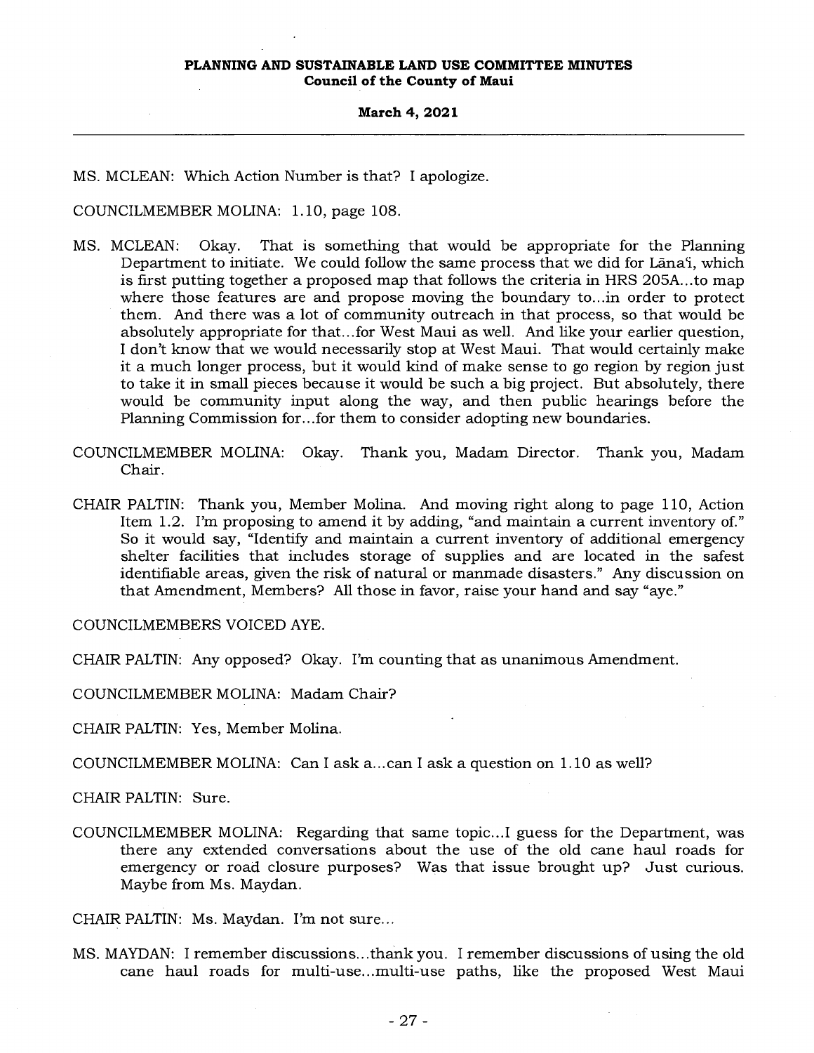MS. MCLEAN: Which Action Number is that? I apologize.

COUNCILMEMBER MOLINA: 1.10, page 108.

MS. MCLEAN: Okay. That is something that would be appropriate for the Planning Department to initiate. We could follow the same process that we did for Lāna'i, which is first putting together a proposed map that follows the criteria in HRS 205A...to map where those features are and propose moving the boundary to...in order to protect them. And there was a lot of community outreach in that process, so that would be absolutely appropriate for that...for West Maui as well. And like your earlier question, I don't know that we would necessarily stop at West Maui. That would certainly make it a much longer process, but it would kind of make sense to go region by region just to take it in small pieces because it would be such a big project. But absolutely, there would be community input along the way, and then public hearings before the Planning Commission for...for them to consider adopting new boundaries.

COUNCILMEMBER MOLINA: Okay. Thank you, Madam Director. Thank you, Madam Chair.

CHAIR PALTIN: Thank you, Member Molina. And moving right along to page 110, Action Item 1.2. I'm proposing to amend it by adding, "and maintain a current inventory of." So it would say, "Identify and maintain a current inventory of additional emergency shelter facilities that includes storage of supplies and are located in the safest identifiable areas, given the risk of natural or manmade disasters." Any discussion on that Amendment, Members? All those in favor, raise your hand and say "aye."

COUNCILMEMBERS VOICED AYE.

CHAIR PALTIN: Any opposed? Okay. I'm counting that as unanimous Amendment.

COUNCILMEMBER MOLINA: Madam Chair?

CHAIR PALTIN: Yes, Member Molina.

COUNCILMEMBER MOLINA: Can I ask a...can I ask a question on 1.10 as well?

CHAIR PALTIN: Sure.

COUNCILMEMBER MOLINA: Regarding that same topic...I guess for the Department, was there any extended conversations about the use of the old cane haul roads for emergency or road closure purposes? Was that issue brought up? Just curious. Maybe from Ms. Maydan.

CHAIR PALTIN: Ms. Maydan. I'm not sure...

MS. MAYDAN: I remember discussions...thank you. I remember discussions of using the old cane haul roads for multi-use...multi-use paths, like the proposed West Maui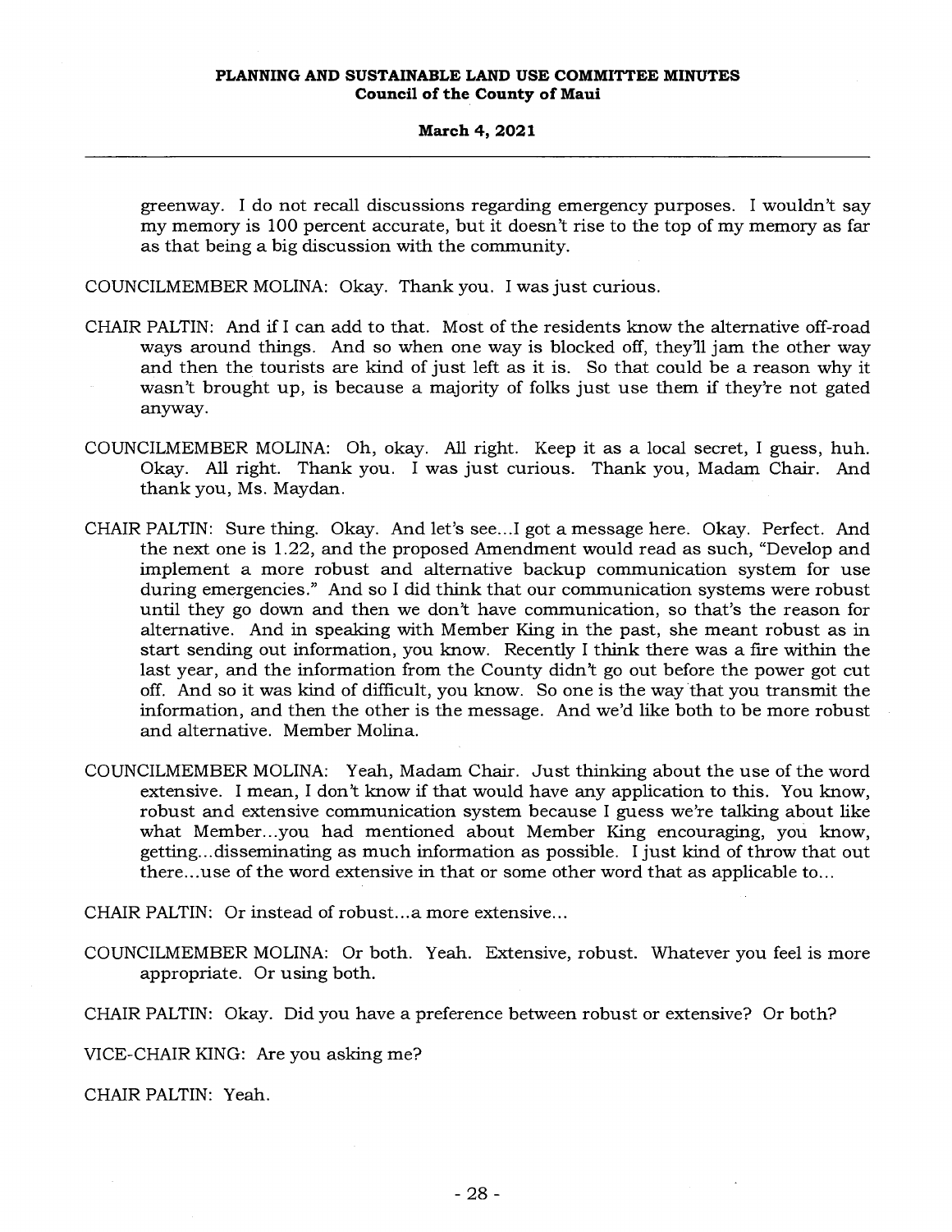greenway. I do not recall discussions regarding emergency purposes. I wouldn't say my memory is 100 percent accurate, but it doesn't rise to the top of my memory as far as that being a big discussion with the community.

COUNCILMEMBER MOLINA: Okay. Thank you. I was just curious.

CHAIR PALTIN: And if I can add to that. Most of the residents know the alternative off-road ways around things. And so when one way is blocked off, they'll jam the other way and then the tourists are kind of just left as it is. So that could be a reason why it wasn't brought up, is because a majority of folks just use them if they're not gated anyway.

COUNCILMEMBER MOLINA: Oh, okay. All right. Keep it as a local secret, I guess, huh. Okay. All right. Thank you. I was just curious. Thank you, Madam Chair. And thank you, Ms. Maydan.

CHAIR PALTIN: Sure thing. Okay. And let's see...I got a message here. Okay. Perfect. And the next one is 1.22, and the proposed Amendment would read as such, "Develop and implement a more robust and alternative backup communication system for use during emergencies." And so I did think that our communication systems were robust until they go down and then we don't have communication, so that's the reason for alternative. And in speaking with Member King in the past, she meant robust as in start sending out information, you know. Recently I think there was a fire within the last year, and the information from the County didn't go out before the power got cut off. And so it was kind of difficult, you know. So one is the way that you transmit the information, and then the other is the message. And we'd like both to be more robust and alternative. Member Molina.

COUNCILMEMBER MOLINA: Yeah, Madam Chair. Just thinking about the use of the word extensive. I mean, I don't know if that would have any application to this. You know, robust and extensive communication system because I guess we're talking about like what Member...you had mentioned about Member King encouraging, you know, getting...disseminating as much information as possible. I just kind of throw that out there...use of the word extensive in that or some other word that as applicable to...

CHAIR PALTIN: Or instead of robust...a more extensive...

COUNCILMEMBER MOLINA: Or both. Yeah. Extensive, robust. Whatever you feel is more appropriate. Or using both.

CHAIR PALTIN: Okay. Did you have a preference between robust or extensive? Or both?

VICE-CHAIR KING: Are you asking me?

CHAIR PALTIN: Yeah.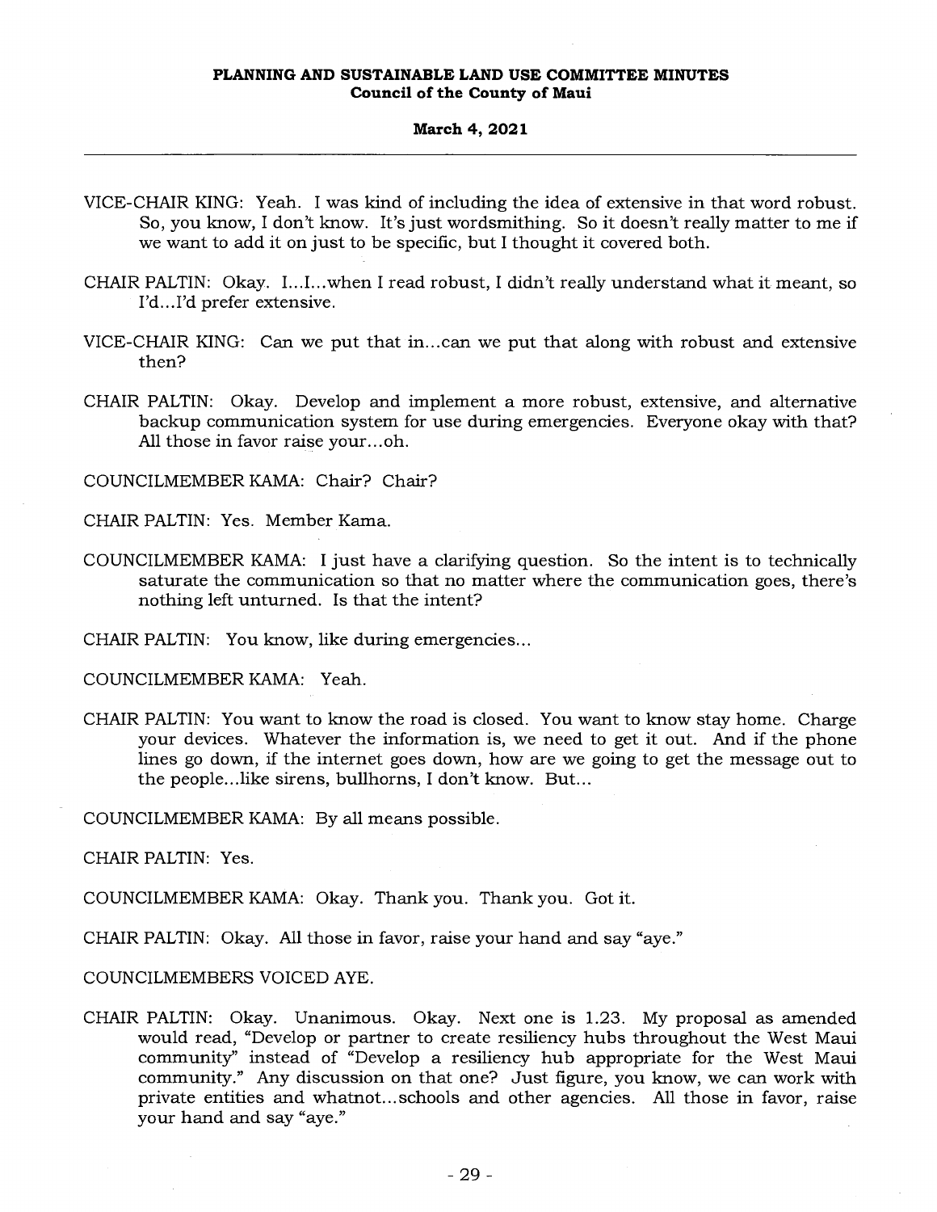VICE-CHAIR KING: Yeah. I was kind of including the idea of extensive in that word robust. So, you know, I don't know. It's just wordsmithing. So it doesn't really matter to me if we want to add it on just to be specific, but I thought it covered both.

CHAIR PALTIN: Okay. I...I...when I read robust, I didn't really understand what it meant, so I'd...I'd prefer extensive.

VICE-CHAIR KING: Can we put that in...can we put that along with robust and extensive then?

CHAIR PALTIN: Okay. Develop and implement a more robust, extensive, and alternative backup communication system for use during emergencies. Everyone okay with that? All those in favor raise your...oh.

COUNCILMEMBER KAMA: Chair? Chair?

CHAIR PALTIN: Yes. Member Kama.

COUNCILMEMBER KAMA: I just have a clarifying question. So the intent is to technically saturate the communication so that no matter where the communication goes, there's nothing left unturned. Is that the intent?

CHAIR PALTIN: You know, like during emergencies...

COUNCILMEMBER KAMA: Yeah.

CHAIR PALTIN: You want to know the road is closed. You want to know stay home. Charge your devices. Whatever the information is, we need to get it out. And if the phone lines go down, if the internet goes down, how are we going to get the message out to the people...like sirens, bullhorns, I don't know. But...

COUNCILMEMBER KAMA: By all means possible.

CHAIR PALTIN: Yes.

COUNCILMEMBER KAMA: Okay. Thank you. Thank you. Got it.

CHAIR PALTIN: Okay. All those in favor, raise your hand and say "aye."

COUNCILMEMBERS VOICED AYE.

CHAIR PALTIN: Okay. Unanimous. Okay. Next one is 1.23. My proposal as amended would read, "Develop or partner to create resiliency hubs throughout the West Maui community" instead of "Develop a resiliency hub appropriate for the West Maui community." Any discussion on that one? Just figure, you know, we can work with private entities and whatnot...schools and other agencies. All those in favor, raise your hand and say "aye."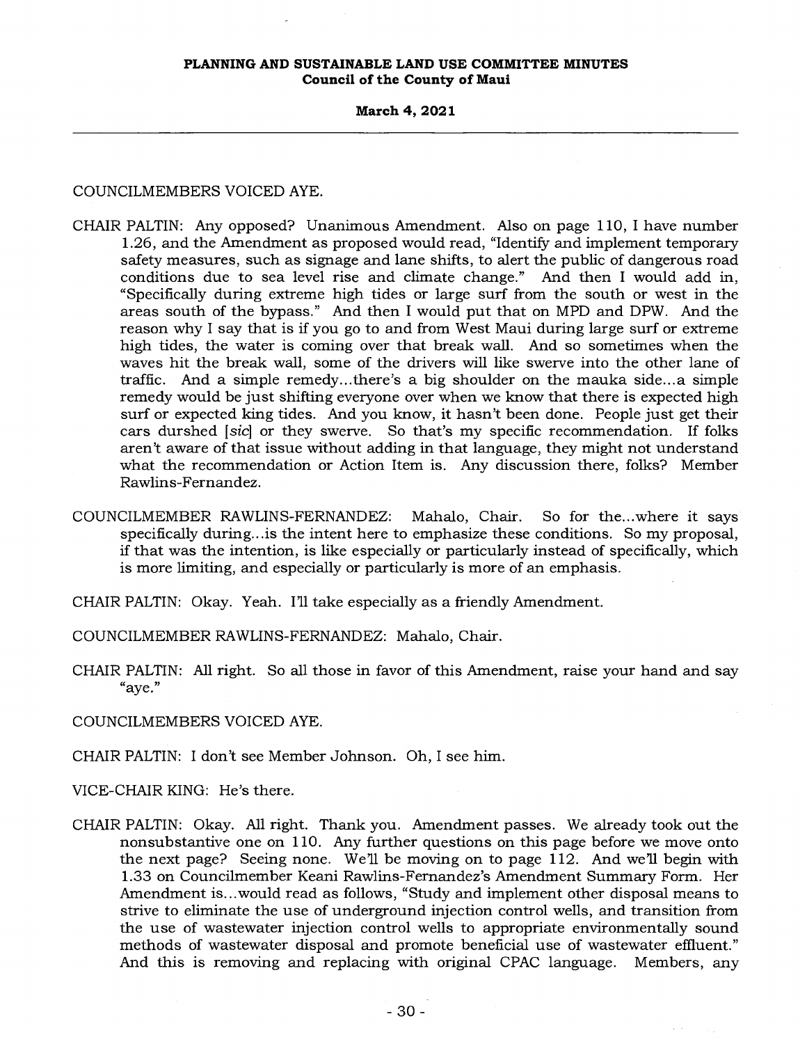COUNCILMEMBERS VOICED AYE.

CHAIR PALTIN: Any opposed? Unanimous Amendment. Also on page 110, I have number 1.26, and the Amendment as proposed would read, "Identify and implement temporary safety measures, such as signage and lane shifts, to alert the public of dangerous road conditions due to sea level rise and climate change." And then I would add in, "Specifically during extreme high tides or large surf from the south or west in the areas south of the bypass." And then I would put that on MPD and DPW. And the reason why I say that is if you go to and from West Maui during large surf or extreme high tides, the water is coming over that break wall. And so sometimes when the waves hit the break wall, some of the drivers will like swerve into the other lane of traffic. And a simple remedy...there's a big shoulder on the mauka side...a simple remedy would be just shifting everyone over when we know that there is expected high surf or expected king tides. And you know, it hasn't been done. People just get their cars durshed [*sic*] or they swerve. So that's my specific recommendation. If folks aren't aware of that issue without adding in that language, they might not understand what the recommendation or Action Item is. Any discussion there, folks? Member Rawlins-Fernandez.

COUNCILMEMBER RAWLINS-FERNANDEZ: Mahalo, Chair. So for the...where it says specifically during...is the intent here to emphasize these conditions. So my proposal, if that was the intention, is like especially or particularly instead of specifically, which is more limiting, and especially or particularly is more of an emphasis.

CHAIR PALTIN: Okay. Yeah. I'll take especially as a friendly Amendment.

COUNCILMEMBER RAWLINS-FERNANDEZ: Mahalo, Chair.

CHAIR PALTIN: All right. So all those in favor of this Amendment, raise your hand and say "aye."

COUNCILMEMBERS VOICED AYE.

CHAIR PALTIN: I don't see Member Johnson. Oh, I see him.

VICE-CHAIR KING: He's there.

CHAIR PALTIN: Okay. All right. Thank you. Amendment passes. We already took out the nonsubstantive one on 110. Any further questions on this page before we move onto the next page? Seeing none. We'll be moving on to page 112. And we'll begin with 1.33 on Councilmember Keani Rawlins-Fernandez's Amendment Summary Form. Her Amendment is...would read as follows, "Study and implement other disposal means to strive to eliminate the use of underground injection control wells, and transition from the use of wastewater injection control wells to appropriate environmentally sound methods of wastewater disposal and promote beneficial use of wastewater effluent." And this is removing and replacing with original CPAC language. Members, any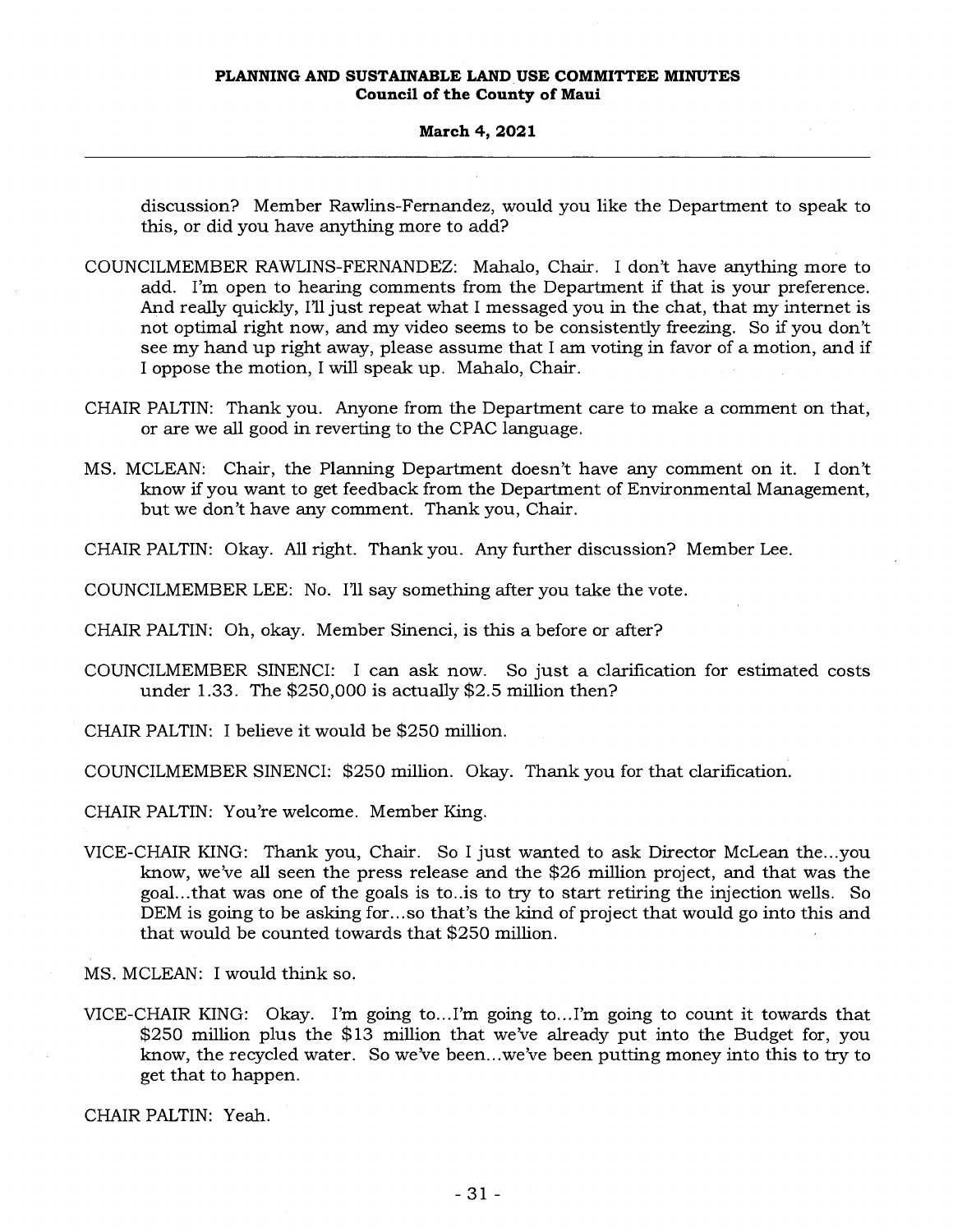discussion? Member Rawlins-Fernandez, would you like the Department to speak to this, or did you have anything more to add?

COUNCILMEMBER RAWLINS-FERNANDEZ: Mahalo, Chair. I don't have anything more to add. I'm open to hearing comments from the Department if that is your preference. And really quickly, I'll just repeat what I messaged you in the chat, that my internet is not optimal right now, and my video seems to be consistently freezing. So if you don't see my hand up right away, please assume that I am voting in favor of a motion, and if I oppose the motion, I will speak up. Mahalo, Chair.

CHAIR PALTIN: Thank you. Anyone from the Department care to make a comment on that, or are we all good in reverting to the CPAC language.

MS. MCLEAN: Chair, the Planning Department doesn't have any comment on it. I don't know if you want to get feedback from the Department of Environmental Management, but we don't have any comment. Thank you, Chair.

CHAIR PALTIN: Okay. All right. Thank you. Any further discussion? Member Lee.

COUNCILMEMBER LEE: No. I'll say something after you take the vote.

CHAIR PALTIN: Oh, okay. Member Sinenci, is this a before or after?

COUNCILMEMBER SINENCI: I can ask now. So just a clarification for estimated costs under 1.33. The $250,000 is actually $2.5 million then?

CHAIR PALTIN: I believe it would be $250 million.

COUNCILMEMBER SINENCI: $250 million. Okay. Thank you for that clarification.

CHAIR PALTIN: You're welcome. Member King.

VICE-CHAIR KING: Thank you, Chair. So I just wanted to ask Director McLean the...you know, we've all seen the press release and the $26 million project, and that was the goal...that was one of the goals is to..is to try to start retiring the injection wells. So DEM is going to be asking for...so that's the kind of project that would go into this and that would be counted towards that $250 million.

MS. MCLEAN: I would think so.

VICE-CHAIR KING: Okay. I'm going to...I'm going to...I'm going to count it towards that $250 million plus the $13 million that we've already put into the Budget for, you know, the recycled water. So we've been...we've been putting money into this to try to get that to happen.

CHAIR PALTIN: Yeah.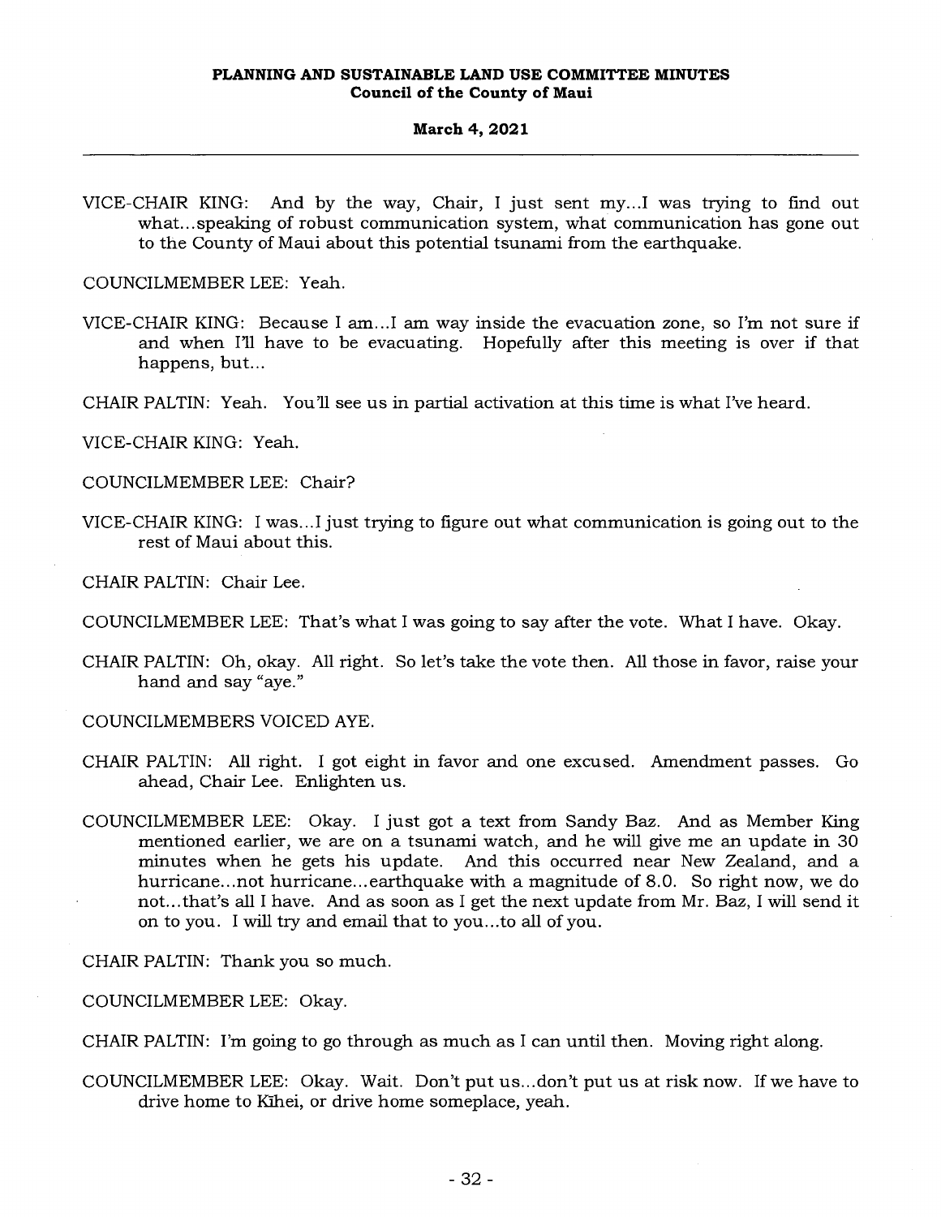VICE-CHAIR KING: And by the way, Chair, I just sent my...I was trying to find out what...speaking of robust communication system, what communication has gone out to the County of Maui about this potential tsunami from the earthquake.

COUNCILMEMBER LEE: Yeah.

VICE-CHAIR KING: Because I am...I am way inside the evacuation zone, so I'm not sure if and when I'll have to be evacuating. Hopefully after this meeting is over if that happens, but...

CHAIR PALTIN: Yeah. You'll see us in partial activation at this time is what I've heard.

VICE-CHAIR KING: Yeah.

COUNCILMEMBER LEE: Chair?

VICE-CHAIR KING: I was...I just trying to figure out what communication is going out to the rest of Maui about this.

CHAIR PALTIN: Chair Lee.

COUNCILMEMBER LEE: That's what I was going to say after the vote. What I have. Okay.

CHAIR PALTIN: Oh, okay. All right. So let's take the vote then. All those in favor, raise your hand and say "aye."

COUNCILMEMBERS VOICED AYE.

CHAIR PALTIN: All right. I got eight in favor and one excused. Amendment passes. Go ahead, Chair Lee. Enlighten us.

COUNCILMEMBER LEE: Okay. I just got a text from Sandy Baz. And as Member King mentioned earlier, we are on a tsunami watch, and he will give me an update in 30 minutes when he gets his update. And this occurred near New Zealand, and a hurricane...not hurricane...earthquake with a magnitude of 8.0. So right now, we do not...that's all I have. And as soon as I get the next update from Mr. Baz, I will send it on to you. I will try and email that to you...to all of you.

CHAIR PALTIN: Thank you so much.

COUNCILMEMBER LEE: Okay.

CHAIR PALTIN: I'm going to go through as much as I can until then. Moving right along.

COUNCILMEMBER LEE: Okay. Wait. Don't put us...don't put us at risk now. If we have to drive home to Kīhei, or drive home someplace, yeah.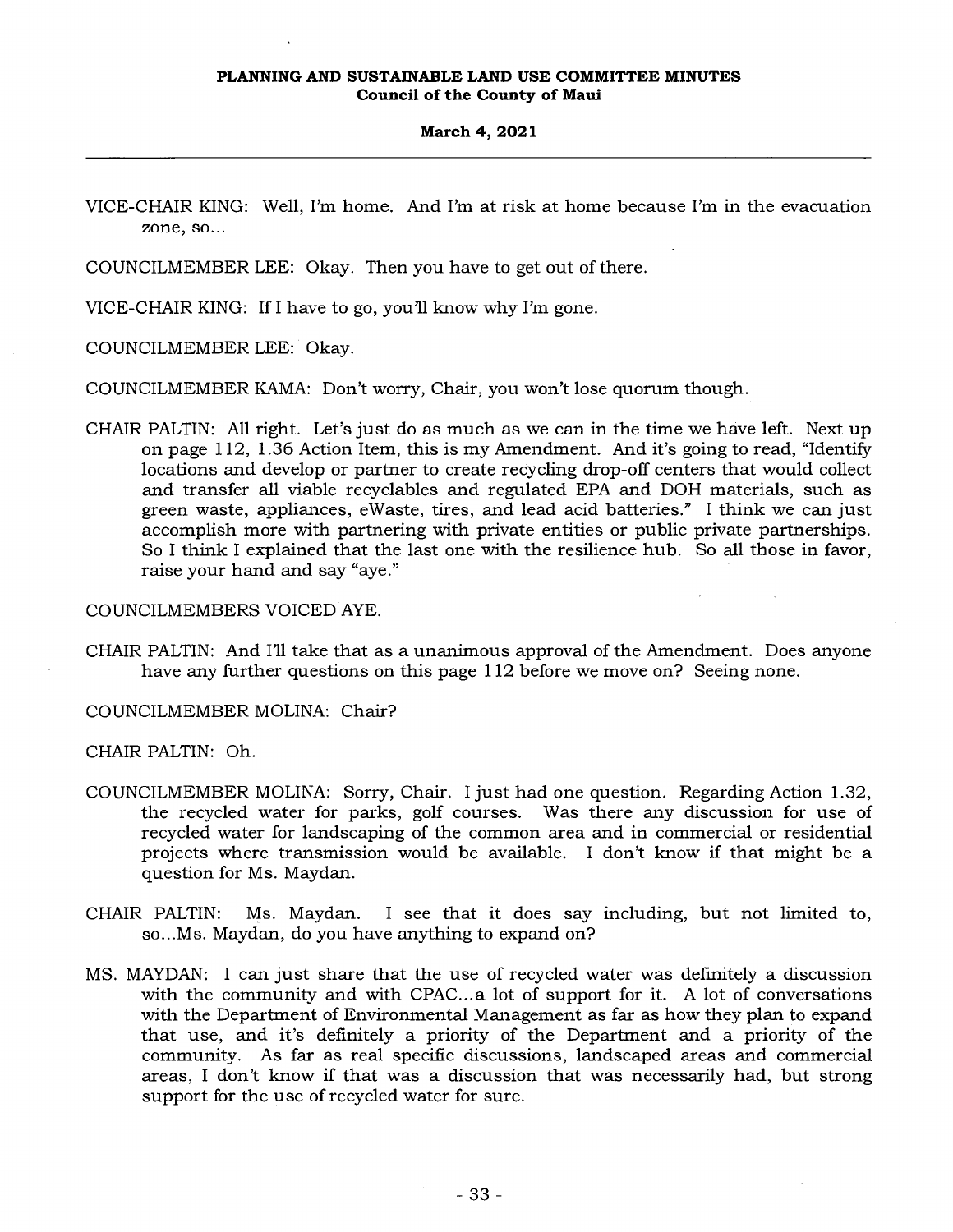VICE-CHAIR KING: Well, I'm home. And I'm at risk at home because I'm in the evacuation zone, so...

COUNCILMEMBER LEE: Okay. Then you have to get out of there.

VICE-CHAIR KING: If I have to go, you'll know why I'm gone.

COUNCILMEMBER LEE: Okay.

COUNCILMEMBER KAMA: Don't worry, Chair, you won't lose quorum though.

CHAIR PALTIN: All right. Let's just do as much as we can in the time we have left. Next up on page 112, 1.36 Action Item, this is my Amendment. And it's going to read, "Identify locations and develop or partner to create recycling drop-off centers that would collect and transfer all viable recyclables and regulated EPA and DOH materials, such as green waste, appliances, eWaste, tires, and lead acid batteries." I think we can just accomplish more with partnering with private entities or public private partnerships. So I think I explained that the last one with the resilience hub. So all those in favor, raise your hand and say "aye."

COUNCILMEMBERS VOICED AYE.

CHAIR PALTIN: And I'll take that as a unanimous approval of the Amendment. Does anyone have any further questions on this page 112 before we move on? Seeing none.

COUNCILMEMBER MOLINA: Chair?

CHAIR PALTIN: Oh.

COUNCILMEMBER MOLINA: Sorry, Chair. I just had one question. Regarding Action 1.32, the recycled water for parks, golf courses. Was there any discussion for use of recycled water for landscaping of the common area and in commercial or residential projects where transmission would be available. I don't know if that might be a question for Ms. Maydan.

CHAIR PALTIN: Ms. Maydan. I see that it does say including, but not limited to, so...Ms. Maydan, do you have anything to expand on?

MS. MAYDAN: I can just share that the use of recycled water was definitely a discussion with the community and with CPAC...a lot of support for it. A lot of conversations with the Department of Environmental Management as far as how they plan to expand that use, and it's definitely a priority of the Department and a priority of the community. As far as real specific discussions, landscaped areas and commercial areas, I don't know if that was a discussion that was necessarily had, but strong support for the use of recycled water for sure.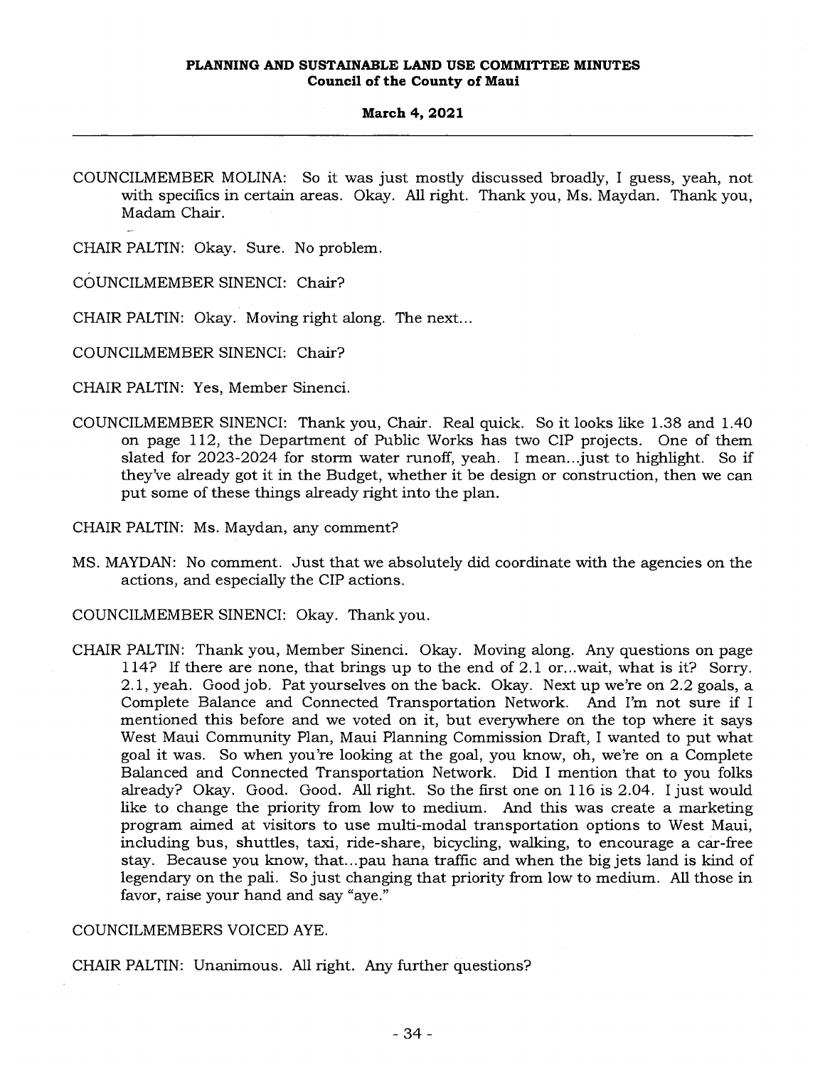COUNCILMEMBER MOLINA: So it was just mostly discussed broadly, I guess, yeah, not with specifics in certain areas. Okay. All right. Thank you, Ms. Maydan. Thank you, Madam Chair.

CHAIR PALTIN: Okay. Sure. No problem.

COUNCILMEMBER SINENCI: Chair?

CHAIR PALTIN: Okay. Moving right along. The next...

COUNCILMEMBER SINENCI: Chair?

CHAIR PALTIN: Yes, Member Sinenci.

COUNCILMEMBER SINENCI: Thank you, Chair. Real quick. So it looks like 1.38 and 1.40 on page 112, the Department of Public Works has two CIP projects. One of them slated for 2023-2024 for storm water runoff, yeah. I mean...just to highlight. So if they've already got it in the Budget, whether it be design or construction, then we can put some of these things already right into the plan.

CHAIR PALTIN: Ms. Maydan, any comment?

MS. MAYDAN: No comment. Just that we absolutely did coordinate with the agencies on the actions, and especially the CIP actions.

COUNCILMEMBER SINENCI: Okay. Thank you.

CHAIR PALTIN: Thank you, Member Sinenci. Okay. Moving along. Any questions on page 114? If there are none, that brings up to the end of 2.1 or...wait, what is it? Sorry. 2.1, yeah. Good job. Pat yourselves on the back. Okay. Next up we're on 2.2 goals, a Complete Balance and Connected Transportation Network. And I'm not sure if I mentioned this before and we voted on it, but everywhere on the top where it says West Maui Community Plan, Maui Planning Commission Draft, I wanted to put what goal it was. So when you're looking at the goal, you know, oh, we're on a Complete Balanced and Connected Transportation Network. Did I mention that to you folks already? Okay. Good. Good. All right. So the first one on 116 is 2.04. I just would like to change the priority from low to medium. And this was create a marketing program aimed at visitors to use multi-modal transportation options to West Maui, including bus, shuttles, taxi, ride-share, bicycling, walking, to encourage a car-free stay. Because you know, that...pau hana traffic and when the big jets land is kind of legendary on the pali. So just changing that priority from low to medium. All those in favor, raise your hand and say "aye."

COUNCILMEMBERS VOICED AYE.

CHAIR PALTIN: Unanimous. All right. Any further questions?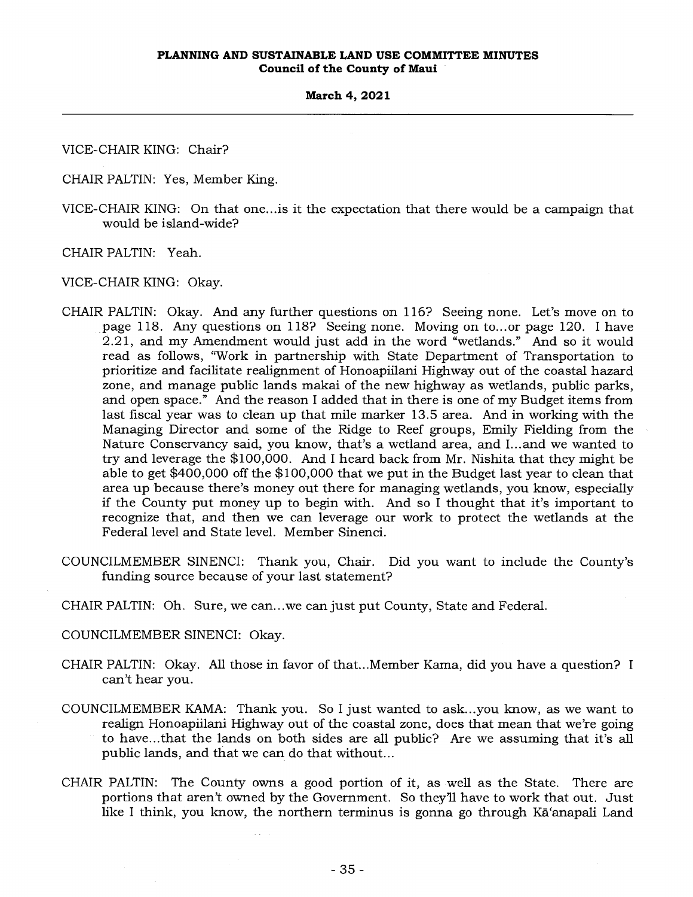VICE-CHAIR KING: Chair?

CHAIR PALTIN: Yes, Member King.

VICE-CHAIR KING: On that one...is it the expectation that there would be a campaign that would be island-wide?

CHAIR PALTIN: Yeah.

VICE-CHAIR KING: Okay.

CHAIR PALTIN: Okay. And any further questions on 116? Seeing none. Let's move on to page 118. Any questions on 118? Seeing none. Moving on to...or page 120. I have 2.21, and my Amendment would just add in the word "wetlands." And so it would read as follows, "Work in partnership with State Department of Transportation to prioritize and facilitate realignment of Honoapiilani Highway out of the coastal hazard zone, and manage public lands makai of the new highway as wetlands, public parks, and open space." And the reason I added that in there is one of my Budget items from last fiscal year was to clean up that mile marker 13.5 area. And in working with the Managing Director and some of the Ridge to Reef groups, Emily Fielding from the Nature Conservancy said, you know, that's a wetland area, and I...and we wanted to try and leverage the $100,000. And I heard back from Mr. Nishita that they might be able to get $400,000 off the $100,000 that we put in the Budget last year to clean that area up because there's money out there for managing wetlands, you know, especially if the County put money up to begin with. And so I thought that it's important to recognize that, and then we can leverage our work to protect the wetlands at the Federal level and State level. Member Sinenci.

COUNCILMEMBER SINENCI: Thank you, Chair. Did you want to include the County's funding source because of your last statement?

CHAIR PALTIN: Oh. Sure, we can...we can just put County, State and Federal.

COUNCILMEMBER SINENCI: Okay.

CHAIR PALTIN: Okay. All those in favor of that...Member Kama, did you have a question? I can't hear you.

COUNCILMEMBER KAMA: Thank you. So I just wanted to ask...you know, as we want to realign Honoapiilani Highway out of the coastal zone, does that mean that we're going to have...that the lands on both sides are all public? Are we assuming that it's all public lands, and that we can do that without...

CHAIR PALTIN: The County owns a good portion of it, as well as the State. There are portions that aren't owned by the Government. So they'll have to work that out. Just like I think, you know, the northern terminus is gonna go through Kāʻanapali Land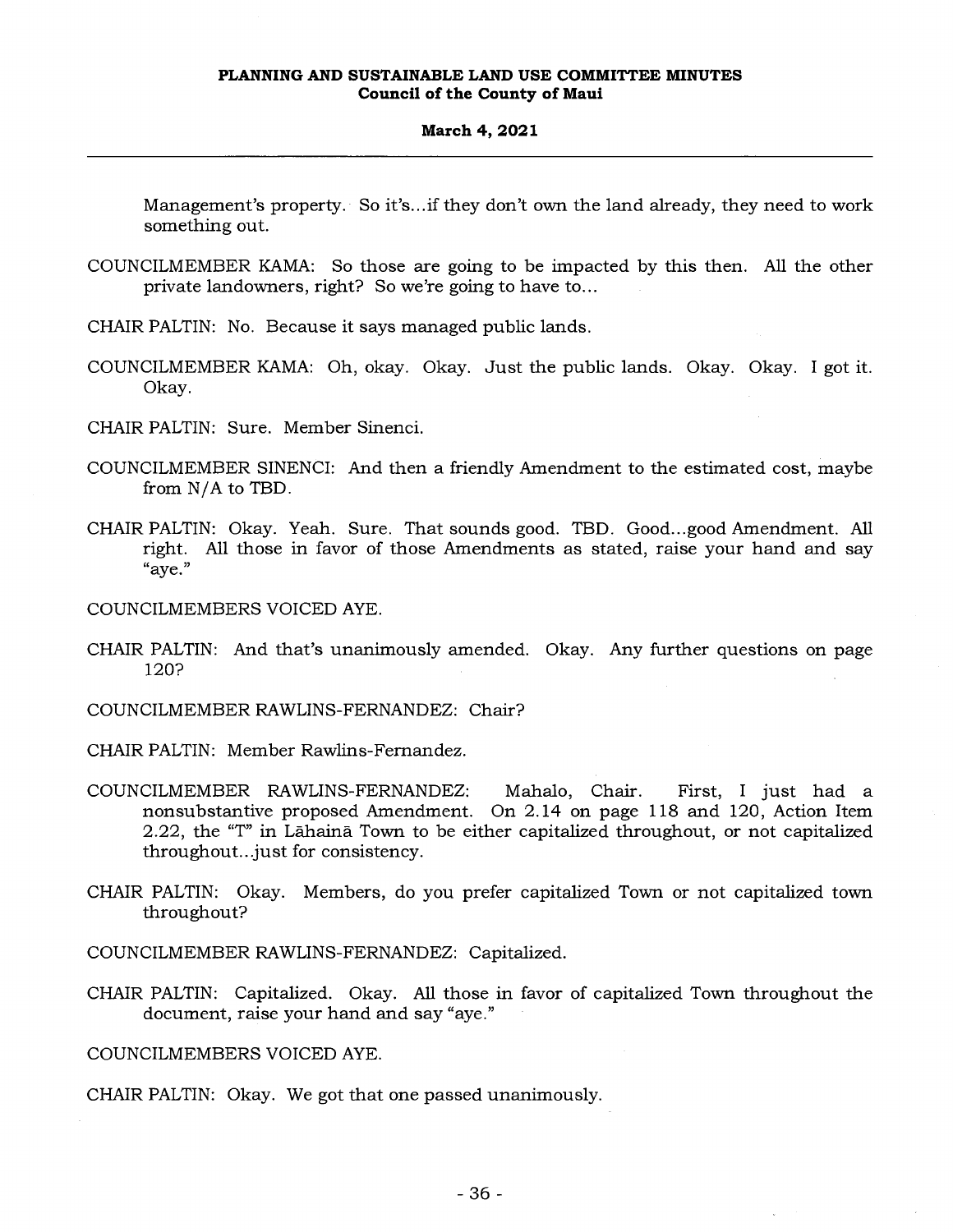Management's property. So it's...if they don't own the land already, they need to work something out.

COUNCILMEMBER KAMA: So those are going to be impacted by this then. All the other private landowners, right? So we're going to have to...

CHAIR PALTIN: No. Because it says managed public lands.

COUNCILMEMBER KAMA: Oh, okay. Okay. Just the public lands. Okay. Okay. I got it. Okay.

CHAIR PALTIN: Sure. Member Sinenci.

COUNCILMEMBER SINENCI: And then a friendly Amendment to the estimated cost, maybe from N/A to TBD.

CHAIR PALTIN: Okay. Yeah. Sure. That sounds good. TBD. Good...good Amendment. All right. All those in favor of those Amendments as stated, raise your hand and say "aye."

COUNCILMEMBERS VOICED AYE.

CHAIR PALTIN: And that's unanimously amended. Okay. Any further questions on page 120?

COUNCILMEMBER RAWLINS-FERNANDEZ: Chair?

CHAIR PALTIN: Member Rawlins-Fernandez.

COUNCILMEMBER RAWLINS-FERNANDEZ: Mahalo, Chair. First, I just had a nonsubstantive proposed Amendment. On 2.14 on page 118 and 120, Action Item 2.22, the "T" in Lāhainā Town to be either capitalized throughout, or not capitalized throughout...just for consistency.

CHAIR PALTIN: Okay. Members, do you prefer capitalized Town or not capitalized town throughout?

COUNCILMEMBER RAWLINS-FERNANDEZ: Capitalized.

CHAIR PALTIN: Capitalized. Okay. All those in favor of capitalized Town throughout the document, raise your hand and say "aye."

COUNCILMEMBERS VOICED AYE.

CHAIR PALTIN: Okay. We got that one passed unanimously.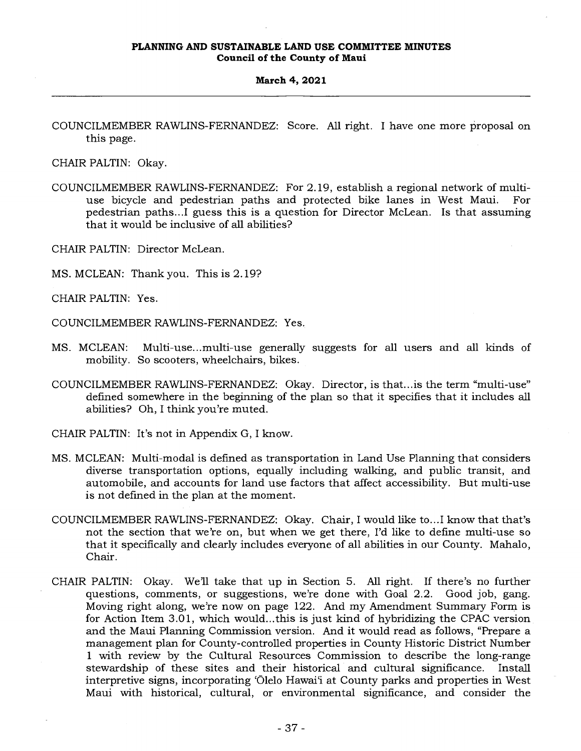COUNCILMEMBER RAWLINS-FERNANDEZ: Score. All right. I have one more proposal on this page.

CHAIR PALTIN: Okay.

COUNCILMEMBER RAWLINS-FERNANDEZ: For 2.19, establish a regional network of multi-use bicycle and pedestrian paths and protected bike lanes in West Maui. For pedestrian paths...I guess this is a question for Director McLean. Is that assuming that it would be inclusive of all abilities?

CHAIR PALTIN: Director McLean.

MS. MCLEAN: Thank you. This is 2.19?

CHAIR PALTIN: Yes.

COUNCILMEMBER RAWLINS-FERNANDEZ: Yes.

MS. MCLEAN: Multi-use...multi-use generally suggests for all users and all kinds of mobility. So scooters, wheelchairs, bikes.

COUNCILMEMBER RAWLINS-FERNANDEZ: Okay. Director, is that...is the term "multi-use" defined somewhere in the beginning of the plan so that it specifies that it includes all abilities? Oh, I think you're muted.

CHAIR PALTIN: It's not in Appendix G, I know.

MS. MCLEAN: Multi-modal is defined as transportation in Land Use Planning that considers diverse transportation options, equally including walking, and public transit, and automobile, and accounts for land use factors that affect accessibility. But multi-use is not defined in the plan at the moment.

COUNCILMEMBER RAWLINS-FERNANDEZ: Okay. Chair, I would like to...I know that that's not the section that we're on, but when we get there, I'd like to define multi-use so that it specifically and clearly includes everyone of all abilities in our County. Mahalo, Chair.

CHAIR PALTIN: Okay. We'll take that up in Section 5. All right. If there's no further questions, comments, or suggestions, we're done with Goal 2.2. Good job, gang. Moving right along, we're now on page 122. And my Amendment Summary Form is for Action Item 3.01, which would...this is just kind of hybridizing the CPAC version and the Maui Planning Commission version. And it would read as follows, "Prepare a management plan for County-controlled properties in County Historic District Number 1 with review by the Cultural Resources Commission to describe the long-range stewardship of these sites and their historical and cultural significance. Install interpretive signs, incorporating ʻŌlelo Hawaiʻi at County parks and properties in West Maui with historical, cultural, or environmental significance, and consider the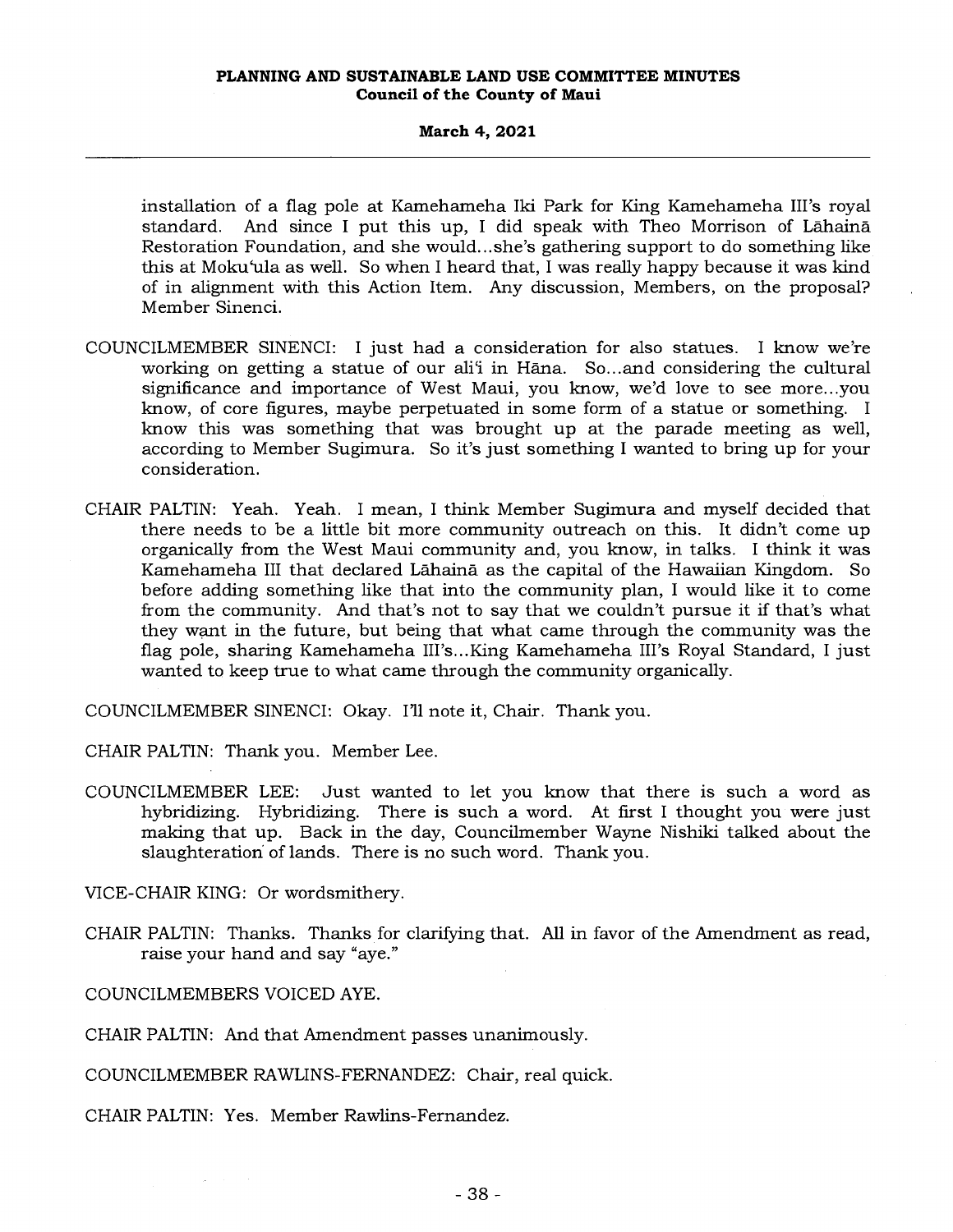installation of a flag pole at Kamehameha Iki Park for King Kamehameha III's royal standard. And since I put this up, I did speak with Theo Morrison of Lāhainā Restoration Foundation, and she would...she's gathering support to do something like this at Mokuʻula as well. So when I heard that, I was really happy because it was kind of in alignment with this Action Item. Any discussion, Members, on the proposal? Member Sinenci.

COUNCILMEMBER SINENCI: I just had a consideration for also statues. I know we're working on getting a statue of our aliʻi in Hāna. So...and considering the cultural significance and importance of West Maui, you know, we'd love to see more...you know, of core figures, maybe perpetuated in some form of a statue or something. I know this was something that was brought up at the parade meeting as well, according to Member Sugimura. So it's just something I wanted to bring up for your consideration.

CHAIR PALTIN: Yeah. Yeah. I mean, I think Member Sugimura and myself decided that there needs to be a little bit more community outreach on this. It didn't come up organically from the West Maui community and, you know, in talks. I think it was Kamehameha III that declared Lāhainā as the capital of the Hawaiian Kingdom. So before adding something like that into the community plan, I would like it to come from the community. And that's not to say that we couldn't pursue it if that's what they want in the future, but being that what came through the community was the flag pole, sharing Kamehameha III's...King Kamehameha III's Royal Standard, I just wanted to keep true to what came through the community organically.

COUNCILMEMBER SINENCI: Okay. I'll note it, Chair. Thank you.

CHAIR PALTIN: Thank you. Member Lee.

COUNCILMEMBER LEE: Just wanted to let you know that there is such a word as hybridizing. Hybridizing. There is such a word. At first I thought you were just making that up. Back in the day, Councilmember Wayne Nishiki talked about the slaughteration of lands. There is no such word. Thank you.

VICE-CHAIR KING: Or wordsmithery.

CHAIR PALTIN: Thanks. Thanks for clarifying that. All in favor of the Amendment as read, raise your hand and say "aye."

COUNCILMEMBERS VOICED AYE.

CHAIR PALTIN: And that Amendment passes unanimously.

COUNCILMEMBER RAWLINS-FERNANDEZ: Chair, real quick.

CHAIR PALTIN: Yes. Member Rawlins-Fernandez.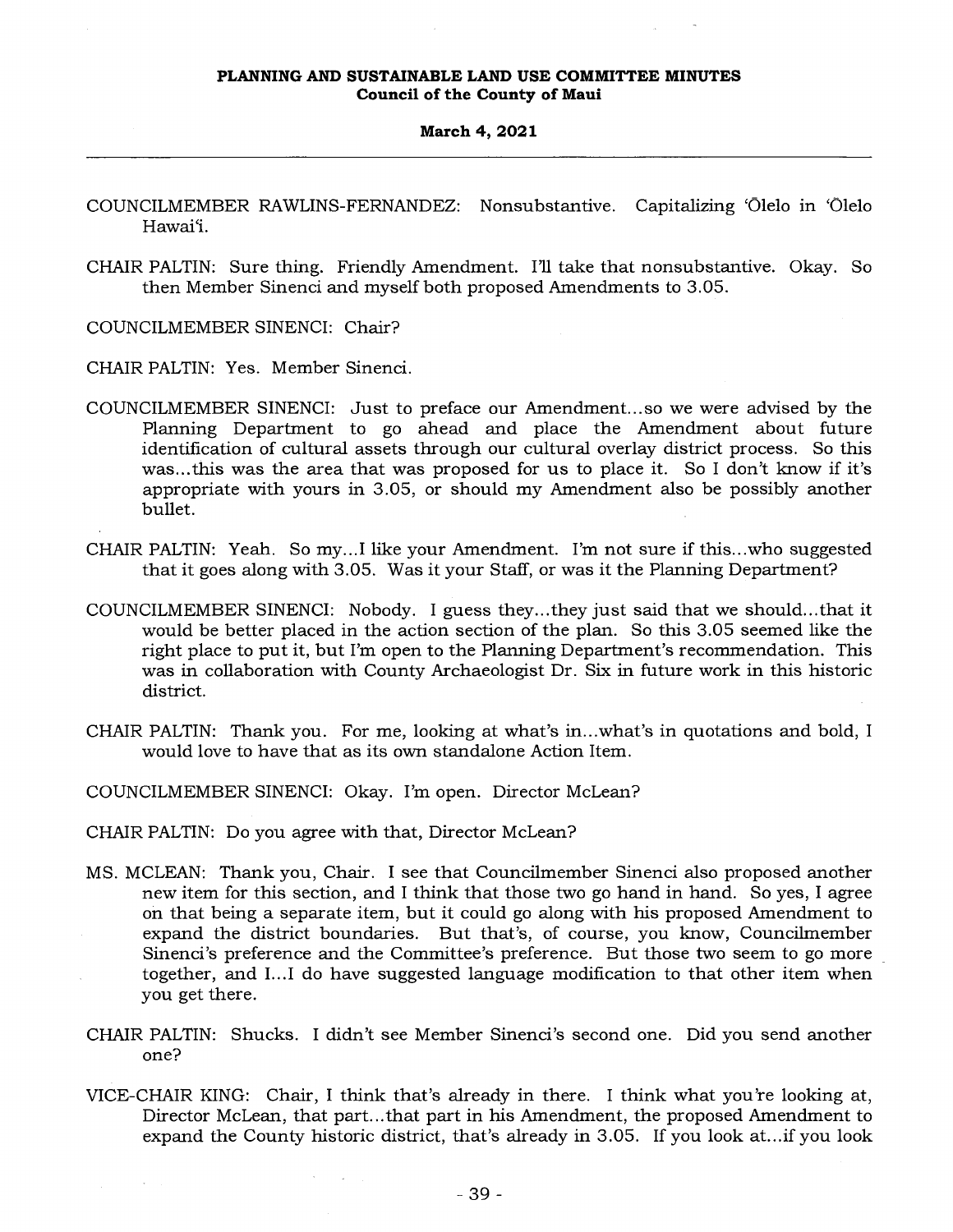COUNCILMEMBER RAWLINS-FERNANDEZ: Nonsubstantive. Capitalizing ʻŌlelo in ʻŌlelo Hawaiʻi.

CHAIR PALTIN: Sure thing. Friendly Amendment. I'll take that nonsubstantive. Okay. So then Member Sinenci and myself both proposed Amendments to 3.05.

COUNCILMEMBER SINENCI: Chair?

CHAIR PALTIN: Yes. Member Sinenci.

COUNCILMEMBER SINENCI: Just to preface our Amendment...so we were advised by the Planning Department to go ahead and place the Amendment about future identification of cultural assets through our cultural overlay district process. So this was...this was the area that was proposed for us to place it. So I don't know if it's appropriate with yours in 3.05, or should my Amendment also be possibly another bullet.

CHAIR PALTIN: Yeah. So my...I like your Amendment. I'm not sure if this...who suggested that it goes along with 3.05. Was it your Staff, or was it the Planning Department?

COUNCILMEMBER SINENCI: Nobody. I guess they...they just said that we should...that it would be better placed in the action section of the plan. So this 3.05 seemed like the right place to put it, but I'm open to the Planning Department's recommendation. This was in collaboration with County Archaeologist Dr. Six in future work in this historic district.

CHAIR PALTIN: Thank you. For me, looking at what's in...what's in quotations and bold, I would love to have that as its own standalone Action Item.

COUNCILMEMBER SINENCI: Okay. I'm open. Director McLean?

CHAIR PALTIN: Do you agree with that, Director McLean?

MS. MCLEAN: Thank you, Chair. I see that Councilmember Sinenci also proposed another new item for this section, and I think that those two go hand in hand. So yes, I agree on that being a separate item, but it could go along with his proposed Amendment to expand the district boundaries. But that's, of course, you know, Councilmember Sinenci's preference and the Committee's preference. But those two seem to go more together, and I...I do have suggested language modification to that other item when you get there.

CHAIR PALTIN: Shucks. I didn't see Member Sinenci's second one. Did you send another one?

VICE-CHAIR KING: Chair, I think that's already in there. I think what you're looking at, Director McLean, that part...that part in his Amendment, the proposed Amendment to expand the County historic district, that's already in 3.05. If you look at...if you look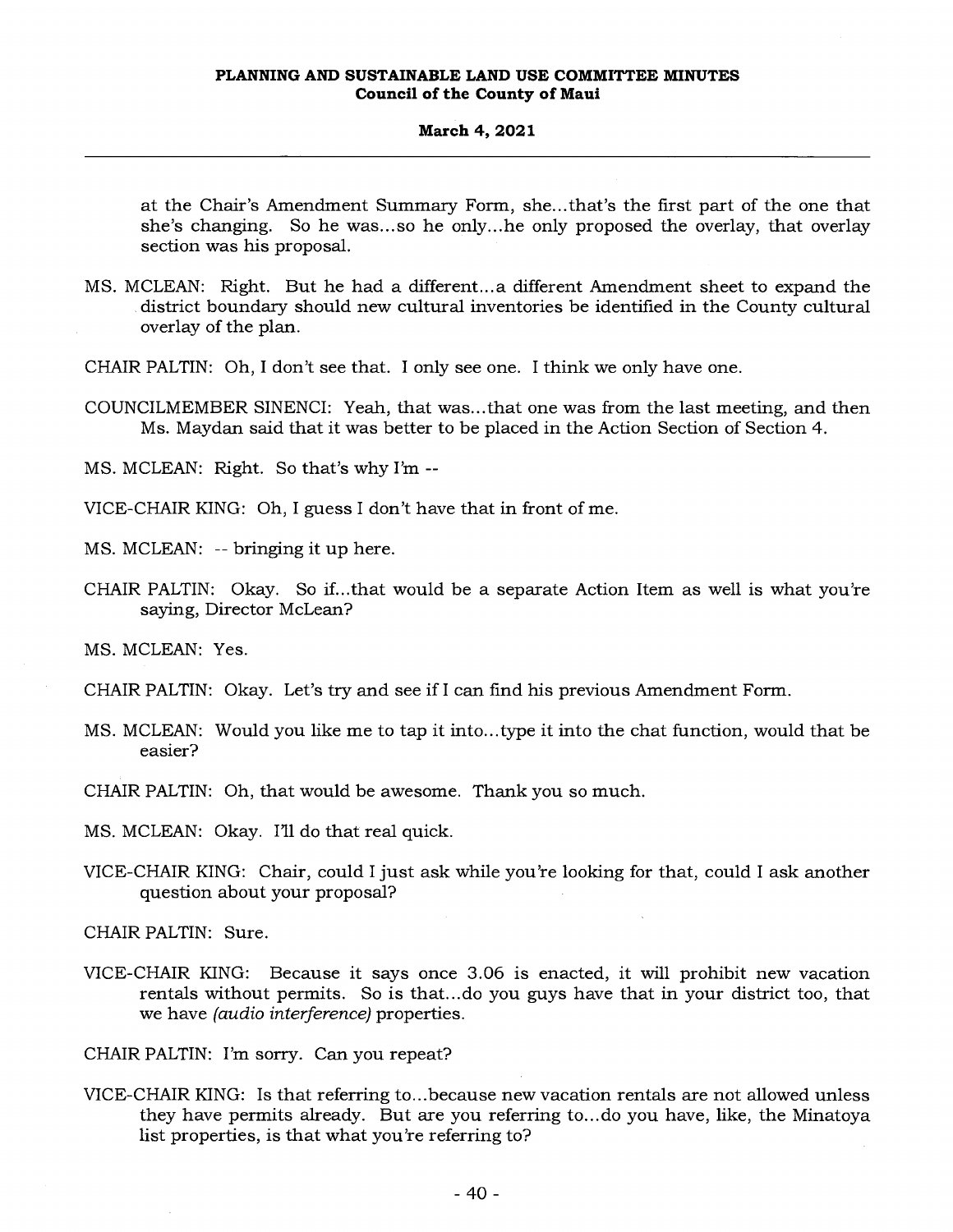at the Chair's Amendment Summary Form, she...that's the first part of the one that she's changing. So he was...so he only...he only proposed the overlay, that overlay section was his proposal.

MS. MCLEAN: Right. But he had a different...a different Amendment sheet to expand the district boundary should new cultural inventories be identified in the County cultural overlay of the plan.

CHAIR PALTIN: Oh, I don't see that. I only see one. I think we only have one.

COUNCILMEMBER SINENCI: Yeah, that was...that one was from the last meeting, and then Ms. Maydan said that it was better to be placed in the Action Section of Section 4.

MS. MCLEAN: Right. So that's why I'm --

VICE-CHAIR KING: Oh, I guess I don't have that in front of me.

MS. MCLEAN: -- bringing it up here.

CHAIR PALTIN: Okay. So if...that would be a separate Action Item as well is what you're saying, Director McLean?

MS. MCLEAN: Yes.

CHAIR PALTIN: Okay. Let's try and see if I can find his previous Amendment Form.

MS. MCLEAN: Would you like me to tap it into...type it into the chat function, would that be easier?

CHAIR PALTIN: Oh, that would be awesome. Thank you so much.

MS. MCLEAN: Okay. I'll do that real quick.

VICE-CHAIR KING: Chair, could I just ask while you're looking for that, could I ask another question about your proposal?

CHAIR PALTIN: Sure.

VICE-CHAIR KING: Because it says once 3.06 is enacted, it will prohibit new vacation rentals without permits. So is that...do you guys have that in your district too, that we have *(audio interference)* properties.

CHAIR PALTIN: I'm sorry. Can you repeat?

VICE-CHAIR KING: Is that referring to...because new vacation rentals are not allowed unless they have permits already. But are you referring to...do you have, like, the Minatoya list properties, is that what you're referring to?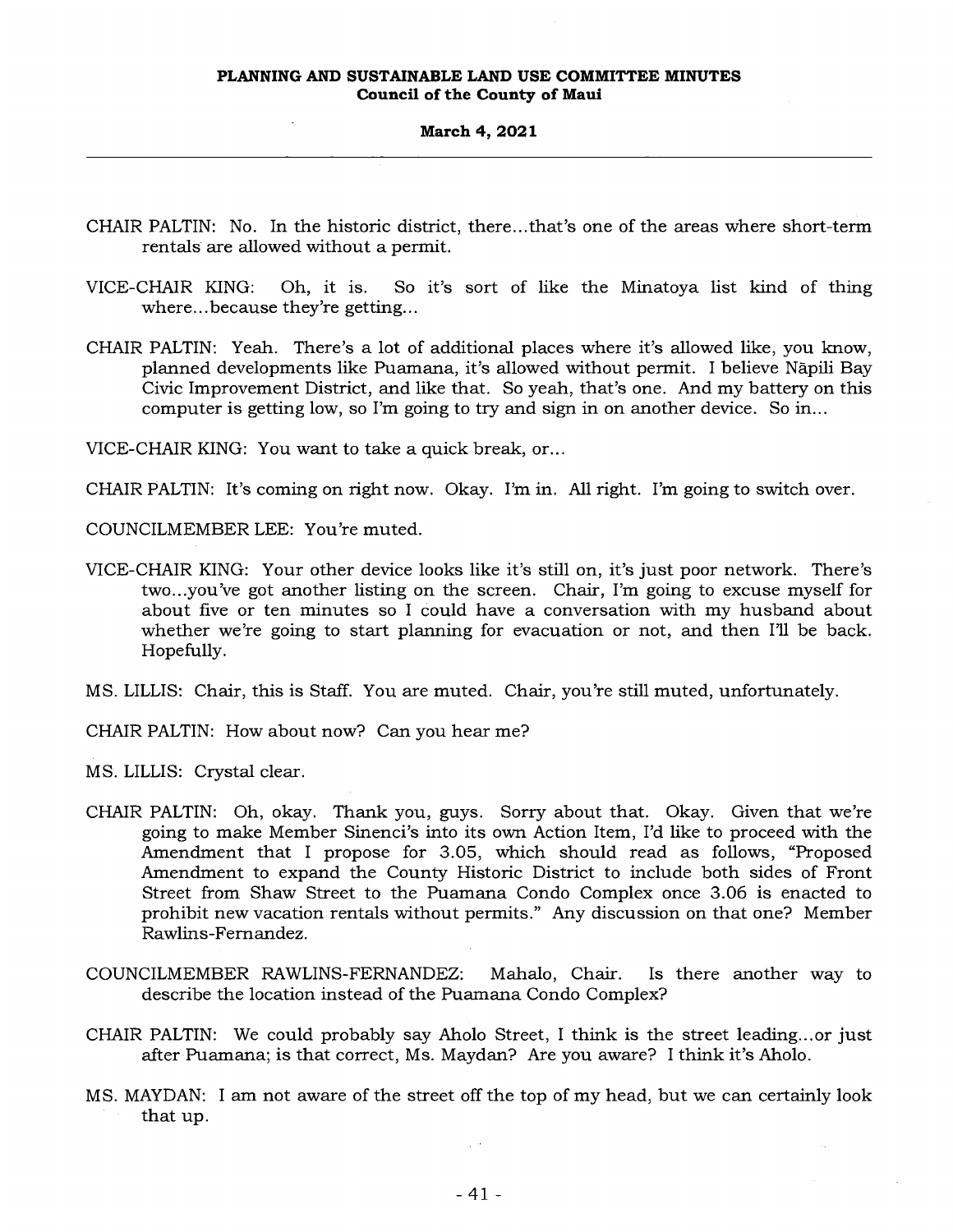CHAIR PALTIN: No. In the historic district, there...that's one of the areas where short-term rentals are allowed without a permit.

VICE-CHAIR KING: Oh, it is. So it's sort of like the Minatoya list kind of thing where...because they're getting...

CHAIR PALTIN: Yeah. There's a lot of additional places where it's allowed like, you know, planned developments like Puamana, it's allowed without permit. I believe Nāpili Bay Civic Improvement District, and like that. So yeah, that's one. And my battery on this computer is getting low, so I'm going to try and sign in on another device. So in...

VICE-CHAIR KING: You want to take a quick break, or...

CHAIR PALTIN: It's coming on right now. Okay. I'm in. All right. I'm going to switch over.

COUNCILMEMBER LEE: You're muted.

VICE-CHAIR KING: Your other device looks like it's still on, it's just poor network. There's two...you've got another listing on the screen. Chair, I'm going to excuse myself for about five or ten minutes so I could have a conversation with my husband about whether we're going to start planning for evacuation or not, and then I'll be back. Hopefully.

MS. LILLIS: Chair, this is Staff. You are muted. Chair, you're still muted, unfortunately.

CHAIR PALTIN: How about now? Can you hear me?

MS. LILLIS: Crystal clear.

CHAIR PALTIN: Oh, okay. Thank you, guys. Sorry about that. Okay. Given that we're going to make Member Sinenci's into its own Action Item, I'd like to proceed with the Amendment that I propose for 3.05, which should read as follows, "Proposed Amendment to expand the County Historic District to include both sides of Front Street from Shaw Street to the Puamana Condo Complex once 3.06 is enacted to prohibit new vacation rentals without permits." Any discussion on that one? Member Rawlins-Fernandez.

COUNCILMEMBER RAWLINS-FERNANDEZ: Mahalo, Chair. Is there another way to describe the location instead of the Puamana Condo Complex?

CHAIR PALTIN: We could probably say Aholo Street, I think is the street leading...or just after Puamana; is that correct, Ms. Maydan? Are you aware? I think it's Aholo.

MS. MAYDAN: I am not aware of the street off the top of my head, but we can certainly look that up.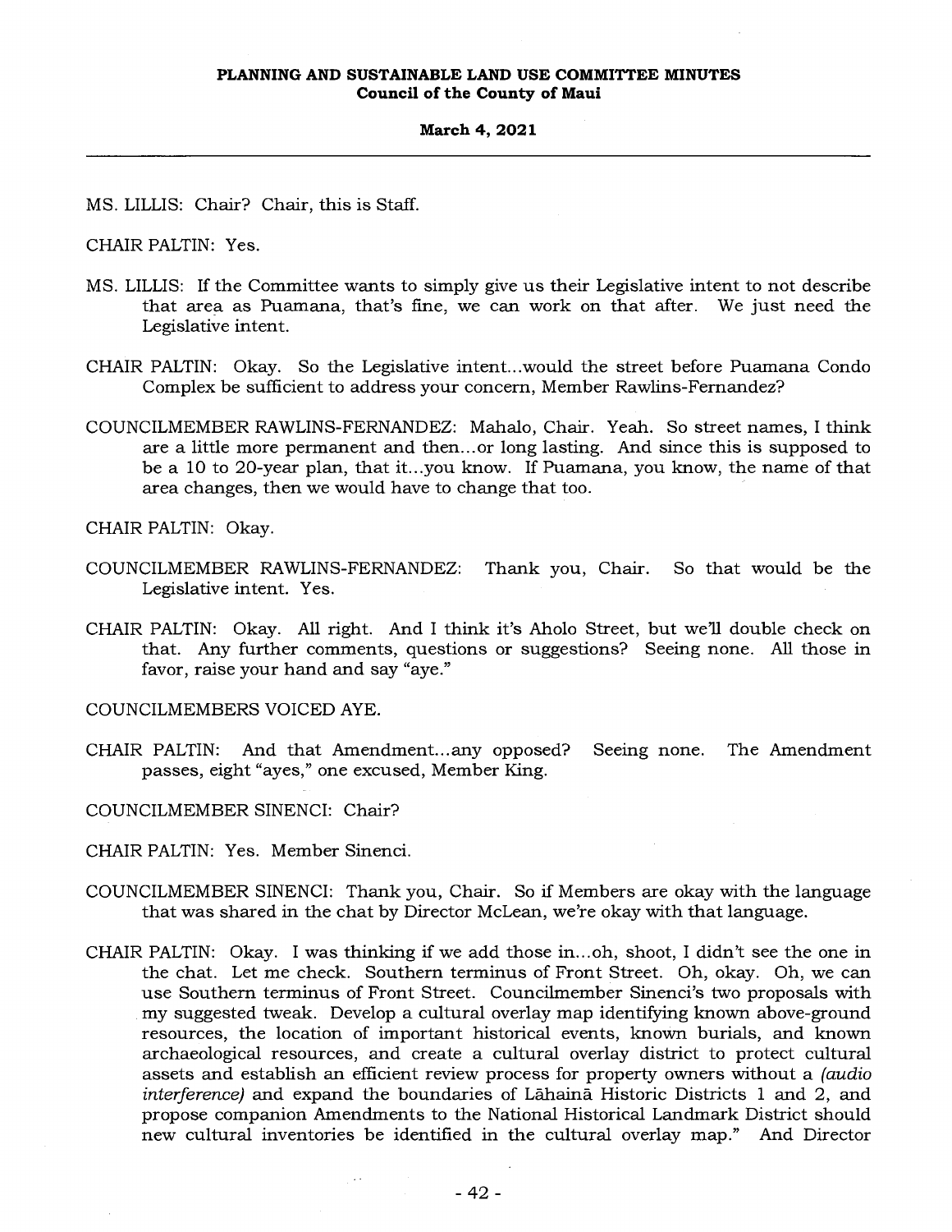MS. LILLIS: Chair? Chair, this is Staff.

CHAIR PALTIN: Yes.

MS. LILLIS: If the Committee wants to simply give us their Legislative intent to not describe that area as Puamana, that's fine, we can work on that after. We just need the Legislative intent.

CHAIR PALTIN: Okay. So the Legislative intent...would the street before Puamana Condo Complex be sufficient to address your concern, Member Rawlins-Fernandez?

COUNCILMEMBER RAWLINS-FERNANDEZ: Mahalo, Chair. Yeah. So street names, I think are a little more permanent and then...or long lasting. And since this is supposed to be a 10 to 20-year plan, that it...you know. If Puamana, you know, the name of that area changes, then we would have to change that too.

CHAIR PALTIN: Okay.

COUNCILMEMBER RAWLINS-FERNANDEZ: Thank you, Chair. So that would be the Legislative intent. Yes.

CHAIR PALTIN: Okay. All right. And I think it's Aholo Street, but we'll double check on that. Any further comments, questions or suggestions? Seeing none. All those in favor, raise your hand and say "aye."

COUNCILMEMBERS VOICED AYE.

CHAIR PALTIN: And that Amendment...any opposed? Seeing none. The Amendment passes, eight "ayes," one excused, Member King.

COUNCILMEMBER SINENCI: Chair?

CHAIR PALTIN: Yes. Member Sinenci.

COUNCILMEMBER SINENCI: Thank you, Chair. So if Members are okay with the language that was shared in the chat by Director McLean, we're okay with that language.

CHAIR PALTIN: Okay. I was thinking if we add those in...oh, shoot, I didn't see the one in the chat. Let me check. Southern terminus of Front Street. Oh, okay. Oh, we can use Southern terminus of Front Street. Councilmember Sinenci's two proposals with my suggested tweak. Develop a cultural overlay map identifying known above-ground resources, the location of important historical events, known burials, and known archaeological resources, and create a cultural overlay district to protect cultural assets and establish an efficient review process for property owners without a *(audio interference)* and expand the boundaries of Lāhainā Historic Districts 1 and 2, and propose companion Amendments to the National Historical Landmark District should new cultural inventories be identified in the cultural overlay map." And Director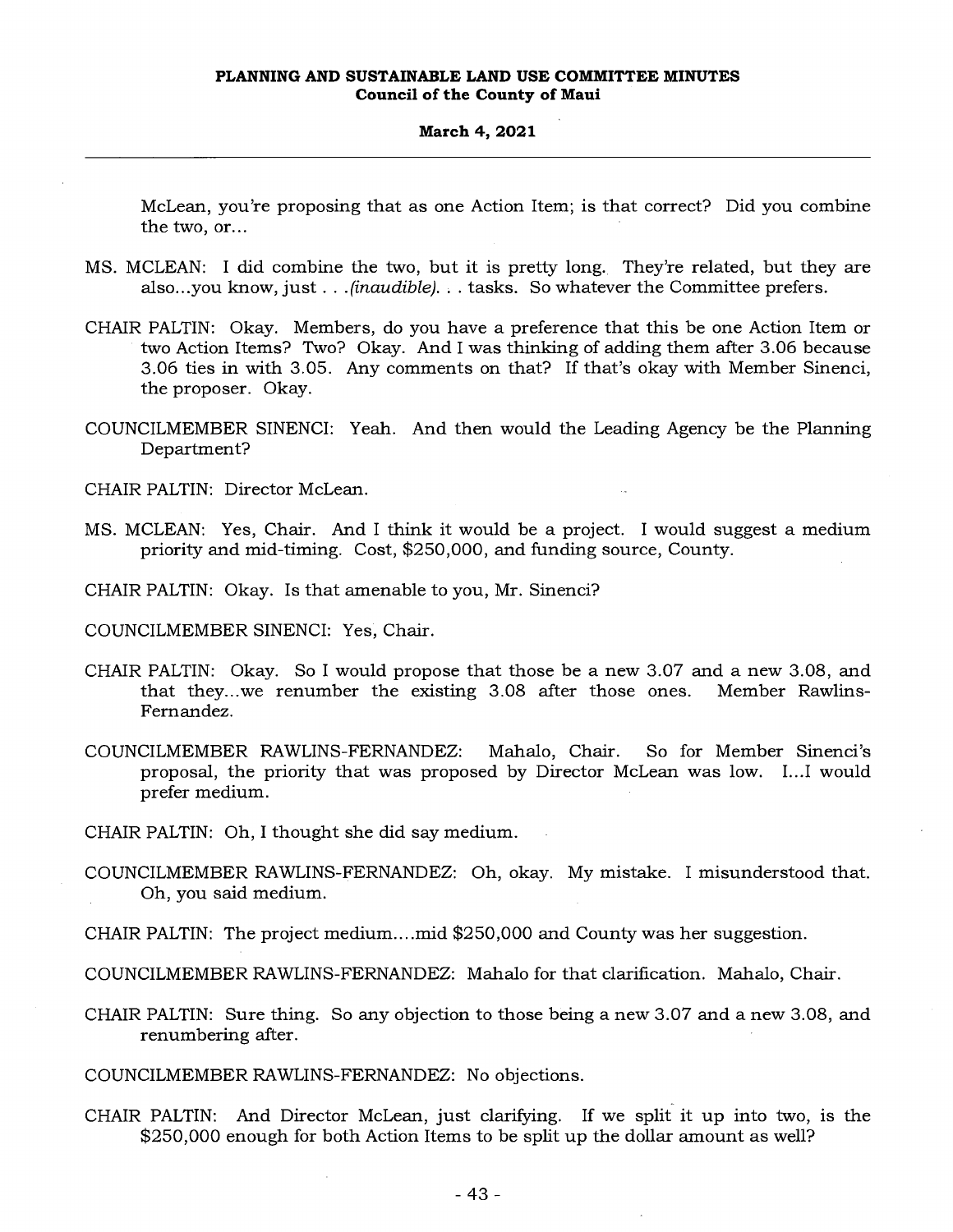McLean, you're proposing that as one Action Item; is that correct? Did you combine the two, or...

MS. MCLEAN: I did combine the two, but it is pretty long. They're related, but they are also...you know, just . . .*(inaudible)*. . . tasks. So whatever the Committee prefers.

CHAIR PALTIN: Okay. Members, do you have a preference that this be one Action Item or two Action Items? Two? Okay. And I was thinking of adding them after 3.06 because 3.06 ties in with 3.05. Any comments on that? If that's okay with Member Sinenci, the proposer. Okay.

COUNCILMEMBER SINENCI: Yeah. And then would the Leading Agency be the Planning Department?

CHAIR PALTIN: Director McLean.

MS. MCLEAN: Yes, Chair. And I think it would be a project. I would suggest a medium priority and mid-timing. Cost, $250,000, and funding source, County.

CHAIR PALTIN: Okay. Is that amenable to you, Mr. Sinenci?

COUNCILMEMBER SINENCI: Yes, Chair.

CHAIR PALTIN: Okay. So I would propose that those be a new 3.07 and a new 3.08, and that they...we renumber the existing 3.08 after those ones. Member Rawlins-Fernandez.

COUNCILMEMBER RAWLINS-FERNANDEZ: Mahalo, Chair. So for Member Sinenci's proposal, the priority that was proposed by Director McLean was low. I...I would prefer medium.

CHAIR PALTIN: Oh, I thought she did say medium.

COUNCILMEMBER RAWLINS-FERNANDEZ: Oh, okay. My mistake. I misunderstood that. Oh, you said medium.

CHAIR PALTIN: The project medium....mid $250,000 and County was her suggestion.

COUNCILMEMBER RAWLINS-FERNANDEZ: Mahalo for that clarification. Mahalo, Chair.

CHAIR PALTIN: Sure thing. So any objection to those being a new 3.07 and a new 3.08, and renumbering after.

COUNCILMEMBER RAWLINS-FERNANDEZ: No objections.

CHAIR PALTIN: And Director McLean, just clarifying. If we split it up into two, is the $250,000 enough for both Action Items to be split up the dollar amount as well?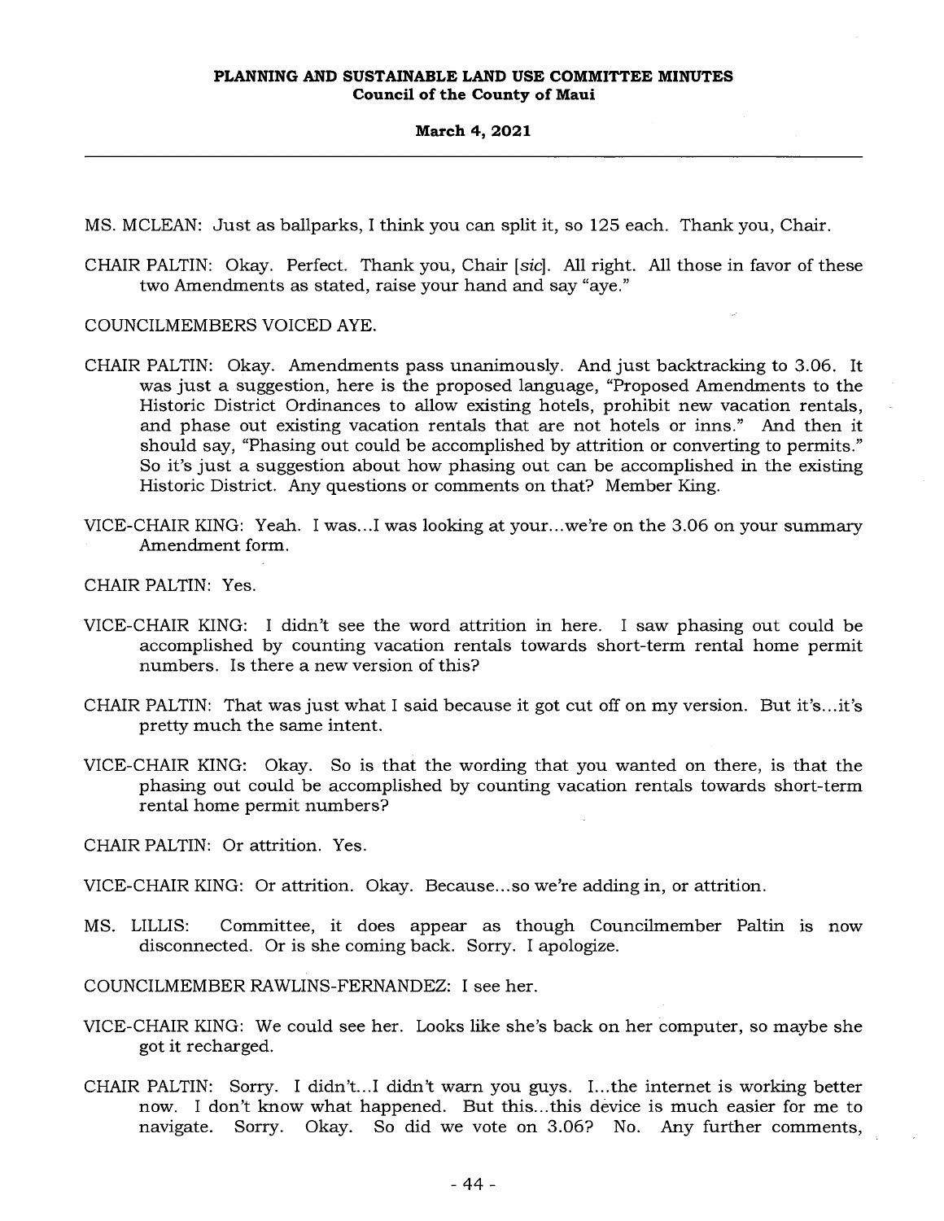MS. MCLEAN: Just as ballparks, I think you can split it, so 125 each. Thank you, Chair.

CHAIR PALTIN: Okay. Perfect. Thank you, Chair [*sic*]. All right. All those in favor of these two Amendments as stated, raise your hand and say "aye."

COUNCILMEMBERS VOICED AYE.

CHAIR PALTIN: Okay. Amendments pass unanimously. And just backtracking to 3.06. It was just a suggestion, here is the proposed language, "Proposed Amendments to the Historic District Ordinances to allow existing hotels, prohibit new vacation rentals, and phase out existing vacation rentals that are not hotels or inns." And then it should say, "Phasing out could be accomplished by attrition or converting to permits." So it's just a suggestion about how phasing out can be accomplished in the existing Historic District. Any questions or comments on that? Member King.

VICE-CHAIR KING: Yeah. I was...I was looking at your...we're on the 3.06 on your summary Amendment form.

CHAIR PALTIN: Yes.

VICE-CHAIR KING: I didn't see the word attrition in here. I saw phasing out could be accomplished by counting vacation rentals towards short-term rental home permit numbers. Is there a new version of this?

CHAIR PALTIN: That was just what I said because it got cut off on my version. But it's...it's pretty much the same intent.

VICE-CHAIR KING: Okay. So is that the wording that you wanted on there, is that the phasing out could be accomplished by counting vacation rentals towards short-term rental home permit numbers?

CHAIR PALTIN: Or attrition. Yes.

VICE-CHAIR KING: Or attrition. Okay. Because...so we're adding in, or attrition.

MS. LILLIS: Committee, it does appear as though Councilmember Paltin is now disconnected. Or is she coming back. Sorry. I apologize.

COUNCILMEMBER RAWLINS-FERNANDEZ: I see her.

VICE-CHAIR KING: We could see her. Looks like she's back on her computer, so maybe she got it recharged.

CHAIR PALTIN: Sorry. I didn't...I didn't warn you guys. I...the internet is working better now. I don't know what happened. But this...this device is much easier for me to navigate. Sorry. Okay. So did we vote on 3.06? No. Any further comments,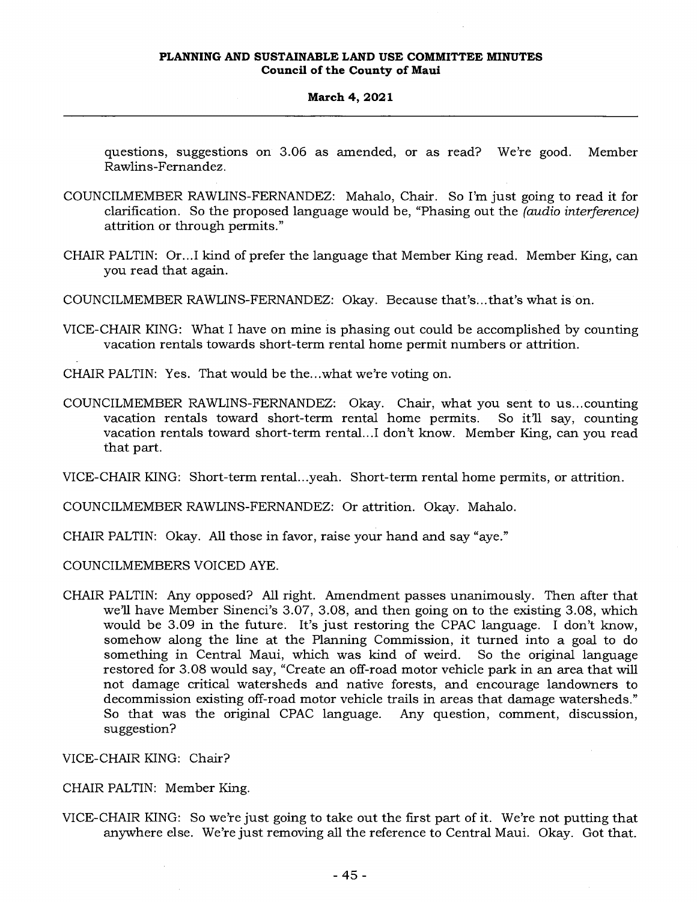questions, suggestions on 3.06 as amended, or as read? We're good. Member Rawlins-Fernandez.

COUNCILMEMBER RAWLINS-FERNANDEZ: Mahalo, Chair. So I'm just going to read it for clarification. So the proposed language would be, "Phasing out the *(audio interference)* attrition or through permits."

CHAIR PALTIN: Or...I kind of prefer the language that Member King read. Member King, can you read that again.

COUNCILMEMBER RAWLINS-FERNANDEZ: Okay. Because that's...that's what is on.

VICE-CHAIR KING: What I have on mine is phasing out could be accomplished by counting vacation rentals towards short-term rental home permit numbers or attrition.

CHAIR PALTIN: Yes. That would be the...what we're voting on.

COUNCILMEMBER RAWLINS-FERNANDEZ: Okay. Chair, what you sent to us...counting vacation rentals toward short-term rental home permits. So it'll say, counting vacation rentals toward short-term rental...I don't know. Member King, can you read that part.

VICE-CHAIR KING: Short-term rental...yeah. Short-term rental home permits, or attrition.

COUNCILMEMBER RAWLINS-FERNANDEZ: Or attrition. Okay. Mahalo.

CHAIR PALTIN: Okay. All those in favor, raise your hand and say "aye."

COUNCILMEMBERS VOICED AYE.

CHAIR PALTIN: Any opposed? All right. Amendment passes unanimously. Then after that we'll have Member Sinenci's 3.07, 3.08, and then going on to the existing 3.08, which would be 3.09 in the future. It's just restoring the CPAC language. I don't know, somehow along the line at the Planning Commission, it turned into a goal to do something in Central Maui, which was kind of weird. So the original language restored for 3.08 would say, "Create an off-road motor vehicle park in an area that will not damage critical watersheds and native forests, and encourage landowners to decommission existing off-road motor vehicle trails in areas that damage watersheds." So that was the original CPAC language. Any question, comment, discussion, suggestion?

VICE-CHAIR KING: Chair?

CHAIR PALTIN: Member King.

VICE-CHAIR KING: So we're just going to take out the first part of it. We're not putting that anywhere else. We're just removing all the reference to Central Maui. Okay. Got that.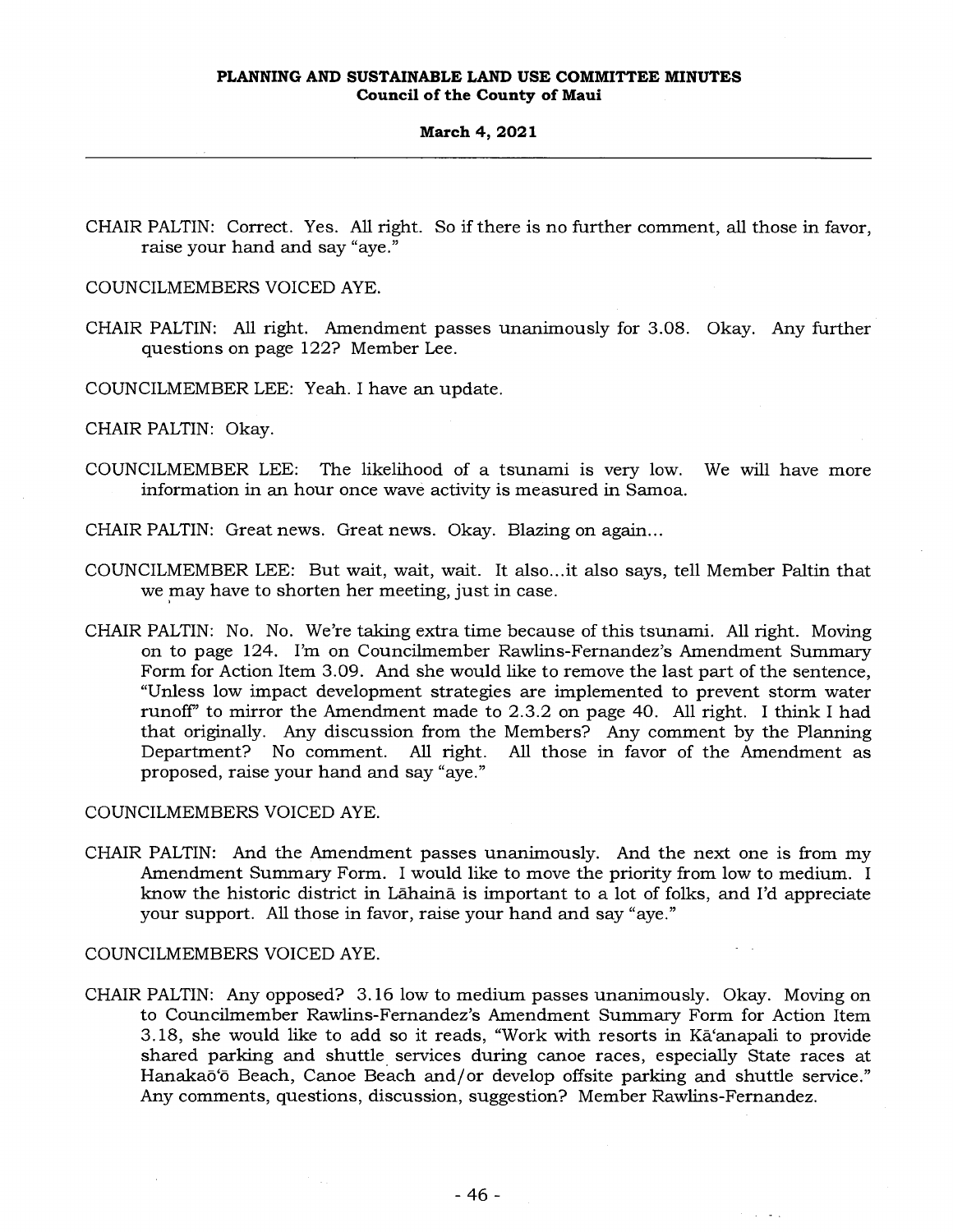CHAIR PALTIN: Correct. Yes. All right. So if there is no further comment, all those in favor, raise your hand and say "aye."

COUNCILMEMBERS VOICED AYE.

CHAIR PALTIN: All right. Amendment passes unanimously for 3.08. Okay. Any further questions on page 122? Member Lee.

COUNCILMEMBER LEE: Yeah. I have an update.

CHAIR PALTIN: Okay.

COUNCILMEMBER LEE: The likelihood of a tsunami is very low. We will have more information in an hour once wave activity is measured in Samoa.

CHAIR PALTIN: Great news. Great news. Okay. Blazing on again...

COUNCILMEMBER LEE: But wait, wait, wait. It also...it also says, tell Member Paltin that we may have to shorten her meeting, just in case.

CHAIR PALTIN: No. No. We're taking extra time because of this tsunami. All right. Moving on to page 124. I'm on Councilmember Rawlins-Fernandez's Amendment Summary Form for Action Item 3.09. And she would like to remove the last part of the sentence, "Unless low impact development strategies are implemented to prevent storm water runoff" to mirror the Amendment made to 2.3.2 on page 40. All right. I think I had that originally. Any discussion from the Members? Any comment by the Planning Department? No comment. All right. All those in favor of the Amendment as proposed, raise your hand and say "aye."

COUNCILMEMBERS VOICED AYE.

CHAIR PALTIN: And the Amendment passes unanimously. And the next one is from my Amendment Summary Form. I would like to move the priority from low to medium. I know the historic district in Lāhainā is important to a lot of folks, and I'd appreciate your support. All those in favor, raise your hand and say "aye."

COUNCILMEMBERS VOICED AYE.

CHAIR PALTIN: Any opposed? 3.16 low to medium passes unanimously. Okay. Moving on to Councilmember Rawlins-Fernandez's Amendment Summary Form for Action Item 3.18, she would like to add so it reads, "Work with resorts in Kā'anapali to provide shared parking and shuttle services during canoe races, especially State races at Hanakaō'ō Beach, Canoe Beach and/or develop offsite parking and shuttle service." Any comments, questions, discussion, suggestion? Member Rawlins-Fernandez.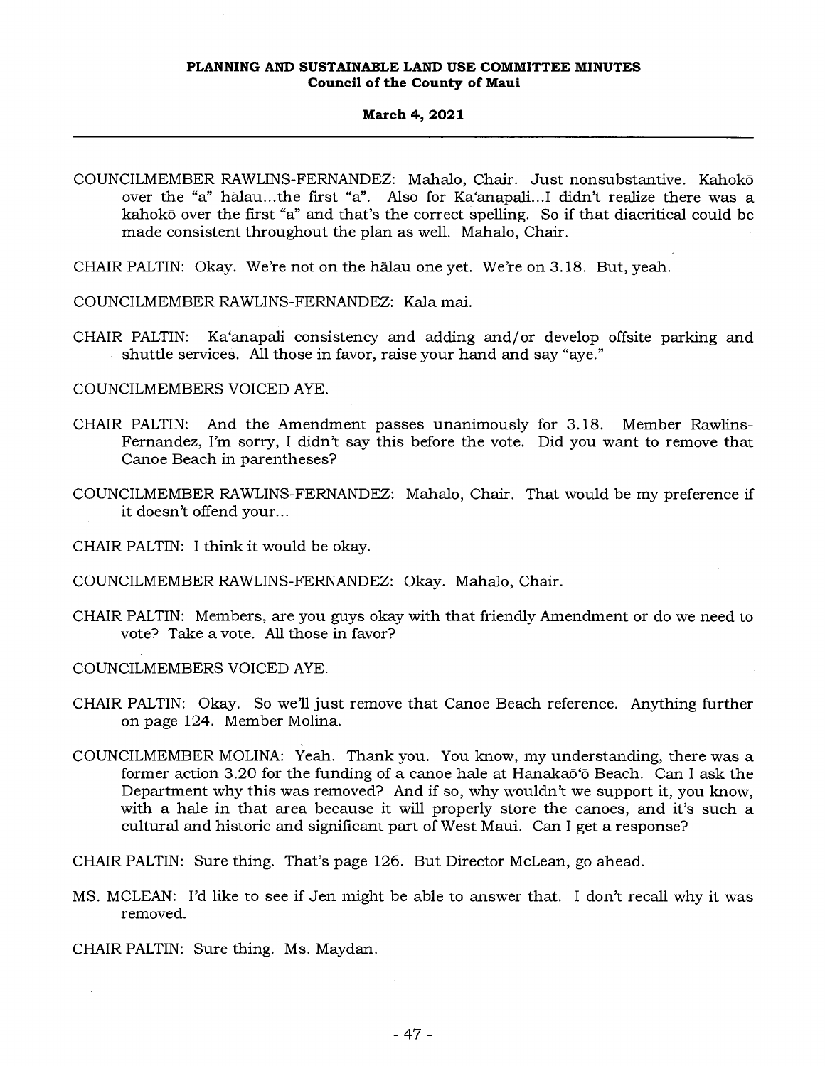COUNCILMEMBER RAWLINS-FERNANDEZ: Mahalo, Chair. Just nonsubstantive. Kahakō over the "a" hālau...the first "a". Also for Kā'anapali...I didn't realize there was a kahakō over the first "a" and that's the correct spelling. So if that diacritical could be made consistent throughout the plan as well. Mahalo, Chair.

CHAIR PALTIN: Okay. We're not on the hālau one yet. We're on 3.18. But, yeah.

COUNCILMEMBER RAWLINS-FERNANDEZ: Kala mai.

CHAIR PALTIN: Kā'anapali consistency and adding and/or develop offsite parking and shuttle services. All those in favor, raise your hand and say "aye."

COUNCILMEMBERS VOICED AYE.

CHAIR PALTIN: And the Amendment passes unanimously for 3.18. Member Rawlins-Fernandez, I'm sorry, I didn't say this before the vote. Did you want to remove that Canoe Beach in parentheses?

COUNCILMEMBER RAWLINS-FERNANDEZ: Mahalo, Chair. That would be my preference if it doesn't offend your...

CHAIR PALTIN: I think it would be okay.

COUNCILMEMBER RAWLINS-FERNANDEZ: Okay. Mahalo, Chair.

CHAIR PALTIN: Members, are you guys okay with that friendly Amendment or do we need to vote? Take a vote. All those in favor?

COUNCILMEMBERS VOICED AYE.

CHAIR PALTIN: Okay. So we'll just remove that Canoe Beach reference. Anything further on page 124. Member Molina.

COUNCILMEMBER MOLINA: Yeah. Thank you. You know, my understanding, there was a former action 3.20 for the funding of a canoe hale at Hanakaō'ō Beach. Can I ask the Department why this was removed? And if so, why wouldn't we support it, you know, with a hale in that area because it will properly store the canoes, and it's such a cultural and historic and significant part of West Maui. Can I get a response?

CHAIR PALTIN: Sure thing. That's page 126. But Director McLean, go ahead.

MS. MCLEAN: I'd like to see if Jen might be able to answer that. I don't recall why it was removed.

CHAIR PALTIN: Sure thing. Ms. Maydan.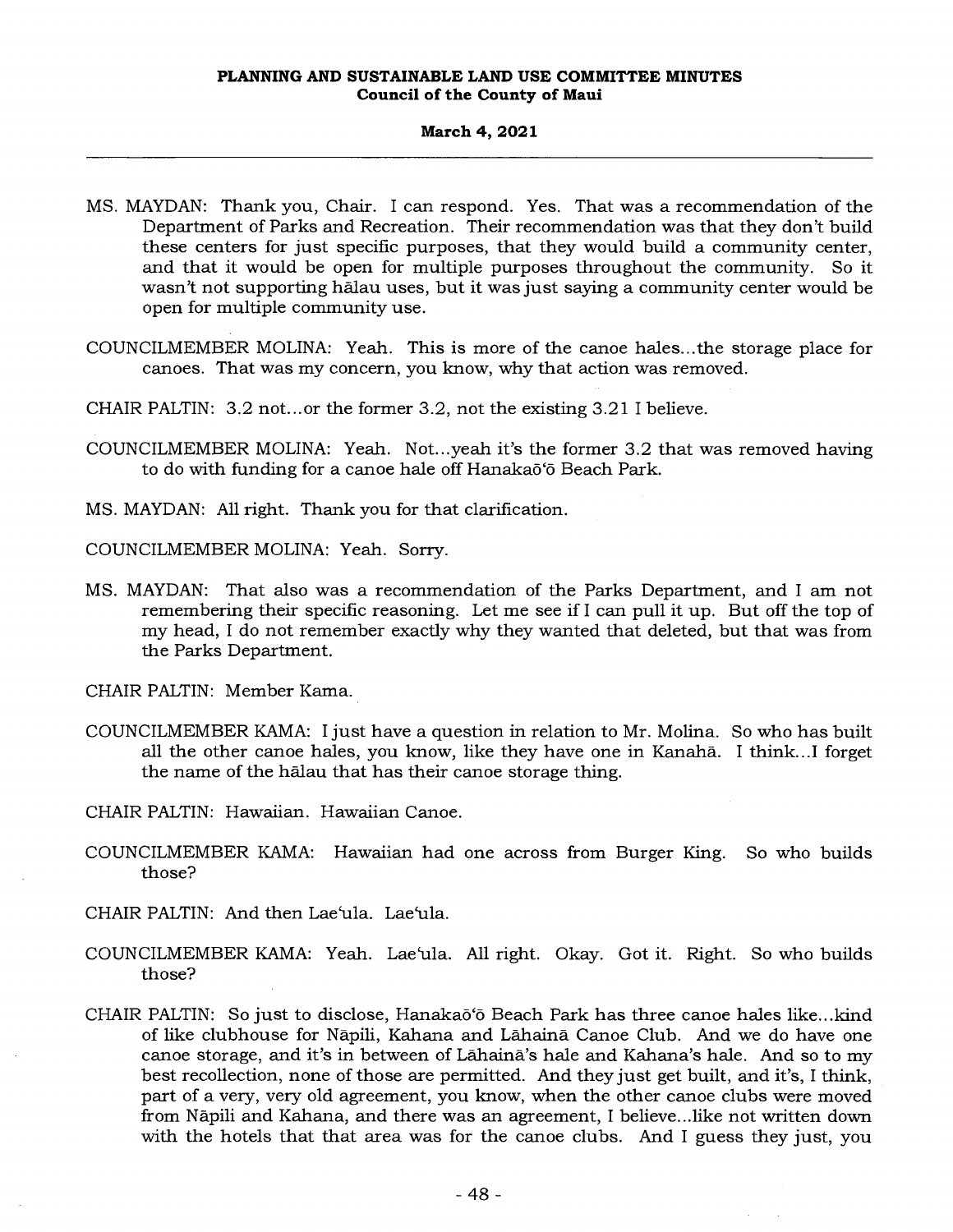MS. MAYDAN: Thank you, Chair. I can respond. Yes. That was a recommendation of the Department of Parks and Recreation. Their recommendation was that they don't build these centers for just specific purposes, that they would build a community center, and that it would be open for multiple purposes throughout the community. So it wasn't not supporting hālau uses, but it was just saying a community center would be open for multiple community use.

COUNCILMEMBER MOLINA: Yeah. This is more of the canoe hales...the storage place for canoes. That was my concern, you know, why that action was removed.

CHAIR PALTIN: 3.2 not...or the former 3.2, not the existing 3.21 I believe.

COUNCILMEMBER MOLINA: Yeah. Not...yeah it's the former 3.2 that was removed having to do with funding for a canoe hale off Hanakaō'ō Beach Park.

MS. MAYDAN: All right. Thank you for that clarification.

COUNCILMEMBER MOLINA: Yeah. Sorry.

MS. MAYDAN: That also was a recommendation of the Parks Department, and I am not remembering their specific reasoning. Let me see if I can pull it up. But off the top of my head, I do not remember exactly why they wanted that deleted, but that was from the Parks Department.

CHAIR PALTIN: Member Kama.

COUNCILMEMBER KAMA: I just have a question in relation to Mr. Molina. So who has built all the other canoe hales, you know, like they have one in Kanahā. I think...I forget the name of the hālau that has their canoe storage thing.

CHAIR PALTIN: Hawaiian. Hawaiian Canoe.

COUNCILMEMBER KAMA: Hawaiian had one across from Burger King. So who builds those?

CHAIR PALTIN: And then Lae'ula. Lae'ula.

COUNCILMEMBER KAMA: Yeah. Lae'ula. All right. Okay. Got it. Right. So who builds those?

CHAIR PALTIN: So just to disclose, Hanakaō'ō Beach Park has three canoe hales like...kind of like clubhouse for Nāpili, Kahana and Lāhainā Canoe Club. And we do have one canoe storage, and it's in between of Lāhainā's hale and Kahana's hale. And so to my best recollection, none of those are permitted. And they just get built, and it's, I think, part of a very, very old agreement, you know, when the other canoe clubs were moved from Nāpili and Kahana, and there was an agreement, I believe...like not written down with the hotels that that area was for the canoe clubs. And I guess they just, you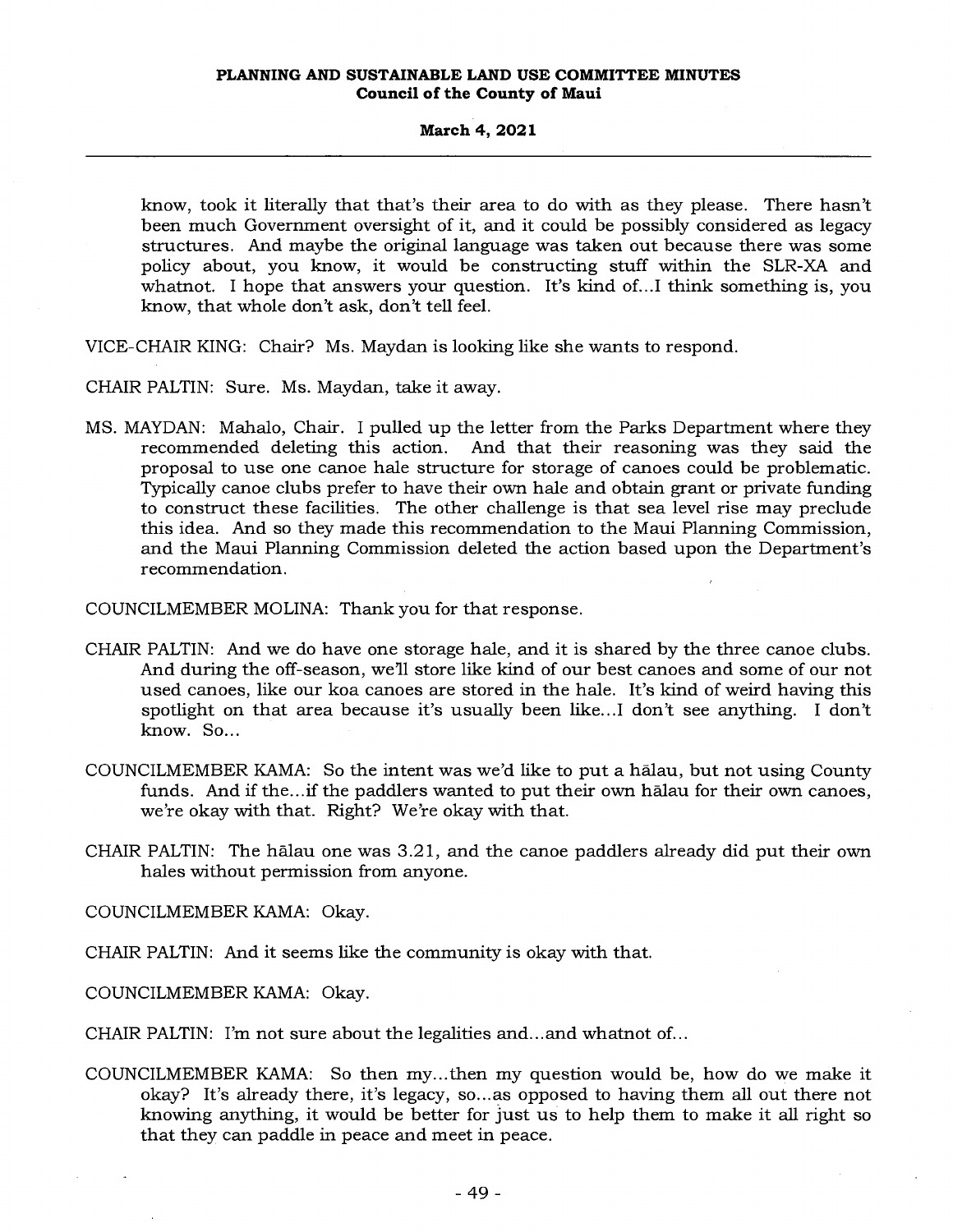know, took it literally that that's their area to do with as they please. There hasn't been much Government oversight of it, and it could be possibly considered as legacy structures. And maybe the original language was taken out because there was some policy about, you know, it would be constructing stuff within the SLR-XA and whatnot. I hope that answers your question. It's kind of...I think something is, you know, that whole don't ask, don't tell feel.

VICE-CHAIR KING: Chair? Ms. Maydan is looking like she wants to respond.

CHAIR PALTIN: Sure. Ms. Maydan, take it away.

MS. MAYDAN: Mahalo, Chair. I pulled up the letter from the Parks Department where they recommended deleting this action. And that their reasoning was they said the proposal to use one canoe hale structure for storage of canoes could be problematic. Typically canoe clubs prefer to have their own hale and obtain grant or private funding to construct these facilities. The other challenge is that sea level rise may preclude this idea. And so they made this recommendation to the Maui Planning Commission, and the Maui Planning Commission deleted the action based upon the Department's recommendation.

COUNCILMEMBER MOLINA: Thank you for that response.

CHAIR PALTIN: And we do have one storage hale, and it is shared by the three canoe clubs. And during the off-season, we'll store like kind of our best canoes and some of our not used canoes, like our koa canoes are stored in the hale. It's kind of weird having this spotlight on that area because it's usually been like...I don't see anything. I don't know. So...

COUNCILMEMBER KAMA: So the intent was we'd like to put a hālau, but not using County funds. And if the...if the paddlers wanted to put their own hālau for their own canoes, we're okay with that. Right? We're okay with that.

CHAIR PALTIN: The hālau one was 3.21, and the canoe paddlers already did put their own hales without permission from anyone.

COUNCILMEMBER KAMA: Okay.

CHAIR PALTIN: And it seems like the community is okay with that.

COUNCILMEMBER KAMA: Okay.

CHAIR PALTIN: I'm not sure about the legalities and...and whatnot of...

COUNCILMEMBER KAMA: So then my...then my question would be, how do we make it okay? It's already there, it's legacy, so...as opposed to having them all out there not knowing anything, it would be better for just us to help them to make it all right so that they can paddle in peace and meet in peace.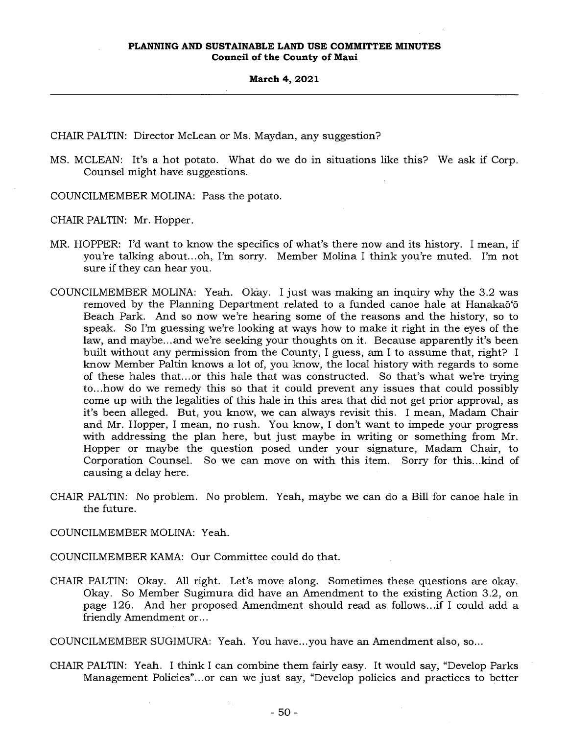CHAIR PALTIN: Director McLean or Ms. Maydan, any suggestion?

MS. MCLEAN: It's a hot potato. What do we do in situations like this? We ask if Corp. Counsel might have suggestions.

COUNCILMEMBER MOLINA: Pass the potato.

CHAIR PALTIN: Mr. Hopper.

MR. HOPPER: I'd want to know the specifics of what's there now and its history. I mean, if you're talking about...oh, I'm sorry. Member Molina I think you're muted. I'm not sure if they can hear you.

COUNCILMEMBER MOLINA: Yeah. Okay. I just was making an inquiry why the 3.2 was removed by the Planning Department related to a funded canoe hale at Hanakaōʻō Beach Park. And so now we're hearing some of the reasons and the history, so to speak. So I'm guessing we're looking at ways how to make it right in the eyes of the law, and maybe...and we're seeking your thoughts on it. Because apparently it's been built without any permission from the County, I guess, am I to assume that, right? I know Member Paltin knows a lot of, you know, the local history with regards to some of these hales that...or this hale that was constructed. So that's what we're trying to...how do we remedy this so that it could prevent any issues that could possibly come up with the legalities of this hale in this area that did not get prior approval, as it's been alleged. But, you know, we can always revisit this. I mean, Madam Chair and Mr. Hopper, I mean, no rush. You know, I don't want to impede your progress with addressing the plan here, but just maybe in writing or something from Mr. Hopper or maybe the question posed under your signature, Madam Chair, to Corporation Counsel. So we can move on with this item. Sorry for this...kind of causing a delay here.

CHAIR PALTIN: No problem. No problem. Yeah, maybe we can do a Bill for canoe hale in the future.

COUNCILMEMBER MOLINA: Yeah.

COUNCILMEMBER KAMA: Our Committee could do that.

CHAIR PALTIN: Okay. All right. Let's move along. Sometimes these questions are okay. Okay. So Member Sugimura did have an Amendment to the existing Action 3.2, on page 126. And her proposed Amendment should read as follows...if I could add a friendly Amendment or...

COUNCILMEMBER SUGIMURA: Yeah. You have...you have an Amendment also, so...

CHAIR PALTIN: Yeah. I think I can combine them fairly easy. It would say, "Develop Parks Management Policies"...or can we just say, "Develop policies and practices to better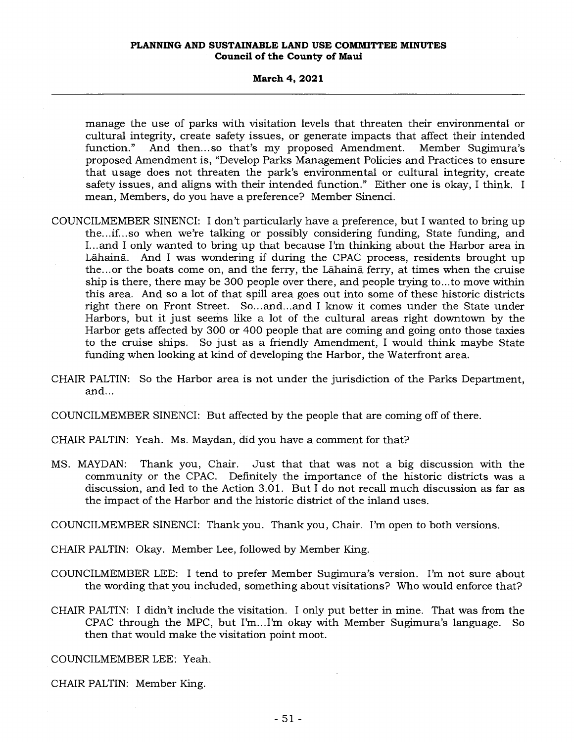manage the use of parks with visitation levels that threaten their environmental or cultural integrity, create safety issues, or generate impacts that affect their intended function." And then...so that's my proposed Amendment. Member Sugimura's proposed Amendment is, "Develop Parks Management Policies and Practices to ensure that usage does not threaten the park's environmental or cultural integrity, create safety issues, and aligns with their intended function." Either one is okay, I think. I mean, Members, do you have a preference? Member Sinenci.

COUNCILMEMBER SINENCI: I don't particularly have a preference, but I wanted to bring up the...if...so when we're talking or possibly considering funding, State funding, and I...and I only wanted to bring up that because I'm thinking about the Harbor area in Lāhainā. And I was wondering if during the CPAC process, residents brought up the...or the boats come on, and the ferry, the Lāhainā ferry, at times when the cruise ship is there, there may be 300 people over there, and people trying to...to move within this area. And so a lot of that spill area goes out into some of these historic districts right there on Front Street. So...and...and I know it comes under the State under Harbors, but it just seems like a lot of the cultural areas right downtown by the Harbor gets affected by 300 or 400 people that are coming and going onto those taxies to the cruise ships. So just as a friendly Amendment, I would think maybe State funding when looking at kind of developing the Harbor, the Waterfront area.

CHAIR PALTIN: So the Harbor area is not under the jurisdiction of the Parks Department, and...

COUNCILMEMBER SINENCI: But affected by the people that are coming off of there.

CHAIR PALTIN: Yeah. Ms. Maydan, did you have a comment for that?

MS. MAYDAN: Thank you, Chair. Just that that was not a big discussion with the community or the CPAC. Definitely the importance of the historic districts was a discussion, and led to the Action 3.01. But I do not recall much discussion as far as the impact of the Harbor and the historic district of the inland uses.

COUNCILMEMBER SINENCI: Thank you. Thank you, Chair. I'm open to both versions.

CHAIR PALTIN: Okay. Member Lee, followed by Member King.

COUNCILMEMBER LEE: I tend to prefer Member Sugimura's version. I'm not sure about the wording that you included, something about visitations? Who would enforce that?

CHAIR PALTIN: I didn't include the visitation. I only put better in mine. That was from the CPAC through the MPC, but I'm...I'm okay with Member Sugimura's language. So then that would make the visitation point moot.

COUNCILMEMBER LEE: Yeah.

CHAIR PALTIN: Member King.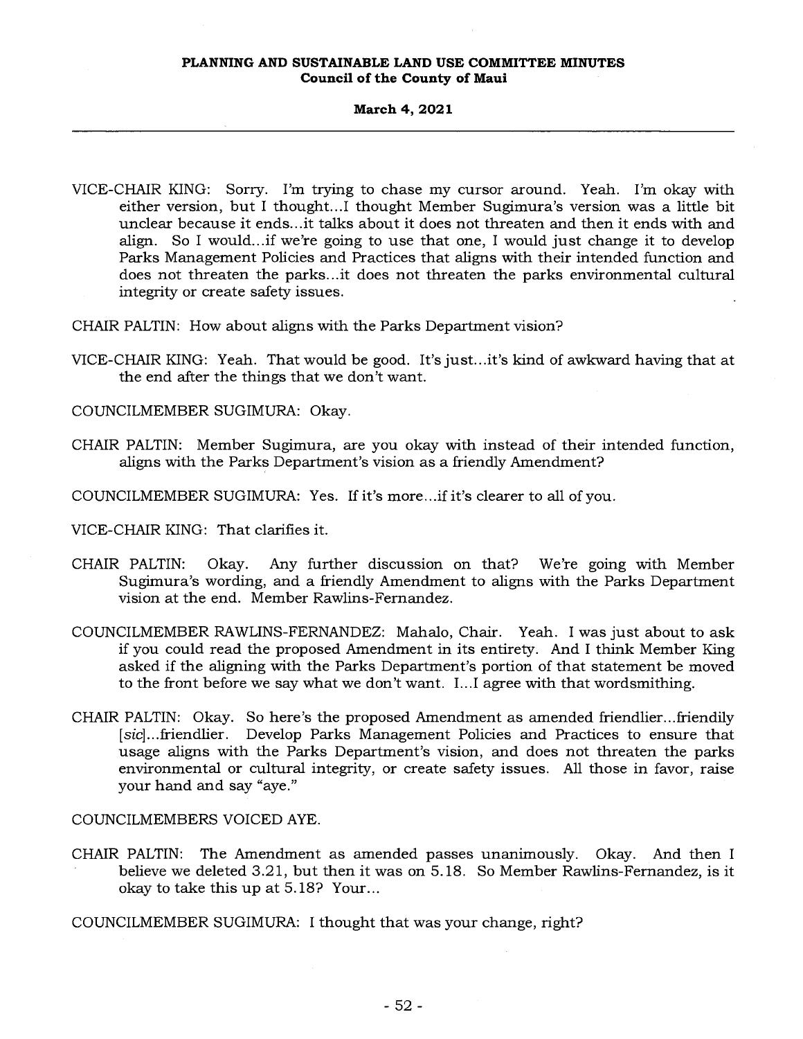VICE-CHAIR KING: Sorry. I'm trying to chase my cursor around. Yeah. I'm okay with either version, but I thought...I thought Member Sugimura's version was a little bit unclear because it ends...it talks about it does not threaten and then it ends with and align. So I would...if we're going to use that one, I would just change it to develop Parks Management Policies and Practices that aligns with their intended function and does not threaten the parks...it does not threaten the parks environmental cultural integrity or create safety issues.

CHAIR PALTIN: How about aligns with the Parks Department vision?

VICE-CHAIR KING: Yeah. That would be good. It's just...it's kind of awkward having that at the end after the things that we don't want.

COUNCILMEMBER SUGIMURA: Okay.

CHAIR PALTIN: Member Sugimura, are you okay with instead of their intended function, aligns with the Parks Department's vision as a friendly Amendment?

COUNCILMEMBER SUGIMURA: Yes. If it's more...if it's clearer to all of you.

VICE-CHAIR KING: That clarifies it.

CHAIR PALTIN: Okay. Any further discussion on that? We're going with Member Sugimura's wording, and a friendly Amendment to aligns with the Parks Department vision at the end. Member Rawlins-Fernandez.

COUNCILMEMBER RAWLINS-FERNANDEZ: Mahalo, Chair. Yeah. I was just about to ask if you could read the proposed Amendment in its entirety. And I think Member King asked if the aligning with the Parks Department's portion of that statement be moved to the front before we say what we don't want. I...I agree with that wordsmithing.

CHAIR PALTIN: Okay. So here's the proposed Amendment as amended friendlier...friendily [*sic*]...friendlier. Develop Parks Management Policies and Practices to ensure that usage aligns with the Parks Department's vision, and does not threaten the parks environmental or cultural integrity, or create safety issues. All those in favor, raise your hand and say "aye."

COUNCILMEMBERS VOICED AYE.

CHAIR PALTIN: The Amendment as amended passes unanimously. Okay. And then I believe we deleted 3.21, but then it was on 5.18. So Member Rawlins-Fernandez, is it okay to take this up at 5.18? Your...

COUNCILMEMBER SUGIMURA: I thought that was your change, right?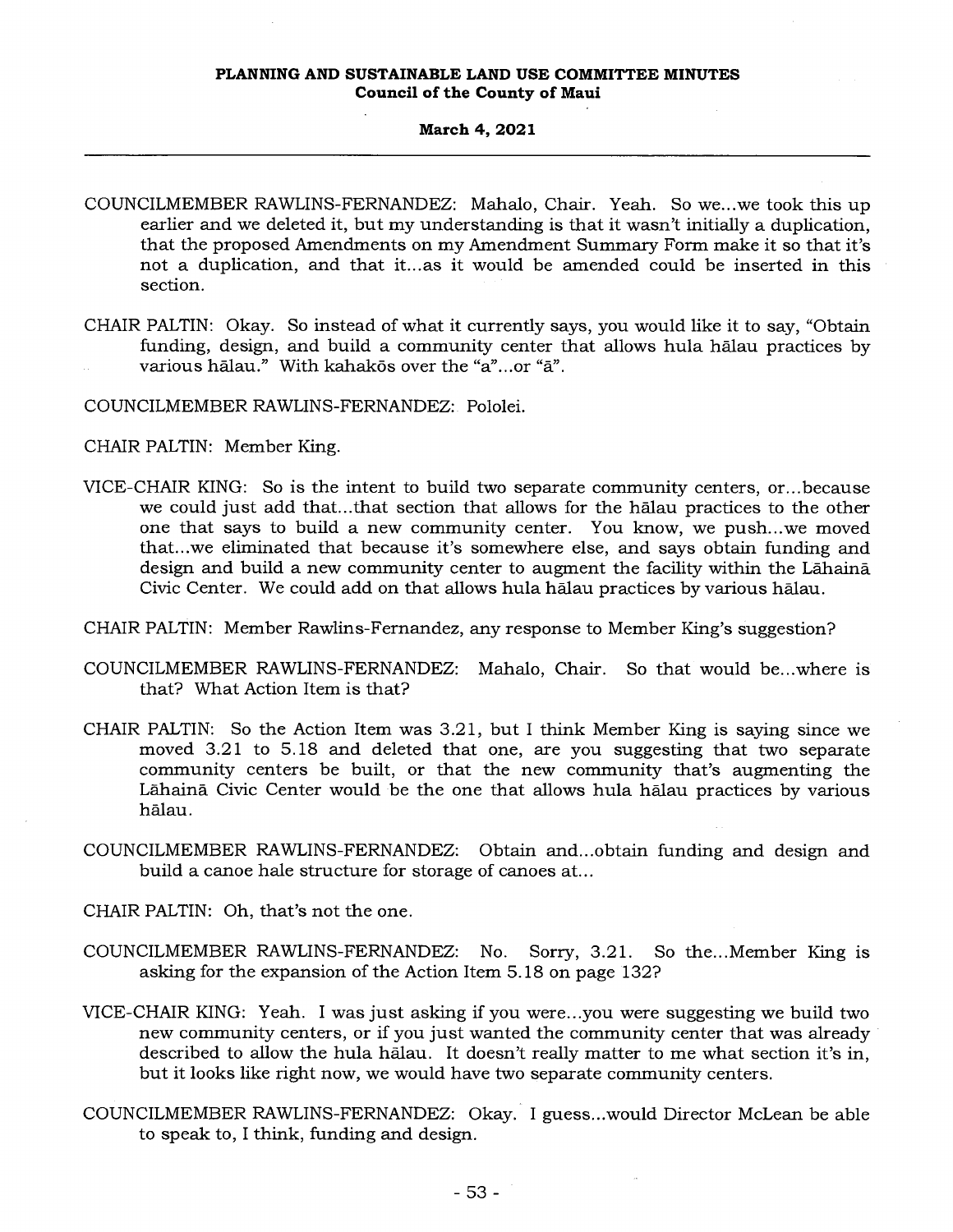COUNCILMEMBER RAWLINS-FERNANDEZ: Mahalo, Chair. Yeah. So we...we took this up earlier and we deleted it, but my understanding is that it wasn't initially a duplication, that the proposed Amendments on my Amendment Summary Form make it so that it's not a duplication, and that it...as it would be amended could be inserted in this section.

CHAIR PALTIN: Okay. So instead of what it currently says, you would like it to say, "Obtain funding, design, and build a community center that allows hula hālau practices by various hālau." With kahakōs over the "a"...or "ā".

COUNCILMEMBER RAWLINS-FERNANDEZ: Pololei.

CHAIR PALTIN: Member King.

VICE-CHAIR KING: So is the intent to build two separate community centers, or...because we could just add that...that section that allows for the hālau practices to the other one that says to build a new community center. You know, we push...we moved that...we eliminated that because it's somewhere else, and says obtain funding and design and build a new community center to augment the facility within the Lāhainā Civic Center. We could add on that allows hula hālau practices by various hālau.

CHAIR PALTIN: Member Rawlins-Fernandez, any response to Member King's suggestion?

COUNCILMEMBER RAWLINS-FERNANDEZ: Mahalo, Chair. So that would be...where is that? What Action Item is that?

CHAIR PALTIN: So the Action Item was 3.21, but I think Member King is saying since we moved 3.21 to 5.18 and deleted that one, are you suggesting that two separate community centers be built, or that the new community that's augmenting the Lāhainā Civic Center would be the one that allows hula hālau practices by various hālau.

COUNCILMEMBER RAWLINS-FERNANDEZ: Obtain and...obtain funding and design and build a canoe hale structure for storage of canoes at...

CHAIR PALTIN: Oh, that's not the one.

COUNCILMEMBER RAWLINS-FERNANDEZ: No. Sorry, 3.21. So the...Member King is asking for the expansion of the Action Item 5.18 on page 132?

VICE-CHAIR KING: Yeah. I was just asking if you were...you were suggesting we build two new community centers, or if you just wanted the community center that was already described to allow the hula hālau. It doesn't really matter to me what section it's in, but it looks like right now, we would have two separate community centers.

COUNCILMEMBER RAWLINS-FERNANDEZ: Okay. I guess...would Director McLean be able to speak to, I think, funding and design.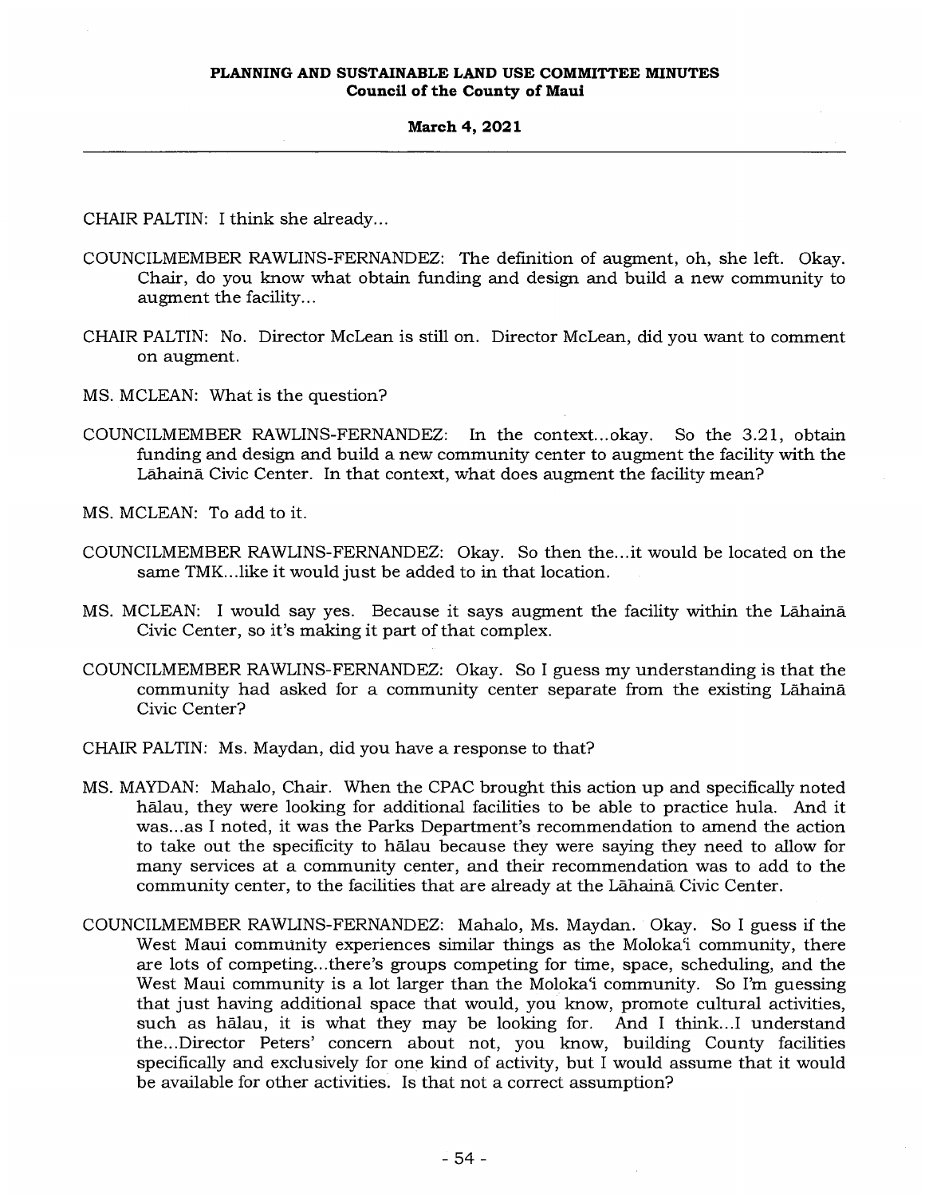CHAIR PALTIN: I think she already...

COUNCILMEMBER RAWLINS-FERNANDEZ: The definition of augment, oh, she left. Okay. Chair, do you know what obtain funding and design and build a new community to augment the facility...

CHAIR PALTIN: No. Director McLean is still on. Director McLean, did you want to comment on augment.

MS. MCLEAN: What is the question?

COUNCILMEMBER RAWLINS-FERNANDEZ: In the context...okay. So the 3.21, obtain funding and design and build a new community center to augment the facility with the Lāhainā Civic Center. In that context, what does augment the facility mean?

MS. MCLEAN: To add to it.

COUNCILMEMBER RAWLINS-FERNANDEZ: Okay. So then the...it would be located on the same TMK...like it would just be added to in that location.

MS. MCLEAN: I would say yes. Because it says augment the facility within the Lāhainā Civic Center, so it's making it part of that complex.

COUNCILMEMBER RAWLINS-FERNANDEZ: Okay. So I guess my understanding is that the community had asked for a community center separate from the existing Lāhainā Civic Center?

CHAIR PALTIN: Ms. Maydan, did you have a response to that?

MS. MAYDAN: Mahalo, Chair. When the CPAC brought this action up and specifically noted hālau, they were looking for additional facilities to be able to practice hula. And it was...as I noted, it was the Parks Department's recommendation to amend the action to take out the specificity to hālau because they were saying they need to allow for many services at a community center, and their recommendation was to add to the community center, to the facilities that are already at the Lāhainā Civic Center.

COUNCILMEMBER RAWLINS-FERNANDEZ: Mahalo, Ms. Maydan. Okay. So I guess if the West Maui community experiences similar things as the Moloka'i community, there are lots of competing...there's groups competing for time, space, scheduling, and the West Maui community is a lot larger than the Moloka'i community. So I'm guessing that just having additional space that would, you know, promote cultural activities, such as hālau, it is what they may be looking for. And I think...I understand the...Director Peters' concern about not, you know, building County facilities specifically and exclusively for one kind of activity, but I would assume that it would be available for other activities. Is that not a correct assumption?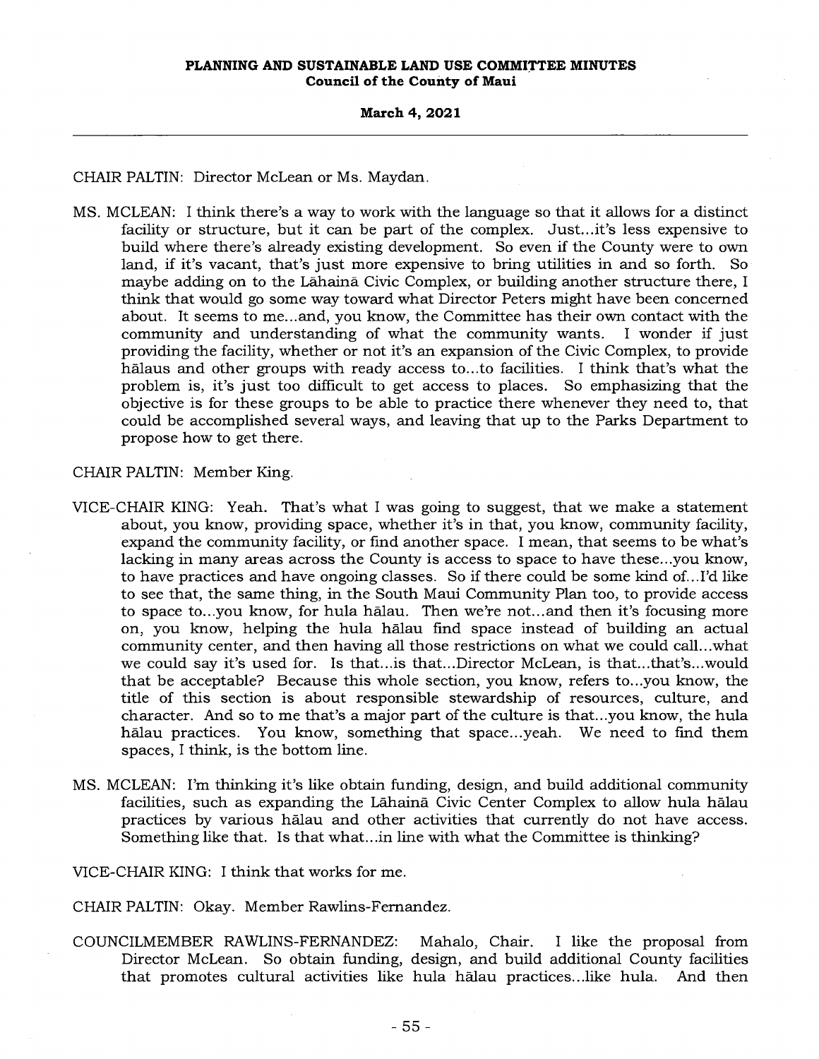CHAIR PALTIN: Director McLean or Ms. Maydan.

MS. MCLEAN: I think there's a way to work with the language so that it allows for a distinct facility or structure, but it can be part of the complex. Just...it's less expensive to build where there's already existing development. So even if the County were to own land, if it's vacant, that's just more expensive to bring utilities in and so forth. So maybe adding on to the Lāhainā Civic Complex, or building another structure there, I think that would go some way toward what Director Peters might have been concerned about. It seems to me...and, you know, the Committee has their own contact with the community and understanding of what the community wants. I wonder if just providing the facility, whether or not it's an expansion of the Civic Complex, to provide hālaus and other groups with ready access to...to facilities. I think that's what the problem is, it's just too difficult to get access to places. So emphasizing that the objective is for these groups to be able to practice there whenever they need to, that could be accomplished several ways, and leaving that up to the Parks Department to propose how to get there.

CHAIR PALTIN: Member King.

VICE-CHAIR KING: Yeah. That's what I was going to suggest, that we make a statement about, you know, providing space, whether it's in that, you know, community facility, expand the community facility, or find another space. I mean, that seems to be what's lacking in many areas across the County is access to space to have these...you know, to have practices and have ongoing classes. So if there could be some kind of...I'd like to see that, the same thing, in the South Maui Community Plan too, to provide access to space to...you know, for hula hālau. Then we're not...and then it's focusing more on, you know, helping the hula hālau find space instead of building an actual community center, and then having all those restrictions on what we could call...what we could say it's used for. Is that...is that...Director McLean, is that...that's...would that be acceptable? Because this whole section, you know, refers to...you know, the title of this section is about responsible stewardship of resources, culture, and character. And so to me that's a major part of the culture is that...you know, the hula hālau practices. You know, something that space...yeah. We need to find them spaces, I think, is the bottom line.

MS. MCLEAN: I'm thinking it's like obtain funding, design, and build additional community facilities, such as expanding the Lāhainā Civic Center Complex to allow hula hālau practices by various hālau and other activities that currently do not have access. Something like that. Is that what...in line with what the Committee is thinking?

VICE-CHAIR KING: I think that works for me.

CHAIR PALTIN: Okay. Member Rawlins-Fernandez.

COUNCILMEMBER RAWLINS-FERNANDEZ: Mahalo, Chair. I like the proposal from Director McLean. So obtain funding, design, and build additional County facilities that promotes cultural activities like hula hālau practices...like hula. And then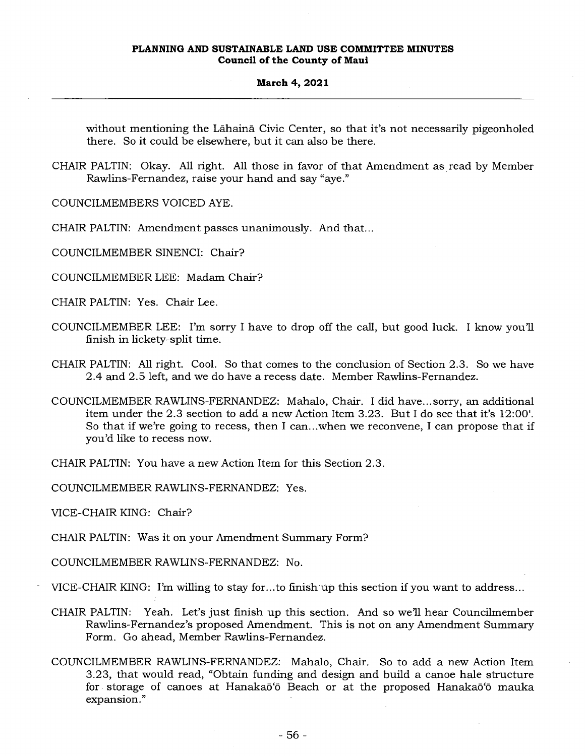without mentioning the Lāhainā Civic Center, so that it's not necessarily pigeonholed there. So it could be elsewhere, but it can also be there.

CHAIR PALTIN: Okay. All right. All those in favor of that Amendment as read by Member Rawlins-Fernandez, raise your hand and say "aye."

COUNCILMEMBERS VOICED AYE.

CHAIR PALTIN: Amendment passes unanimously. And that...

COUNCILMEMBER SINENCI: Chair?

COUNCILMEMBER LEE: Madam Chair?

CHAIR PALTIN: Yes. Chair Lee.

COUNCILMEMBER LEE: I'm sorry I have to drop off the call, but good luck. I know you'll finish in lickety-split time.

CHAIR PALTIN: All right. Cool. So that comes to the conclusion of Section 2.3. So we have 2.4 and 2.5 left, and we do have a recess date. Member Rawlins-Fernandez.

COUNCILMEMBER RAWLINS-FERNANDEZ: Mahalo, Chair. I did have...sorry, an additional item under the 2.3 section to add a new Action Item 3.23. But I do see that it's 12:00'. So that if we're going to recess, then I can...when we reconvene, I can propose that if you'd like to recess now.

CHAIR PALTIN: You have a new Action Item for this Section 2.3.

COUNCILMEMBER RAWLINS-FERNANDEZ: Yes.

VICE-CHAIR KING: Chair?

CHAIR PALTIN: Was it on your Amendment Summary Form?

COUNCILMEMBER RAWLINS-FERNANDEZ: No.

VICE-CHAIR KING: I'm willing to stay for...to finish up this section if you want to address...

CHAIR PALTIN: Yeah. Let's just finish up this section. And so we'll hear Councilmember Rawlins-Fernandez's proposed Amendment. This is not on any Amendment Summary Form. Go ahead, Member Rawlins-Fernandez.

COUNCILMEMBER RAWLINS-FERNANDEZ: Mahalo, Chair. So to add a new Action Item 3.23, that would read, "Obtain funding and design and build a canoe hale structure for storage of canoes at Hanakaō'ō Beach or at the proposed Hanakaō'ō mauka expansion."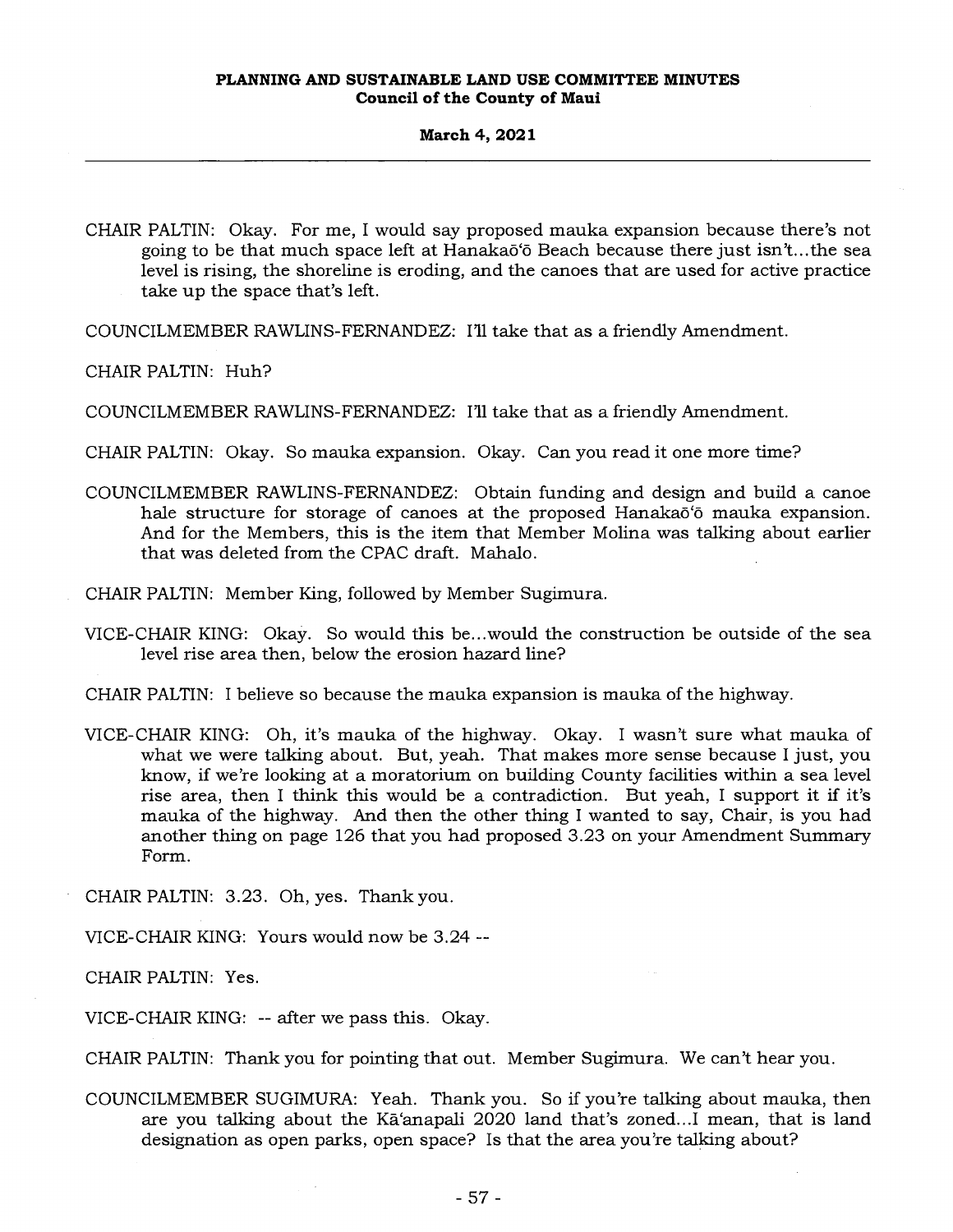CHAIR PALTIN: Okay. For me, I would say proposed mauka expansion because there's not going to be that much space left at Hanakaō'ō Beach because there just isn't...the sea level is rising, the shoreline is eroding, and the canoes that are used for active practice take up the space that's left.

COUNCILMEMBER RAWLINS-FERNANDEZ: I'll take that as a friendly Amendment.

CHAIR PALTIN: Huh?

COUNCILMEMBER RAWLINS-FERNANDEZ: I'll take that as a friendly Amendment.

CHAIR PALTIN: Okay. So mauka expansion. Okay. Can you read it one more time?

COUNCILMEMBER RAWLINS-FERNANDEZ: Obtain funding and design and build a canoe hale structure for storage of canoes at the proposed Hanakaō'ō mauka expansion. And for the Members, this is the item that Member Molina was talking about earlier that was deleted from the CPAC draft. Mahalo.

CHAIR PALTIN: Member King, followed by Member Sugimura.

VICE-CHAIR KING: Okay. So would this be...would the construction be outside of the sea level rise area then, below the erosion hazard line?

CHAIR PALTIN: I believe so because the mauka expansion is mauka of the highway.

VICE-CHAIR KING: Oh, it's mauka of the highway. Okay. I wasn't sure what mauka of what we were talking about. But, yeah. That makes more sense because I just, you know, if we're looking at a moratorium on building County facilities within a sea level rise area, then I think this would be a contradiction. But yeah, I support it if it's mauka of the highway. And then the other thing I wanted to say, Chair, is you had another thing on page 126 that you had proposed 3.23 on your Amendment Summary Form.

CHAIR PALTIN: 3.23. Oh, yes. Thank you.

VICE-CHAIR KING: Yours would now be 3.24 --

CHAIR PALTIN: Yes.

VICE-CHAIR KING: -- after we pass this. Okay.

CHAIR PALTIN: Thank you for pointing that out. Member Sugimura. We can't hear you.

COUNCILMEMBER SUGIMURA: Yeah. Thank you. So if you're talking about mauka, then are you talking about the Kā'anapali 2020 land that's zoned...I mean, that is land designation as open parks, open space? Is that the area you're talking about?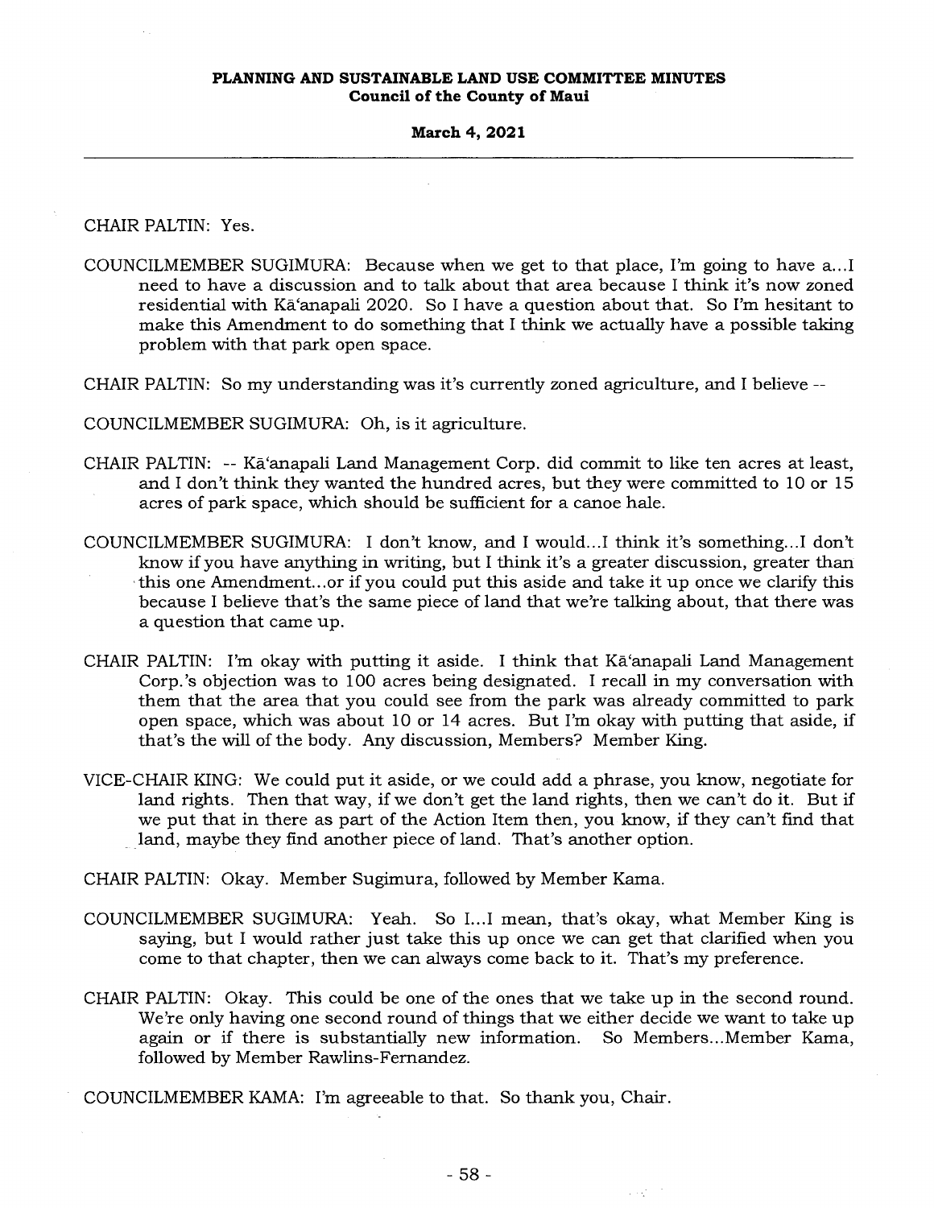CHAIR PALTIN: Yes.

COUNCILMEMBER SUGIMURA: Because when we get to that place, I'm going to have a...I need to have a discussion and to talk about that area because I think it's now zoned residential with Kā'anapali 2020. So I have a question about that. So I'm hesitant to make this Amendment to do something that I think we actually have a possible taking problem with that park open space.

CHAIR PALTIN: So my understanding was it's currently zoned agriculture, and I believe --

COUNCILMEMBER SUGIMURA: Oh, is it agriculture.

CHAIR PALTIN: -- Kā'anapali Land Management Corp. did commit to like ten acres at least, and I don't think they wanted the hundred acres, but they were committed to 10 or 15 acres of park space, which should be sufficient for a canoe hale.

COUNCILMEMBER SUGIMURA: I don't know, and I would...I think it's something...I don't know if you have anything in writing, but I think it's a greater discussion, greater than this one Amendment...or if you could put this aside and take it up once we clarify this because I believe that's the same piece of land that we're talking about, that there was a question that came up.

CHAIR PALTIN: I'm okay with putting it aside. I think that Kā'anapali Land Management Corp.'s objection was to 100 acres being designated. I recall in my conversation with them that the area that you could see from the park was already committed to park open space, which was about 10 or 14 acres. But I'm okay with putting that aside, if that's the will of the body. Any discussion, Members? Member King.

VICE-CHAIR KING: We could put it aside, or we could add a phrase, you know, negotiate for land rights. Then that way, if we don't get the land rights, then we can't do it. But if we put that in there as part of the Action Item then, you know, if they can't find that land, maybe they find another piece of land. That's another option.

CHAIR PALTIN: Okay. Member Sugimura, followed by Member Kama.

COUNCILMEMBER SUGIMURA: Yeah. So I...I mean, that's okay, what Member King is saying, but I would rather just take this up once we can get that clarified when you come to that chapter, then we can always come back to it. That's my preference.

CHAIR PALTIN: Okay. This could be one of the ones that we take up in the second round. We're only having one second round of things that we either decide we want to take up again or if there is substantially new information. So Members...Member Kama, followed by Member Rawlins-Fernandez.

COUNCILMEMBER KAMA: I'm agreeable to that. So thank you, Chair.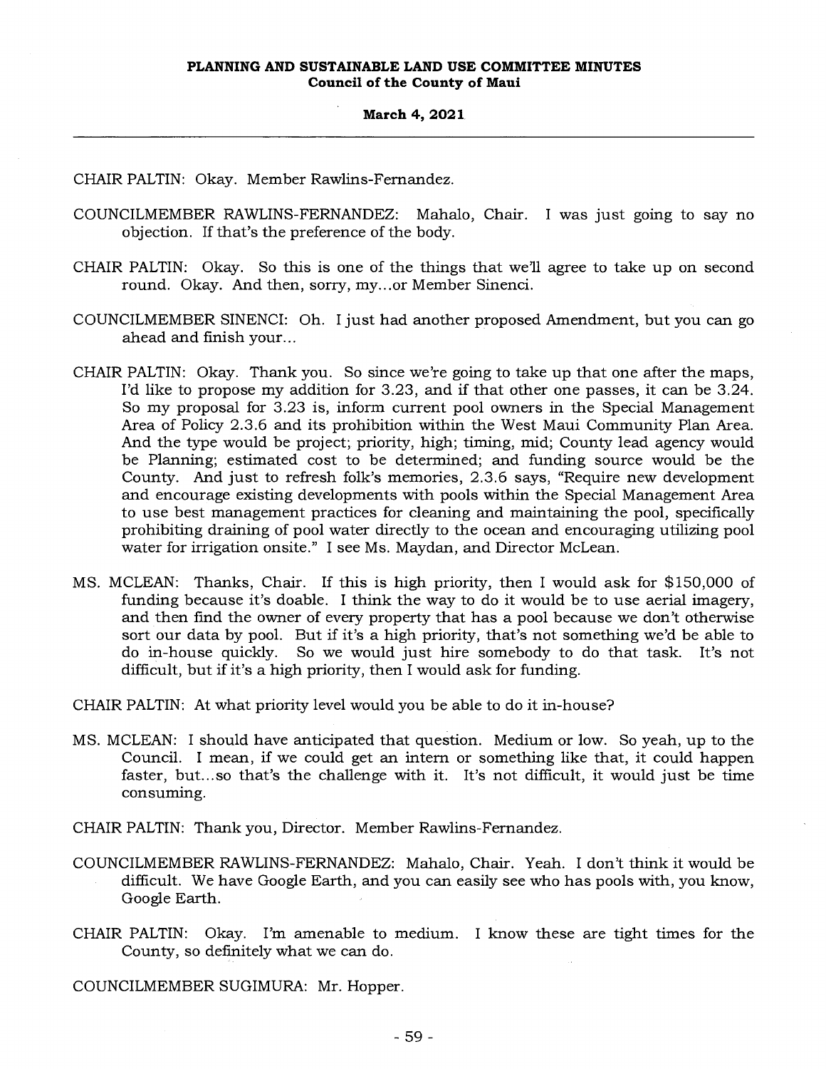CHAIR PALTIN: Okay. Member Rawlins-Fernandez.

COUNCILMEMBER RAWLINS-FERNANDEZ: Mahalo, Chair. I was just going to say no objection. If that's the preference of the body.

CHAIR PALTIN: Okay. So this is one of the things that we'll agree to take up on second round. Okay. And then, sorry, my...or Member Sinenci.

COUNCILMEMBER SINENCI: Oh. I just had another proposed Amendment, but you can go ahead and finish your...

CHAIR PALTIN: Okay. Thank you. So since we're going to take up that one after the maps, I'd like to propose my addition for 3.23, and if that other one passes, it can be 3.24. So my proposal for 3.23 is, inform current pool owners in the Special Management Area of Policy 2.3.6 and its prohibition within the West Maui Community Plan Area. And the type would be project; priority, high; timing, mid; County lead agency would be Planning; estimated cost to be determined; and funding source would be the County. And just to refresh folk's memories, 2.3.6 says, "Require new development and encourage existing developments with pools within the Special Management Area to use best management practices for cleaning and maintaining the pool, specifically prohibiting draining of pool water directly to the ocean and encouraging utilizing pool water for irrigation onsite." I see Ms. Maydan, and Director McLean.

MS. MCLEAN: Thanks, Chair. If this is high priority, then I would ask for $150,000 of funding because it's doable. I think the way to do it would be to use aerial imagery, and then find the owner of every property that has a pool because we don't otherwise sort our data by pool. But if it's a high priority, that's not something we'd be able to do in-house quickly. So we would just hire somebody to do that task. It's not difficult, but if it's a high priority, then I would ask for funding.

CHAIR PALTIN: At what priority level would you be able to do it in-house?

MS. MCLEAN: I should have anticipated that question. Medium or low. So yeah, up to the Council. I mean, if we could get an intern or something like that, it could happen faster, but...so that's the challenge with it. It's not difficult, it would just be time consuming.

CHAIR PALTIN: Thank you, Director. Member Rawlins-Fernandez.

COUNCILMEMBER RAWLINS-FERNANDEZ: Mahalo, Chair. Yeah. I don't think it would be difficult. We have Google Earth, and you can easily see who has pools with, you know, Google Earth.

CHAIR PALTIN: Okay. I'm amenable to medium. I know these are tight times for the County, so definitely what we can do.

COUNCILMEMBER SUGIMURA: Mr. Hopper.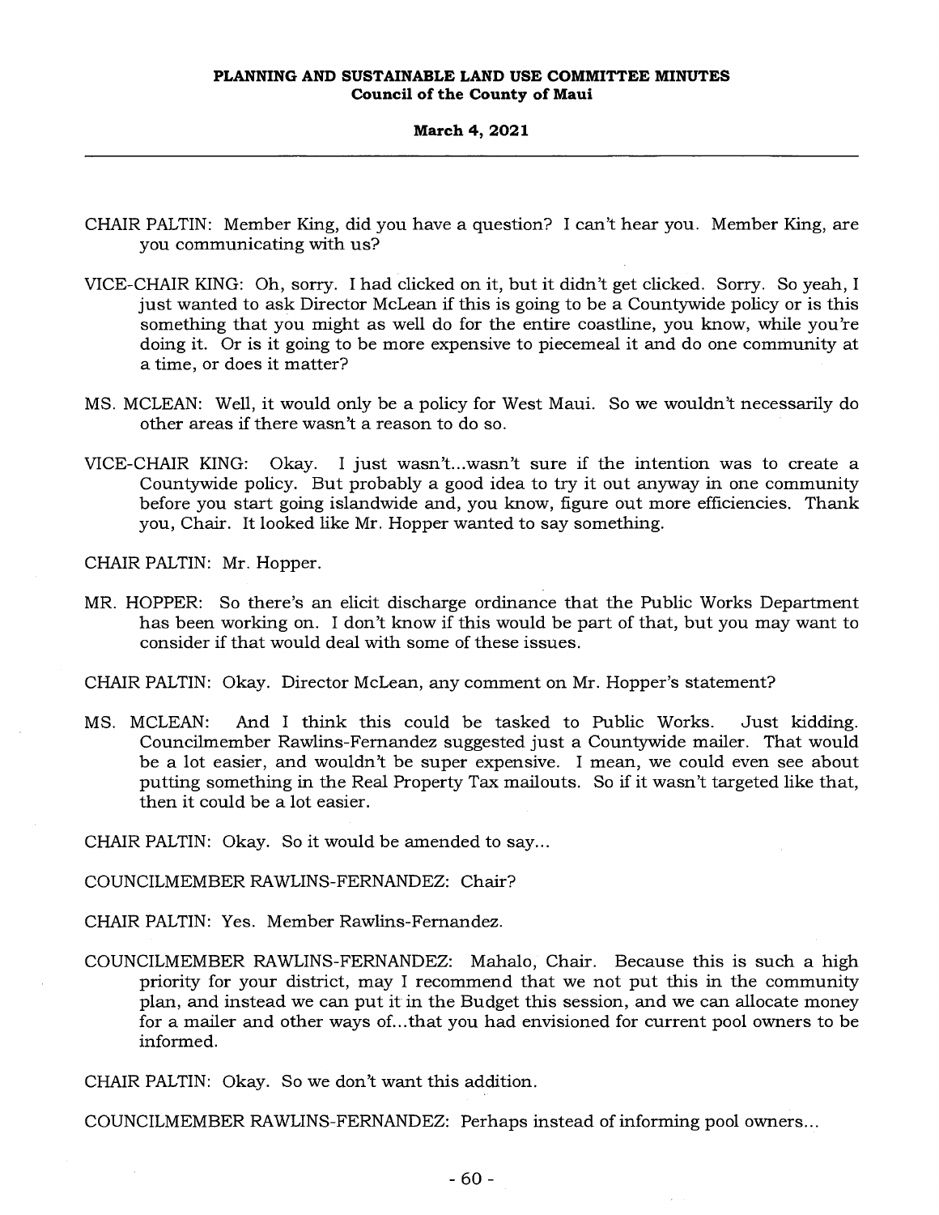CHAIR PALTIN: Member King, did you have a question? I can't hear you. Member King, are you communicating with us?

VICE-CHAIR KING: Oh, sorry. I had clicked on it, but it didn't get clicked. Sorry. So yeah, I just wanted to ask Director McLean if this is going to be a Countywide policy or is this something that you might as well do for the entire coastline, you know, while you're doing it. Or is it going to be more expensive to piecemeal it and do one community at a time, or does it matter?

MS. MCLEAN: Well, it would only be a policy for West Maui. So we wouldn't necessarily do other areas if there wasn't a reason to do so.

VICE-CHAIR KING: Okay. I just wasn't...wasn't sure if the intention was to create a Countywide policy. But probably a good idea to try it out anyway in one community before you start going islandwide and, you know, figure out more efficiencies. Thank you, Chair. It looked like Mr. Hopper wanted to say something.

CHAIR PALTIN: Mr. Hopper.

MR. HOPPER: So there's an elicit discharge ordinance that the Public Works Department has been working on. I don't know if this would be part of that, but you may want to consider if that would deal with some of these issues.

CHAIR PALTIN: Okay. Director McLean, any comment on Mr. Hopper's statement?

MS. MCLEAN: And I think this could be tasked to Public Works. Just kidding. Councilmember Rawlins-Fernandez suggested just a Countywide mailer. That would be a lot easier, and wouldn't be super expensive. I mean, we could even see about putting something in the Real Property Tax mailouts. So if it wasn't targeted like that, then it could be a lot easier.

CHAIR PALTIN: Okay. So it would be amended to say...

COUNCILMEMBER RAWLINS-FERNANDEZ: Chair?

CHAIR PALTIN: Yes. Member Rawlins-Fernandez.

COUNCILMEMBER RAWLINS-FERNANDEZ: Mahalo, Chair. Because this is such a high priority for your district, may I recommend that we not put this in the community plan, and instead we can put it in the Budget this session, and we can allocate money for a mailer and other ways of...that you had envisioned for current pool owners to be informed.

CHAIR PALTIN: Okay. So we don't want this addition.

COUNCILMEMBER RAWLINS-FERNANDEZ: Perhaps instead of informing pool owners...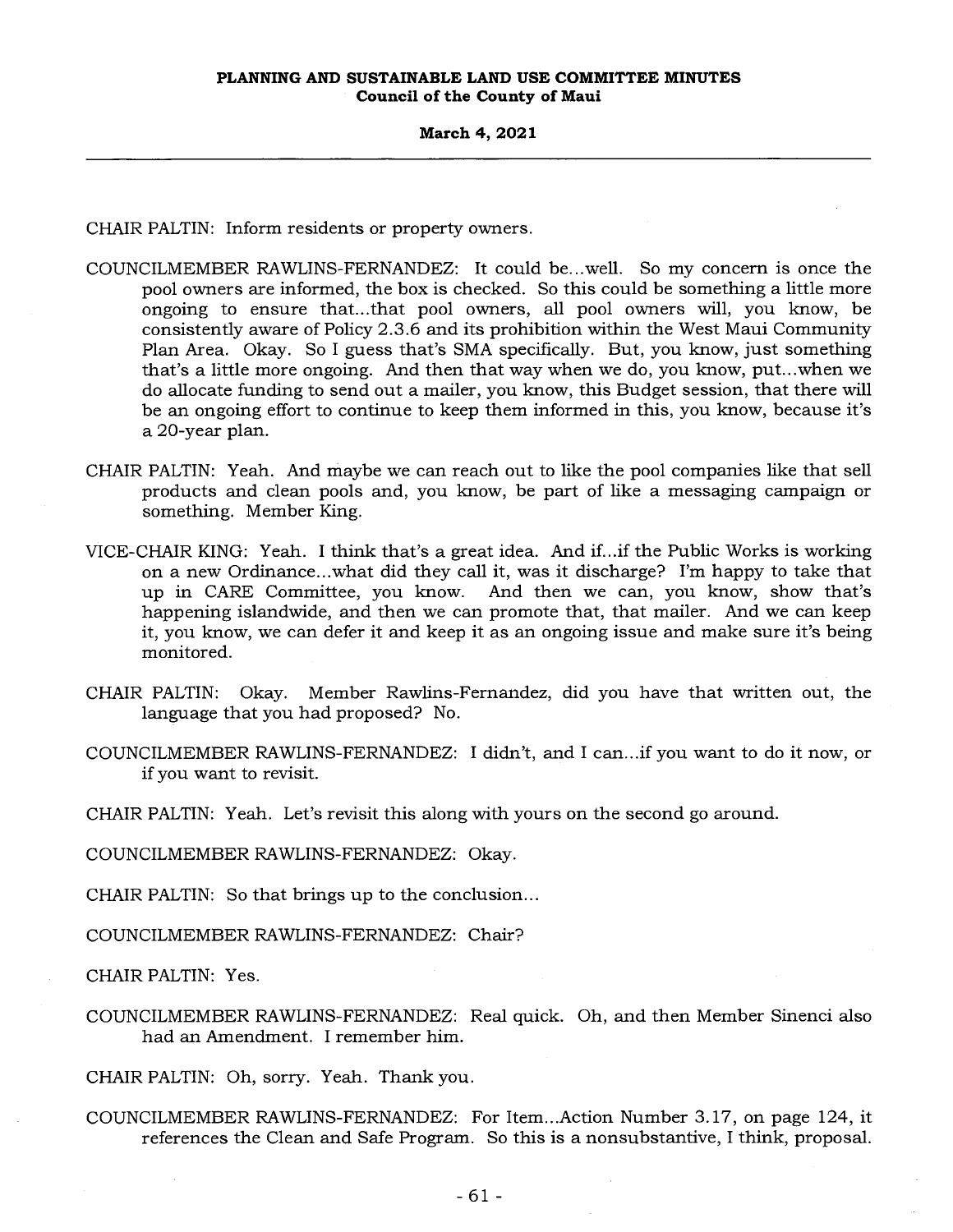CHAIR PALTIN: Inform residents or property owners.

COUNCILMEMBER RAWLINS-FERNANDEZ: It could be...well. So my concern is once the pool owners are informed, the box is checked. So this could be something a little more ongoing to ensure that...that pool owners, all pool owners will, you know, be consistently aware of Policy 2.3.6 and its prohibition within the West Maui Community Plan Area. Okay. So I guess that's SMA specifically. But, you know, just something that's a little more ongoing. And then that way when we do, you know, put...when we do allocate funding to send out a mailer, you know, this Budget session, that there will be an ongoing effort to continue to keep them informed in this, you know, because it's a 20-year plan.

CHAIR PALTIN: Yeah. And maybe we can reach out to like the pool companies like that sell products and clean pools and, you know, be part of like a messaging campaign or something. Member King.

VICE-CHAIR KING: Yeah. I think that's a great idea. And if...if the Public Works is working on a new Ordinance...what did they call it, was it discharge? I'm happy to take that up in CARE Committee, you know. And then we can, you know, show that's happening islandwide, and then we can promote that, that mailer. And we can keep it, you know, we can defer it and keep it as an ongoing issue and make sure it's being monitored.

CHAIR PALTIN: Okay. Member Rawlins-Fernandez, did you have that written out, the language that you had proposed? No.

COUNCILMEMBER RAWLINS-FERNANDEZ: I didn't, and I can...if you want to do it now, or if you want to revisit.

CHAIR PALTIN: Yeah. Let's revisit this along with yours on the second go around.

COUNCILMEMBER RAWLINS-FERNANDEZ: Okay.

CHAIR PALTIN: So that brings up to the conclusion...

COUNCILMEMBER RAWLINS-FERNANDEZ: Chair?

CHAIR PALTIN: Yes.

COUNCILMEMBER RAWLINS-FERNANDEZ: Real quick. Oh, and then Member Sinenci also had an Amendment. I remember him.

CHAIR PALTIN: Oh, sorry. Yeah. Thank you.

COUNCILMEMBER RAWLINS-FERNANDEZ: For Item...Action Number 3.17, on page 124, it references the Clean and Safe Program. So this is a nonsubstantive, I think, proposal.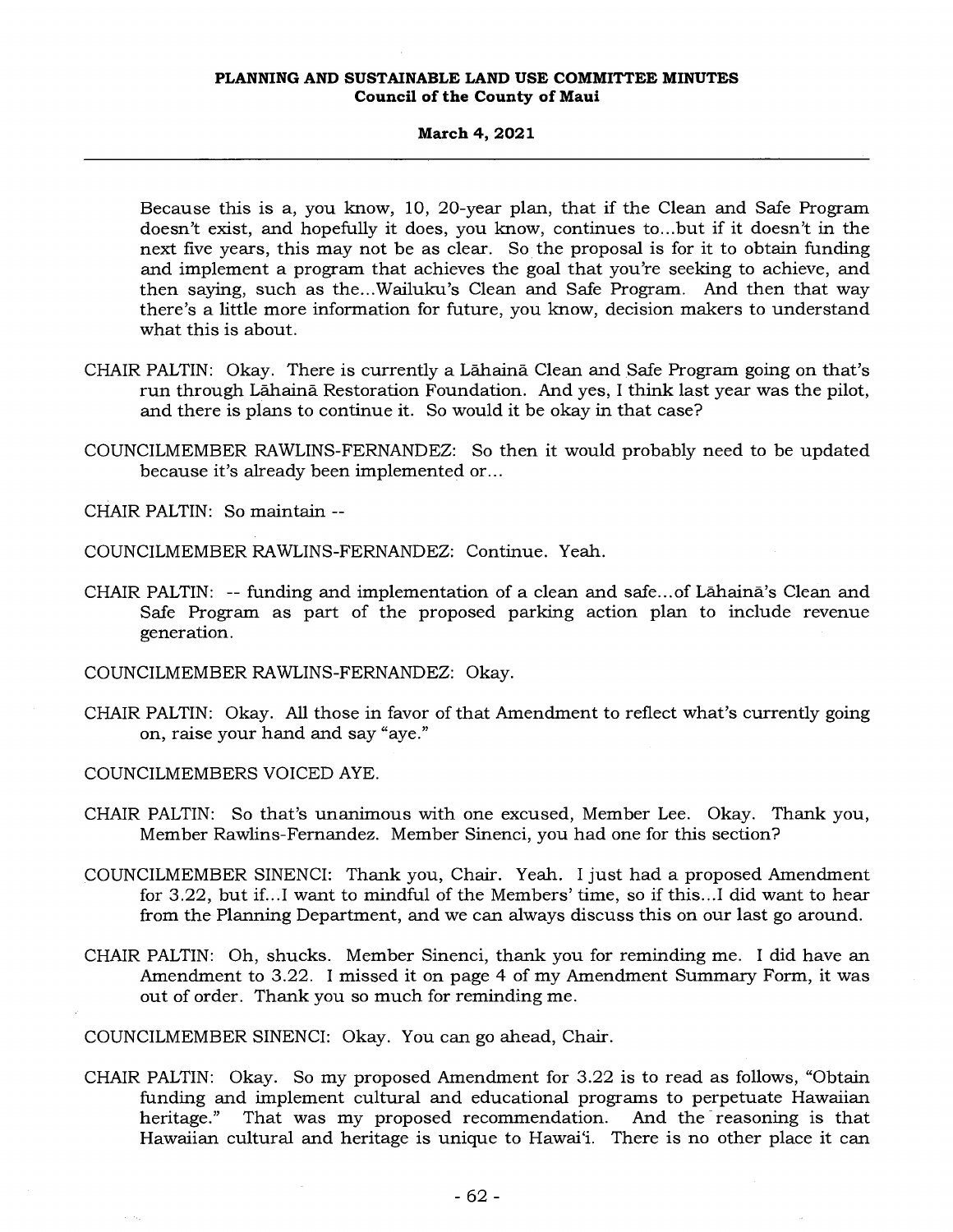Because this is a, you know, 10, 20-year plan, that if the Clean and Safe Program doesn't exist, and hopefully it does, you know, continues to...but if it doesn't in the next five years, this may not be as clear. So the proposal is for it to obtain funding and implement a program that achieves the goal that you're seeking to achieve, and then saying, such as the...Wailuku's Clean and Safe Program. And then that way there's a little more information for future, you know, decision makers to understand what this is about.

CHAIR PALTIN: Okay. There is currently a Lāhainā Clean and Safe Program going on that's run through Lāhainā Restoration Foundation. And yes, I think last year was the pilot, and there is plans to continue it. So would it be okay in that case?

COUNCILMEMBER RAWLINS-FERNANDEZ: So then it would probably need to be updated because it's already been implemented or...

CHAIR PALTIN: So maintain --

COUNCILMEMBER RAWLINS-FERNANDEZ: Continue. Yeah.

CHAIR PALTIN: -- funding and implementation of a clean and safe...of Lāhainā's Clean and Safe Program as part of the proposed parking action plan to include revenue generation.

COUNCILMEMBER RAWLINS-FERNANDEZ: Okay.

CHAIR PALTIN: Okay. All those in favor of that Amendment to reflect what's currently going on, raise your hand and say "aye."

COUNCILMEMBERS VOICED AYE.

CHAIR PALTIN: So that's unanimous with one excused, Member Lee. Okay. Thank you, Member Rawlins-Fernandez. Member Sinenci, you had one for this section?

COUNCILMEMBER SINENCI: Thank you, Chair. Yeah. I just had a proposed Amendment for 3.22, but if...I want to mindful of the Members' time, so if this...I did want to hear from the Planning Department, and we can always discuss this on our last go around.

CHAIR PALTIN: Oh, shucks. Member Sinenci, thank you for reminding me. I did have an Amendment to 3.22. I missed it on page 4 of my Amendment Summary Form, it was out of order. Thank you so much for reminding me.

COUNCILMEMBER SINENCI: Okay. You can go ahead, Chair.

CHAIR PALTIN: Okay. So my proposed Amendment for 3.22 is to read as follows, "Obtain funding and implement cultural and educational programs to perpetuate Hawaiian heritage." That was my proposed recommendation. And the reasoning is that Hawaiian cultural and heritage is unique to Hawai'i. There is no other place it can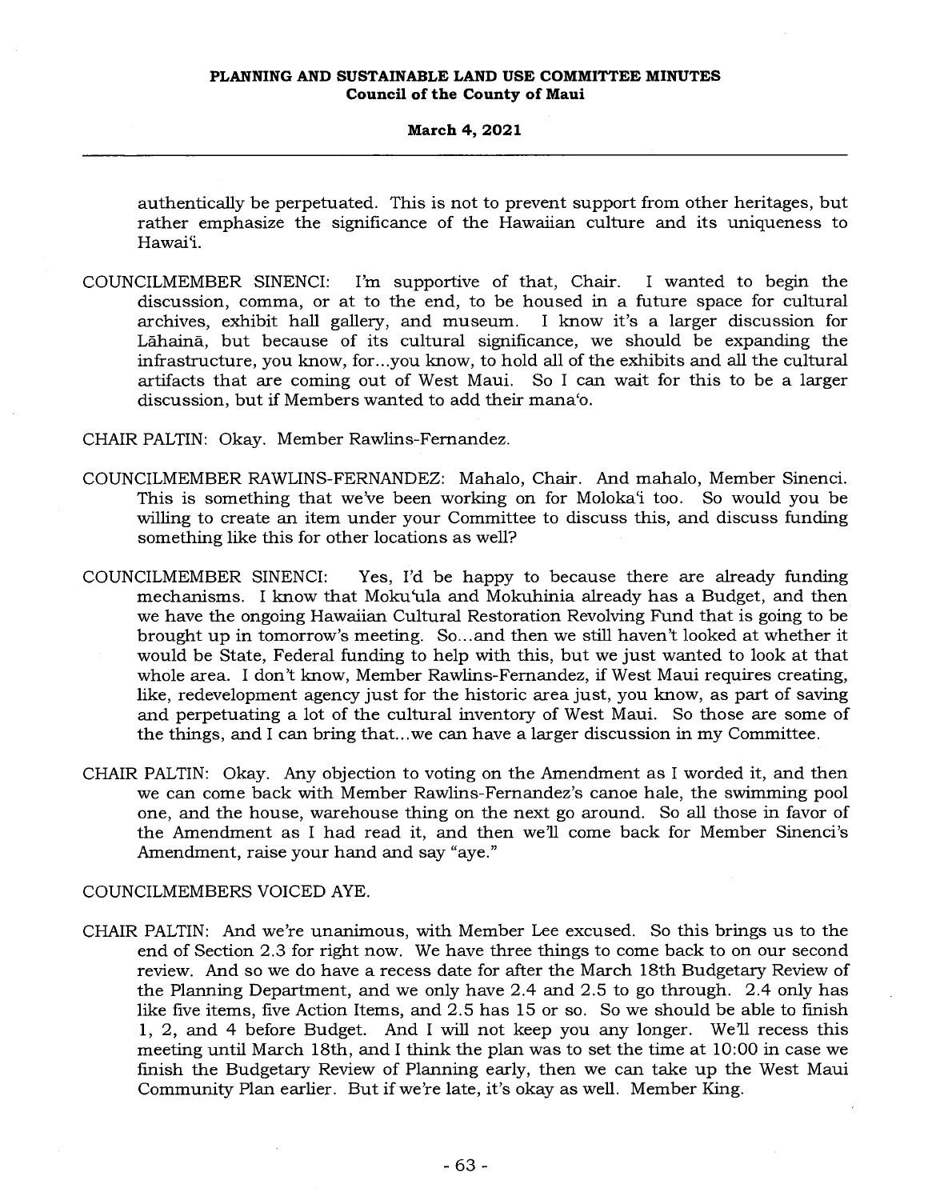authentically be perpetuated. This is not to prevent support from other heritages, but rather emphasize the significance of the Hawaiian culture and its uniqueness to Hawai'i.

COUNCILMEMBER SINENCI: I'm supportive of that, Chair. I wanted to begin the discussion, comma, or at to the end, to be housed in a future space for cultural archives, exhibit hall gallery, and museum. I know it's a larger discussion for Lāhainā, but because of its cultural significance, we should be expanding the infrastructure, you know, for...you know, to hold all of the exhibits and all the cultural artifacts that are coming out of West Maui. So I can wait for this to be a larger discussion, but if Members wanted to add their mana'o.

CHAIR PALTIN: Okay. Member Rawlins-Fernandez.

COUNCILMEMBER RAWLINS-FERNANDEZ: Mahalo, Chair. And mahalo, Member Sinenci. This is something that we've been working on for Moloka'i too. So would you be willing to create an item under your Committee to discuss this, and discuss funding something like this for other locations as well?

COUNCILMEMBER SINENCI: Yes, I'd be happy to because there are already funding mechanisms. I know that Moku'ula and Mokuhinia already has a Budget, and then we have the ongoing Hawaiian Cultural Restoration Revolving Fund that is going to be brought up in tomorrow's meeting. So...and then we still haven't looked at whether it would be State, Federal funding to help with this, but we just wanted to look at that whole area. I don't know, Member Rawlins-Fernandez, if West Maui requires creating, like, redevelopment agency just for the historic area just, you know, as part of saving and perpetuating a lot of the cultural inventory of West Maui. So those are some of the things, and I can bring that...we can have a larger discussion in my Committee.

CHAIR PALTIN: Okay. Any objection to voting on the Amendment as I worded it, and then we can come back with Member Rawlins-Fernandez's canoe hale, the swimming pool one, and the house, warehouse thing on the next go around. So all those in favor of the Amendment as I had read it, and then we'll come back for Member Sinenci's Amendment, raise your hand and say "aye."

COUNCILMEMBERS VOICED AYE.

CHAIR PALTIN: And we're unanimous, with Member Lee excused. So this brings us to the end of Section 2.3 for right now. We have three things to come back to on our second review. And so we do have a recess date for after the March 18th Budgetary Review of the Planning Department, and we only have 2.4 and 2.5 to go through. 2.4 only has like five items, five Action Items, and 2.5 has 15 or so. So we should be able to finish 1, 2, and 4 before Budget. And I will not keep you any longer. We'll recess this meeting until March 18th, and I think the plan was to set the time at 10:00 in case we finish the Budgetary Review of Planning early, then we can take up the West Maui Community Plan earlier. But if we're late, it's okay as well. Member King.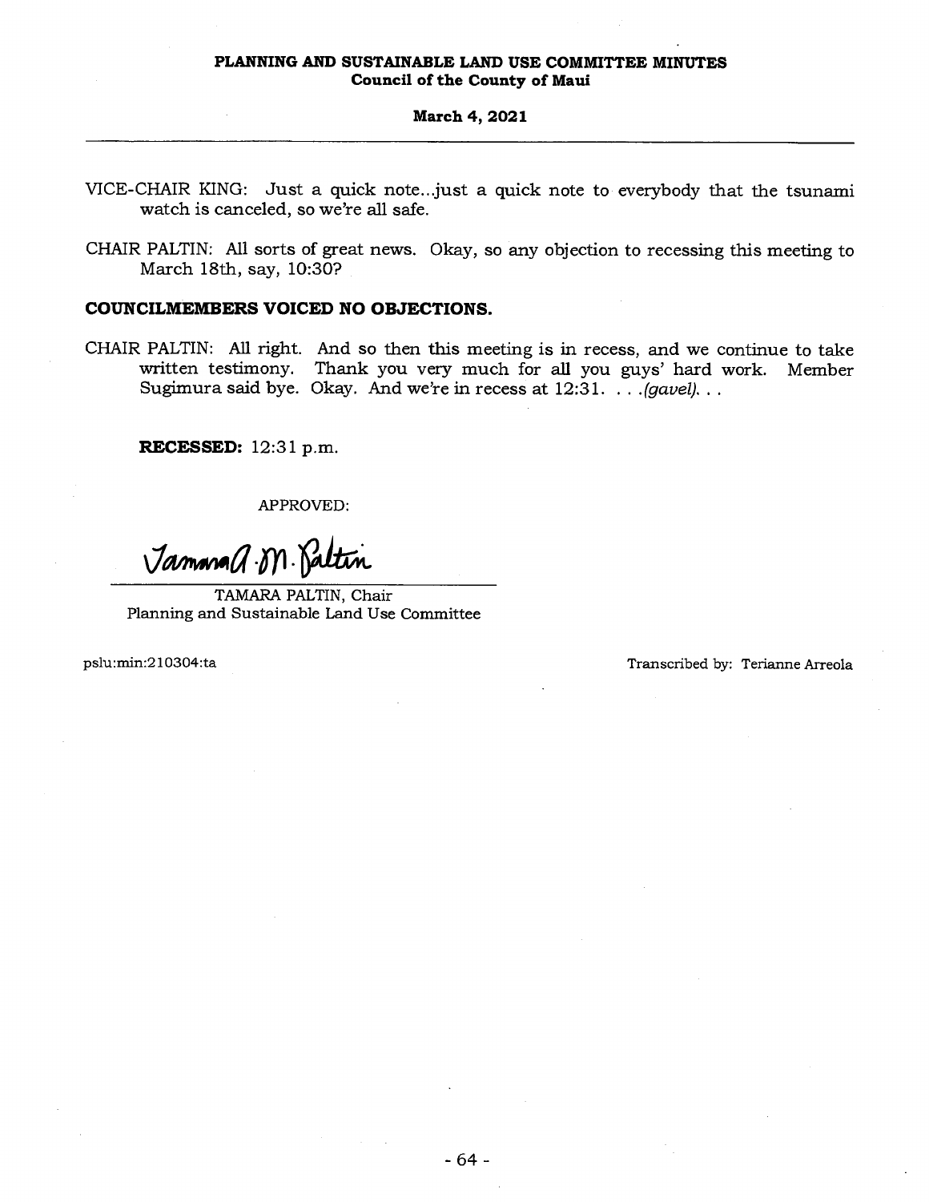VICE-CHAIR KING: Just a quick note...just a quick note to everybody that the tsunami watch is canceled, so we're all safe.

CHAIR PALTIN: All sorts of great news. Okay, so any objection to recessing this meeting to March 18th, say, 10:30?

**COUNCILMEMBERS VOICED NO OBJECTIONS.**

CHAIR PALTIN: All right. And so then this meeting is in recess, and we continue to take written testimony. Thank you very much for all you guys' hard work. Member Sugimura said bye. Okay. And we're in recess at 12:31. . . .*(gavel)*. . .

**RECESSED:** 12:31 p.m.

APPROVED:

Tamara A. M. Paltin

TAMARA PALTIN, Chair
Planning and Sustainable Land Use Committee

pslu:min:210304:ta

Transcribed by: Terianne Arreola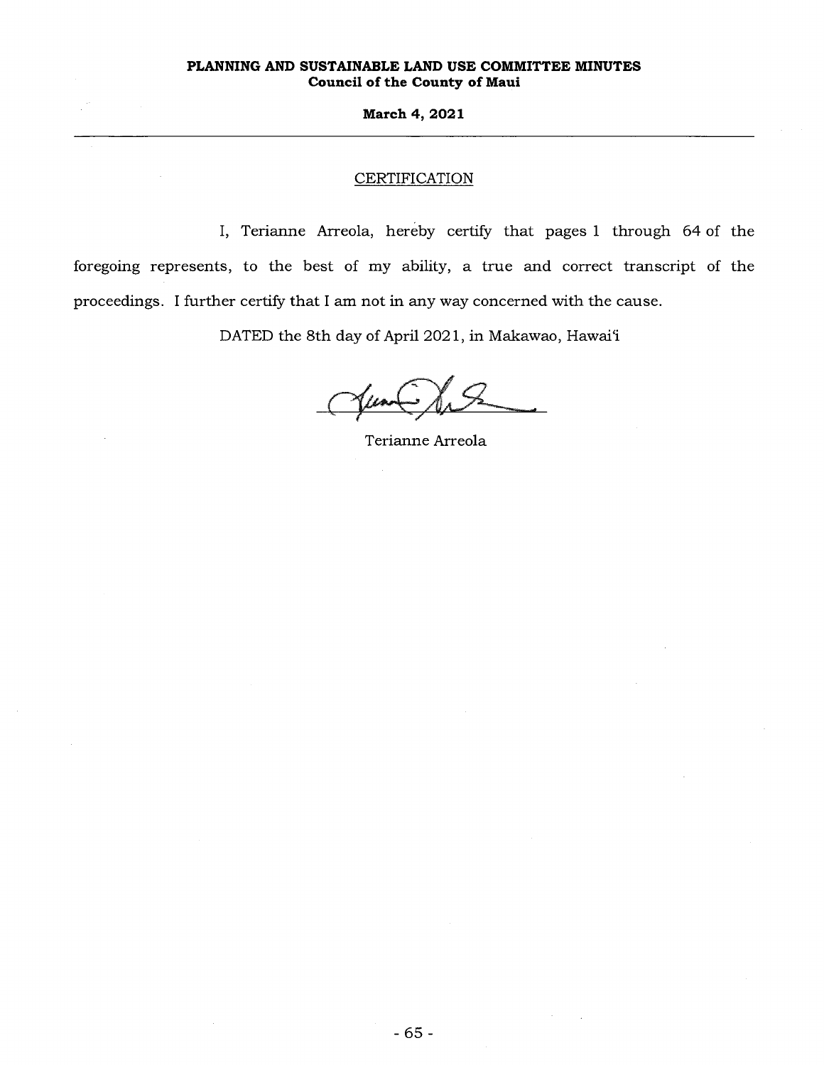## CERTIFICATION

I, Terianne Arreola, hereby certify that pages 1 through 64 of the foregoing represents, to the best of my ability, a true and correct transcript of the proceedings. I further certify that I am not in any way concerned with the cause.

DATED the 8th day of April 2021, in Makawao, Hawaiʻi

Terianne Arreola